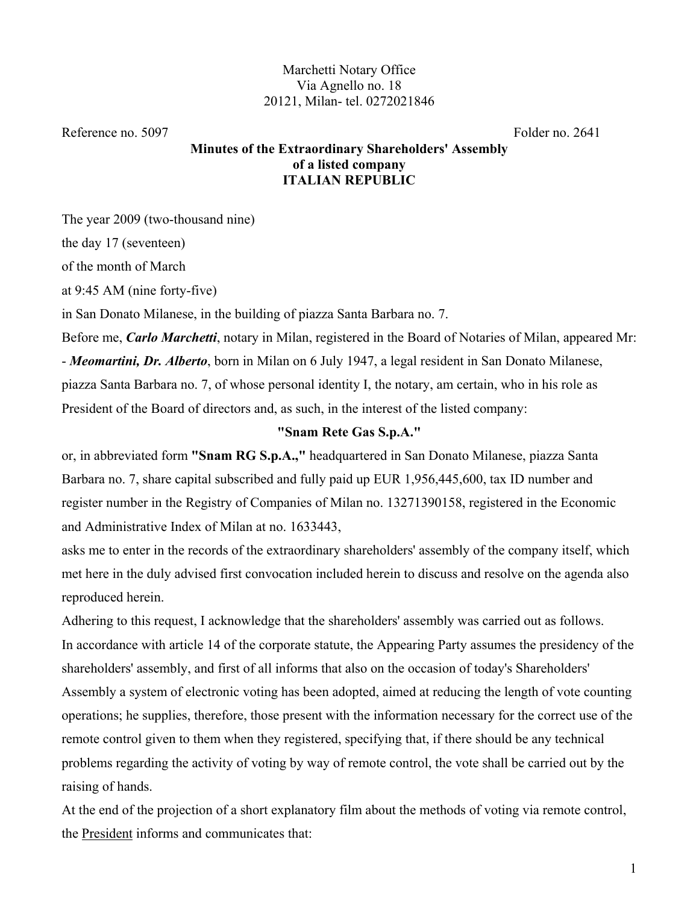Marchetti Notary Office
Via Agnello no. 18
20121, Milan- tel. 0272021846

Reference no. 5097 Folder no. 2641

**Minutes of the Extraordinary Shareholders' Assembly**
**of a listed company**
**ITALIAN REPUBLIC**

The year 2009 (two-thousand nine)

the day 17 (seventeen)

of the month of March

at 9:45 AM (nine forty-five)

in San Donato Milanese, in the building of piazza Santa Barbara no. 7.

Before me, ***Carlo Marchetti***, notary in Milan, registered in the Board of Notaries of Milan, appeared Mr:

- ***Meomartini, Dr. Alberto***, born in Milan on 6 July 1947, a legal resident in San Donato Milanese, piazza Santa Barbara no. 7, of whose personal identity I, the notary, am certain, who in his role as President of the Board of directors and, as such, in the interest of the listed company:

**"Snam Rete Gas S.p.A."**

or, in abbreviated form **"Snam RG S.p.A.,"** headquartered in San Donato Milanese, piazza Santa Barbara no. 7, share capital subscribed and fully paid up EUR 1,956,445,600, tax ID number and register number in the Registry of Companies of Milan no. 13271390158, registered in the Economic and Administrative Index of Milan at no. 1633443,

asks me to enter in the records of the extraordinary shareholders' assembly of the company itself, which met here in the duly advised first convocation included herein to discuss and resolve on the agenda also reproduced herein.

Adhering to this request, I acknowledge that the shareholders' assembly was carried out as follows.

In accordance with article 14 of the corporate statute, the Appearing Party assumes the presidency of the shareholders' assembly, and first of all informs that also on the occasion of today's Shareholders' Assembly a system of electronic voting has been adopted, aimed at reducing the length of vote counting operations; he supplies, therefore, those present with the information necessary for the correct use of the remote control given to them when they registered, specifying that, if there should be any technical problems regarding the activity of voting by way of remote control, the vote shall be carried out by the raising of hands.

At the end of the projection of a short explanatory film about the methods of voting via remote control, the President informs and communicates that: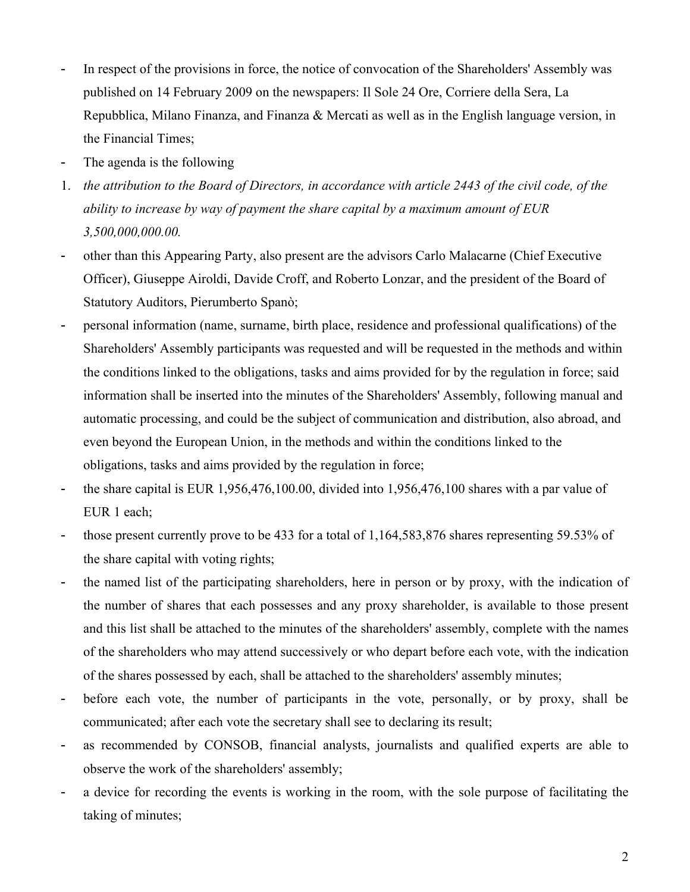- In respect of the provisions in force, the notice of convocation of the Shareholders' Assembly was published on 14 February 2009 on the newspapers: Il Sole 24 Ore, Corriere della Sera, La Repubblica, Milano Finanza, and Finanza & Mercati as well as in the English language version, in the Financial Times;
- The agenda is the following

1. *the attribution to the Board of Directors, in accordance with article 2443 of the civil code, of the ability to increase by way of payment the share capital by a maximum amount of EUR 3,500,000,000.00.*

- other than this Appearing Party, also present are the advisors Carlo Malacarne (Chief Executive Officer), Giuseppe Airoldi, Davide Croff, and Roberto Lonzar, and the president of the Board of Statutory Auditors, Pierumberto Spanò;
- personal information (name, surname, birth place, residence and professional qualifications) of the Shareholders' Assembly participants was requested and will be requested in the methods and within the conditions linked to the obligations, tasks and aims provided for by the regulation in force; said information shall be inserted into the minutes of the Shareholders' Assembly, following manual and automatic processing, and could be the subject of communication and distribution, also abroad, and even beyond the European Union, in the methods and within the conditions linked to the obligations, tasks and aims provided by the regulation in force;
- the share capital is EUR 1,956,476,100.00, divided into 1,956,476,100 shares with a par value of EUR 1 each;
- those present currently prove to be 433 for a total of 1,164,583,876 shares representing 59.53% of the share capital with voting rights;
- the named list of the participating shareholders, here in person or by proxy, with the indication of the number of shares that each possesses and any proxy shareholder, is available to those present and this list shall be attached to the minutes of the shareholders' assembly, complete with the names of the shareholders who may attend successively or who depart before each vote, with the indication of the shares possessed by each, shall be attached to the shareholders' assembly minutes;
- before each vote, the number of participants in the vote, personally, or by proxy, shall be communicated; after each vote the secretary shall see to declaring its result;
- as recommended by CONSOB, financial analysts, journalists and qualified experts are able to observe the work of the shareholders' assembly;
- a device for recording the events is working in the room, with the sole purpose of facilitating the taking of minutes;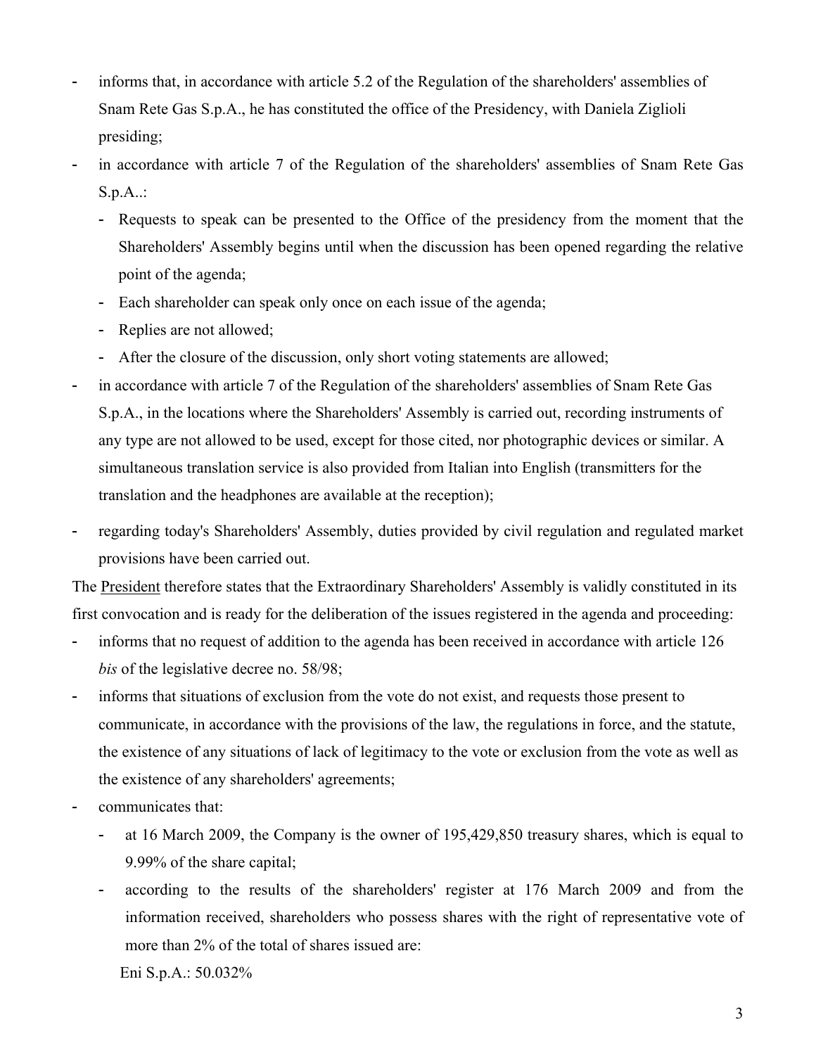- informs that, in accordance with article 5.2 of the Regulation of the shareholders' assemblies of Snam Rete Gas S.p.A., he has constituted the office of the Presidency, with Daniela Ziglioli presiding;
- in accordance with article 7 of the Regulation of the shareholders' assemblies of Snam Rete Gas S.p.A..:
  - Requests to speak can be presented to the Office of the presidency from the moment that the Shareholders' Assembly begins until when the discussion has been opened regarding the relative point of the agenda;
  - Each shareholder can speak only once on each issue of the agenda;
  - Replies are not allowed;
  - After the closure of the discussion, only short voting statements are allowed;
- in accordance with article 7 of the Regulation of the shareholders' assemblies of Snam Rete Gas S.p.A., in the locations where the Shareholders' Assembly is carried out, recording instruments of any type are not allowed to be used, except for those cited, nor photographic devices or similar. A simultaneous translation service is also provided from Italian into English (transmitters for the translation and the headphones are available at the reception);
- regarding today's Shareholders' Assembly, duties provided by civil regulation and regulated market provisions have been carried out.

The President therefore states that the Extraordinary Shareholders' Assembly is validly constituted in its first convocation and is ready for the deliberation of the issues registered in the agenda and proceeding:

- informs that no request of addition to the agenda has been received in accordance with article 126 *bis* of the legislative decree no. 58/98;
- informs that situations of exclusion from the vote do not exist, and requests those present to communicate, in accordance with the provisions of the law, the regulations in force, and the statute, the existence of any situations of lack of legitimacy to the vote or exclusion from the vote as well as the existence of any shareholders' agreements;
- communicates that:
  - at 16 March 2009, the Company is the owner of 195,429,850 treasury shares, which is equal to 9.99% of the share capital;
  - according to the results of the shareholders' register at 176 March 2009 and from the information received, shareholders who possess shares with the right of representative vote of more than 2% of the total of shares issued are:

    Eni S.p.A.: 50.032%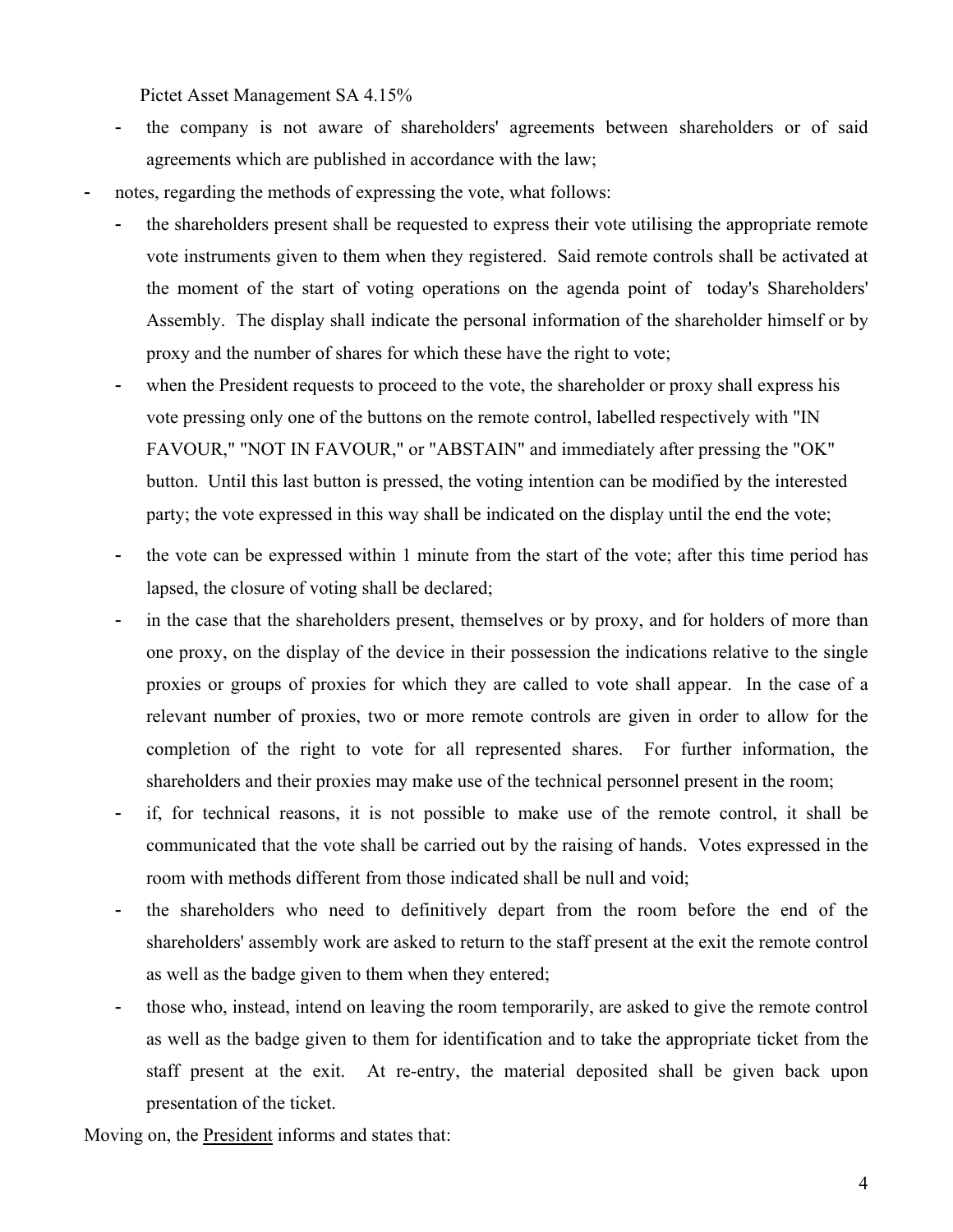Pictet Asset Management SA 4.15%

- the company is not aware of shareholders' agreements between shareholders or of said agreements which are published in accordance with the law;

- notes, regarding the methods of expressing the vote, what follows:
  - the shareholders present shall be requested to express their vote utilising the appropriate remote vote instruments given to them when they registered. Said remote controls shall be activated at the moment of the start of voting operations on the agenda point of today's Shareholders' Assembly. The display shall indicate the personal information of the shareholder himself or by proxy and the number of shares for which these have the right to vote;
  - when the President requests to proceed to the vote, the shareholder or proxy shall express his vote pressing only one of the buttons on the remote control, labelled respectively with "IN FAVOUR," "NOT IN FAVOUR," or "ABSTAIN" and immediately after pressing the "OK" button. Until this last button is pressed, the voting intention can be modified by the interested party; the vote expressed in this way shall be indicated on the display until the end the vote;
  - the vote can be expressed within 1 minute from the start of the vote; after this time period has lapsed, the closure of voting shall be declared;
  - in the case that the shareholders present, themselves or by proxy, and for holders of more than one proxy, on the display of the device in their possession the indications relative to the single proxies or groups of proxies for which they are called to vote shall appear. In the case of a relevant number of proxies, two or more remote controls are given in order to allow for the completion of the right to vote for all represented shares. For further information, the shareholders and their proxies may make use of the technical personnel present in the room;
  - if, for technical reasons, it is not possible to make use of the remote control, it shall be communicated that the vote shall be carried out by the raising of hands. Votes expressed in the room with methods different from those indicated shall be null and void;
  - the shareholders who need to definitively depart from the room before the end of the shareholders' assembly work are asked to return to the staff present at the exit the remote control as well as the badge given to them when they entered;
  - those who, instead, intend on leaving the room temporarily, are asked to give the remote control as well as the badge given to them for identification and to take the appropriate ticket from the staff present at the exit. At re-entry, the material deposited shall be given back upon presentation of the ticket.

Moving on, the President informs and states that: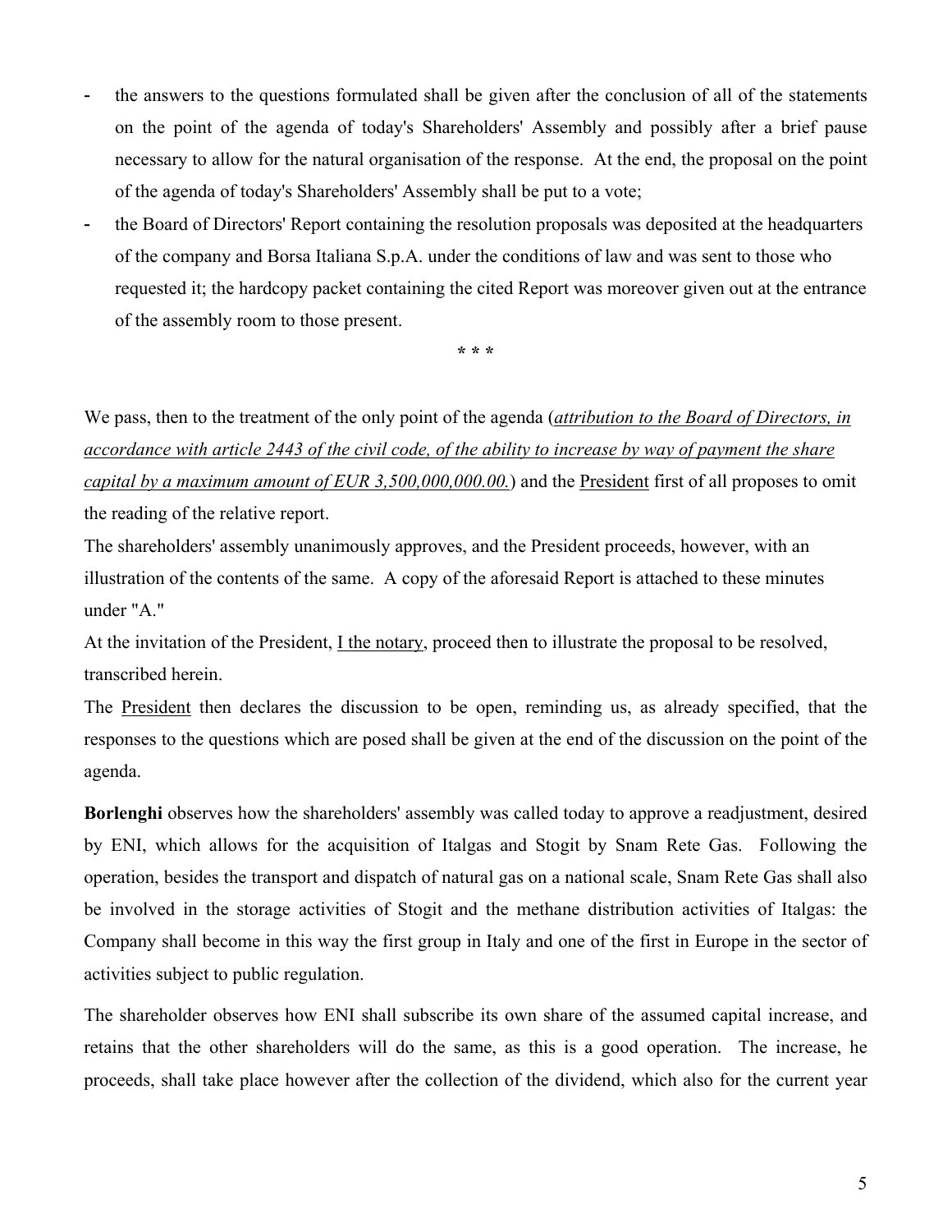- the answers to the questions formulated shall be given after the conclusion of all of the statements on the point of the agenda of today's Shareholders' Assembly and possibly after a brief pause necessary to allow for the natural organisation of the response. At the end, the proposal on the point of the agenda of today's Shareholders' Assembly shall be put to a vote;
- the Board of Directors' Report containing the resolution proposals was deposited at the headquarters of the company and Borsa Italiana S.p.A. under the conditions of law and was sent to those who requested it; the hardcopy packet containing the cited Report was moreover given out at the entrance of the assembly room to those present.

\* \* \*

We pass, then to the treatment of the only point of the agenda (*attribution to the Board of Directors, in accordance with article 2443 of the civil code, of the ability to increase by way of payment the share capital by a maximum amount of EUR 3,500,000,000.00.*) and the President first of all proposes to omit the reading of the relative report.

The shareholders' assembly unanimously approves, and the President proceeds, however, with an illustration of the contents of the same. A copy of the aforesaid Report is attached to these minutes under "A."

At the invitation of the President, I the notary, proceed then to illustrate the proposal to be resolved, transcribed herein.

The President then declares the discussion to be open, reminding us, as already specified, that the responses to the questions which are posed shall be given at the end of the discussion on the point of the agenda.

**Borlenghi** observes how the shareholders' assembly was called today to approve a readjustment, desired by ENI, which allows for the acquisition of Italgas and Stogit by Snam Rete Gas. Following the operation, besides the transport and dispatch of natural gas on a national scale, Snam Rete Gas shall also be involved in the storage activities of Stogit and the methane distribution activities of Italgas: the Company shall become in this way the first group in Italy and one of the first in Europe in the sector of activities subject to public regulation.

The shareholder observes how ENI shall subscribe its own share of the assumed capital increase, and retains that the other shareholders will do the same, as this is a good operation. The increase, he proceeds, shall take place however after the collection of the dividend, which also for the current year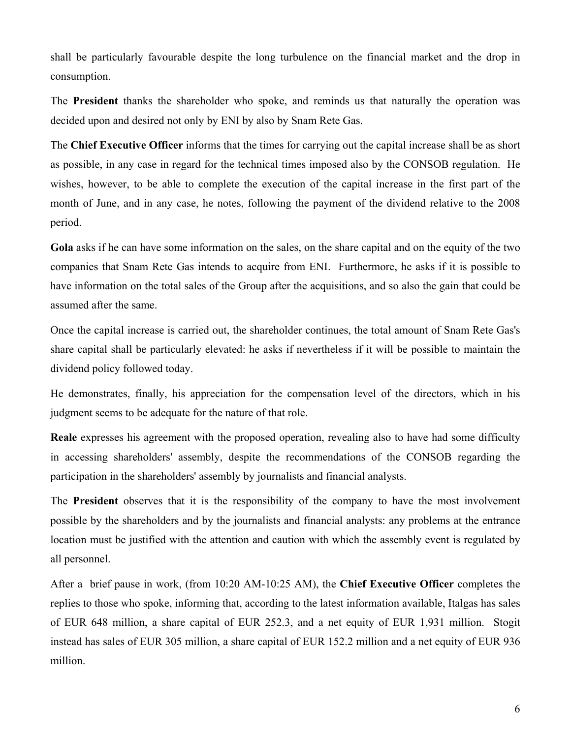shall be particularly favourable despite the long turbulence on the financial market and the drop in consumption.

The **President** thanks the shareholder who spoke, and reminds us that naturally the operation was decided upon and desired not only by ENI by also by Snam Rete Gas.

The **Chief Executive Officer** informs that the times for carrying out the capital increase shall be as short as possible, in any case in regard for the technical times imposed also by the CONSOB regulation. He wishes, however, to be able to complete the execution of the capital increase in the first part of the month of June, and in any case, he notes, following the payment of the dividend relative to the 2008 period.

**Gola** asks if he can have some information on the sales, on the share capital and on the equity of the two companies that Snam Rete Gas intends to acquire from ENI. Furthermore, he asks if it is possible to have information on the total sales of the Group after the acquisitions, and so also the gain that could be assumed after the same.

Once the capital increase is carried out, the shareholder continues, the total amount of Snam Rete Gas's share capital shall be particularly elevated: he asks if nevertheless if it will be possible to maintain the dividend policy followed today.

He demonstrates, finally, his appreciation for the compensation level of the directors, which in his judgment seems to be adequate for the nature of that role.

**Reale** expresses his agreement with the proposed operation, revealing also to have had some difficulty in accessing shareholders' assembly, despite the recommendations of the CONSOB regarding the participation in the shareholders' assembly by journalists and financial analysts.

The **President** observes that it is the responsibility of the company to have the most involvement possible by the shareholders and by the journalists and financial analysts: any problems at the entrance location must be justified with the attention and caution with which the assembly event is regulated by all personnel.

After a brief pause in work, (from 10:20 AM-10:25 AM), the **Chief Executive Officer** completes the replies to those who spoke, informing that, according to the latest information available, Italgas has sales of EUR 648 million, a share capital of EUR 252.3, and a net equity of EUR 1,931 million. Stogit instead has sales of EUR 305 million, a share capital of EUR 152.2 million and a net equity of EUR 936 million.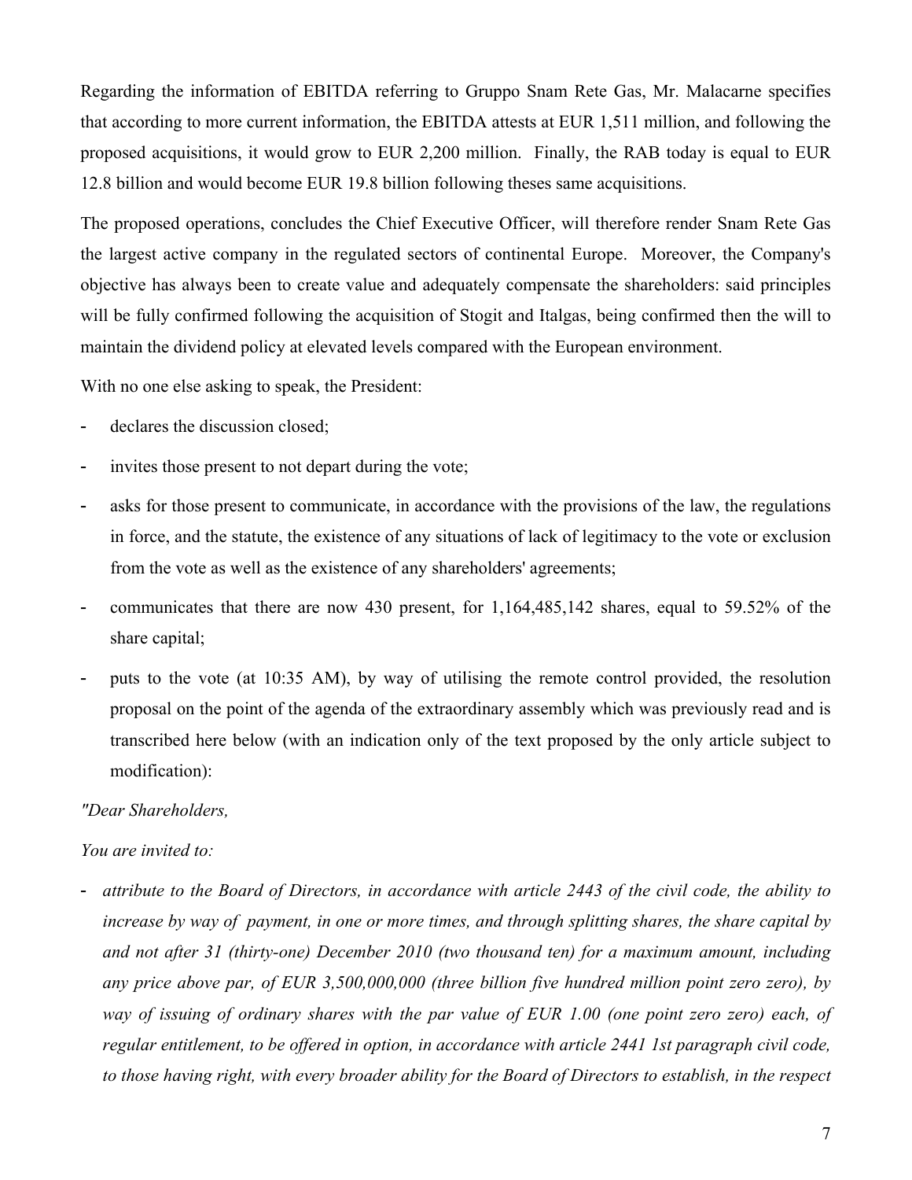Regarding the information of EBITDA referring to Gruppo Snam Rete Gas, Mr. Malacarne specifies that according to more current information, the EBITDA attests at EUR 1,511 million, and following the proposed acquisitions, it would grow to EUR 2,200 million. Finally, the RAB today is equal to EUR 12.8 billion and would become EUR 19.8 billion following theses same acquisitions.

The proposed operations, concludes the Chief Executive Officer, will therefore render Snam Rete Gas the largest active company in the regulated sectors of continental Europe. Moreover, the Company's objective has always been to create value and adequately compensate the shareholders: said principles will be fully confirmed following the acquisition of Stogit and Italgas, being confirmed then the will to maintain the dividend policy at elevated levels compared with the European environment.

With no one else asking to speak, the President:

- declares the discussion closed;
- invites those present to not depart during the vote;
- asks for those present to communicate, in accordance with the provisions of the law, the regulations in force, and the statute, the existence of any situations of lack of legitimacy to the vote or exclusion from the vote as well as the existence of any shareholders' agreements;
- communicates that there are now 430 present, for 1,164,485,142 shares, equal to 59.52% of the share capital;
- puts to the vote (at 10:35 AM), by way of utilising the remote control provided, the resolution proposal on the point of the agenda of the extraordinary assembly which was previously read and is transcribed here below (with an indication only of the text proposed by the only article subject to modification):

*"Dear Shareholders,*

*You are invited to:*

- *attribute to the Board of Directors, in accordance with article 2443 of the civil code, the ability to increase by way of payment, in one or more times, and through splitting shares, the share capital by and not after 31 (thirty-one) December 2010 (two thousand ten) for a maximum amount, including any price above par, of EUR 3,500,000,000 (three billion five hundred million point zero zero), by way of issuing of ordinary shares with the par value of EUR 1.00 (one point zero zero) each, of regular entitlement, to be offered in option, in accordance with article 2441 1st paragraph civil code, to those having right, with every broader ability for the Board of Directors to establish, in the respect*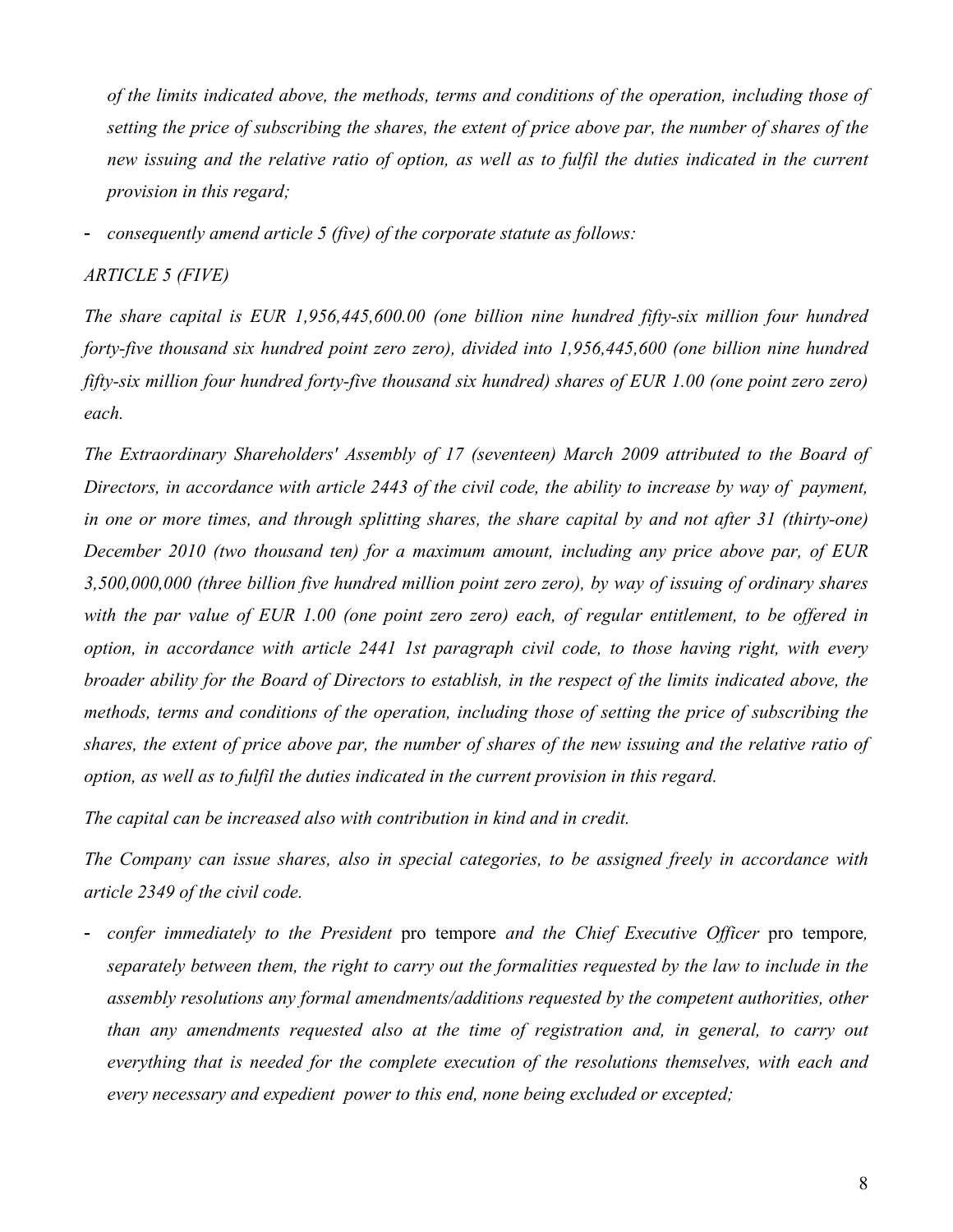*of the limits indicated above, the methods, terms and conditions of the operation, including those of setting the price of subscribing the shares, the extent of price above par, the number of shares of the new issuing and the relative ratio of option, as well as to fulfil the duties indicated in the current provision in this regard;*

- *consequently amend article 5 (five) of the corporate statute as follows:*

*ARTICLE 5 (FIVE)*

*The share capital is EUR 1,956,445,600.00 (one billion nine hundred fifty-six million four hundred forty-five thousand six hundred point zero zero), divided into 1,956,445,600 (one billion nine hundred fifty-six million four hundred forty-five thousand six hundred) shares of EUR 1.00 (one point zero zero) each.*

*The Extraordinary Shareholders' Assembly of 17 (seventeen) March 2009 attributed to the Board of Directors, in accordance with article 2443 of the civil code, the ability to increase by way of payment, in one or more times, and through splitting shares, the share capital by and not after 31 (thirty-one) December 2010 (two thousand ten) for a maximum amount, including any price above par, of EUR 3,500,000,000 (three billion five hundred million point zero zero), by way of issuing of ordinary shares with the par value of EUR 1.00 (one point zero zero) each, of regular entitlement, to be offered in option, in accordance with article 2441 1st paragraph civil code, to those having right, with every broader ability for the Board of Directors to establish, in the respect of the limits indicated above, the methods, terms and conditions of the operation, including those of setting the price of subscribing the shares, the extent of price above par, the number of shares of the new issuing and the relative ratio of option, as well as to fulfil the duties indicated in the current provision in this regard.*

*The capital can be increased also with contribution in kind and in credit.*

*The Company can issue shares, also in special categories, to be assigned freely in accordance with article 2349 of the civil code.*

- *confer immediately to the President* pro tempore *and the Chief Executive Officer* pro tempore*, separately between them, the right to carry out the formalities requested by the law to include in the assembly resolutions any formal amendments/additions requested by the competent authorities, other than any amendments requested also at the time of registration and, in general, to carry out everything that is needed for the complete execution of the resolutions themselves, with each and every necessary and expedient power to this end, none being excluded or excepted;*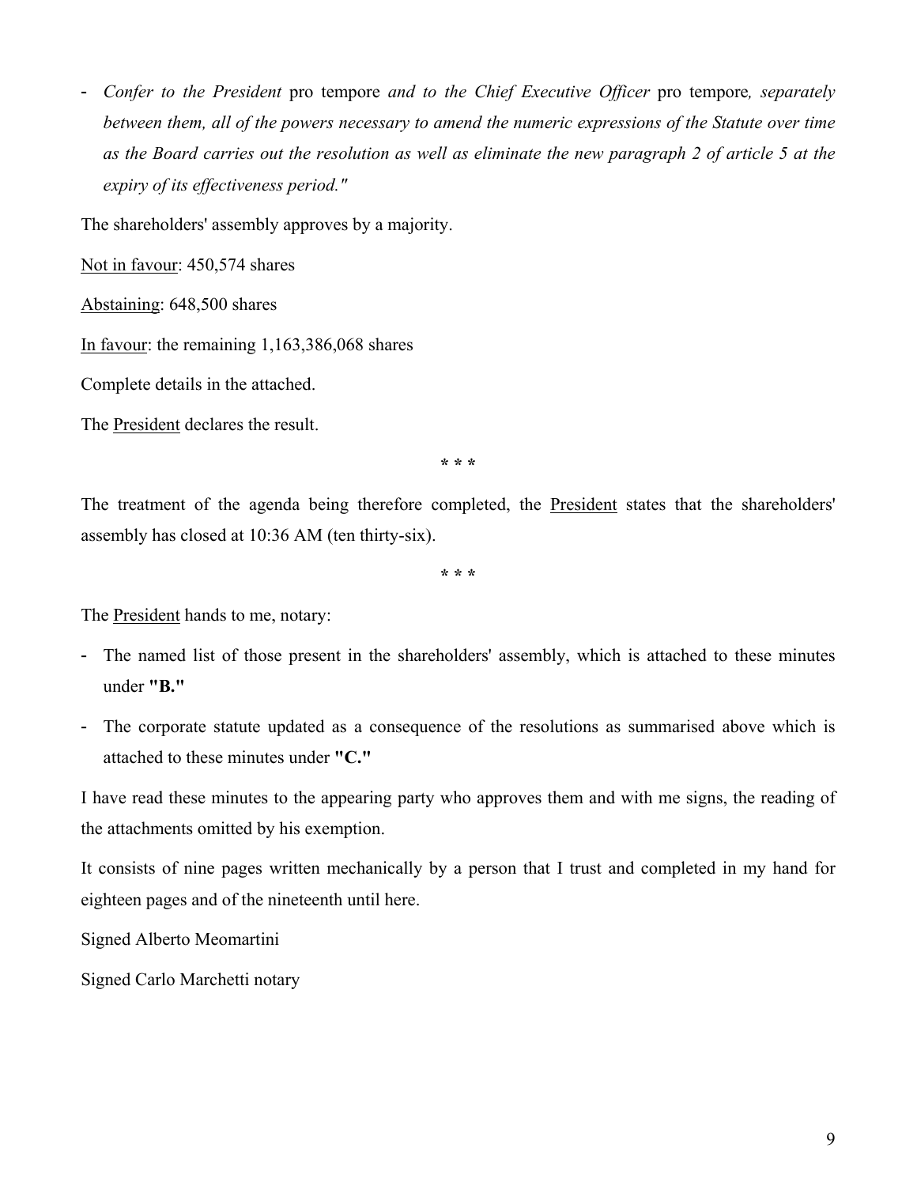- *Confer to the President* pro tempore *and to the Chief Executive Officer* pro tempore*, separately between them, all of the powers necessary to amend the numeric expressions of the Statute over time as the Board carries out the resolution as well as eliminate the new paragraph 2 of article 5 at the expiry of its effectiveness period."*

The shareholders' assembly approves by a majority.

Not in favour: 450,574 shares

Abstaining: 648,500 shares

In favour: the remaining 1,163,386,068 shares

Complete details in the attached.

The President declares the result.

\* \* \*

The treatment of the agenda being therefore completed, the President states that the shareholders' assembly has closed at 10:36 AM (ten thirty-six).

\* \* \*

The President hands to me, notary:

- The named list of those present in the shareholders' assembly, which is attached to these minutes under **"B."**
- The corporate statute updated as a consequence of the resolutions as summarised above which is attached to these minutes under **"C."**

I have read these minutes to the appearing party who approves them and with me signs, the reading of the attachments omitted by his exemption.

It consists of nine pages written mechanically by a person that I trust and completed in my hand for eighteen pages and of the nineteenth until here.

Signed Alberto Meomartini

Signed Carlo Marchetti notary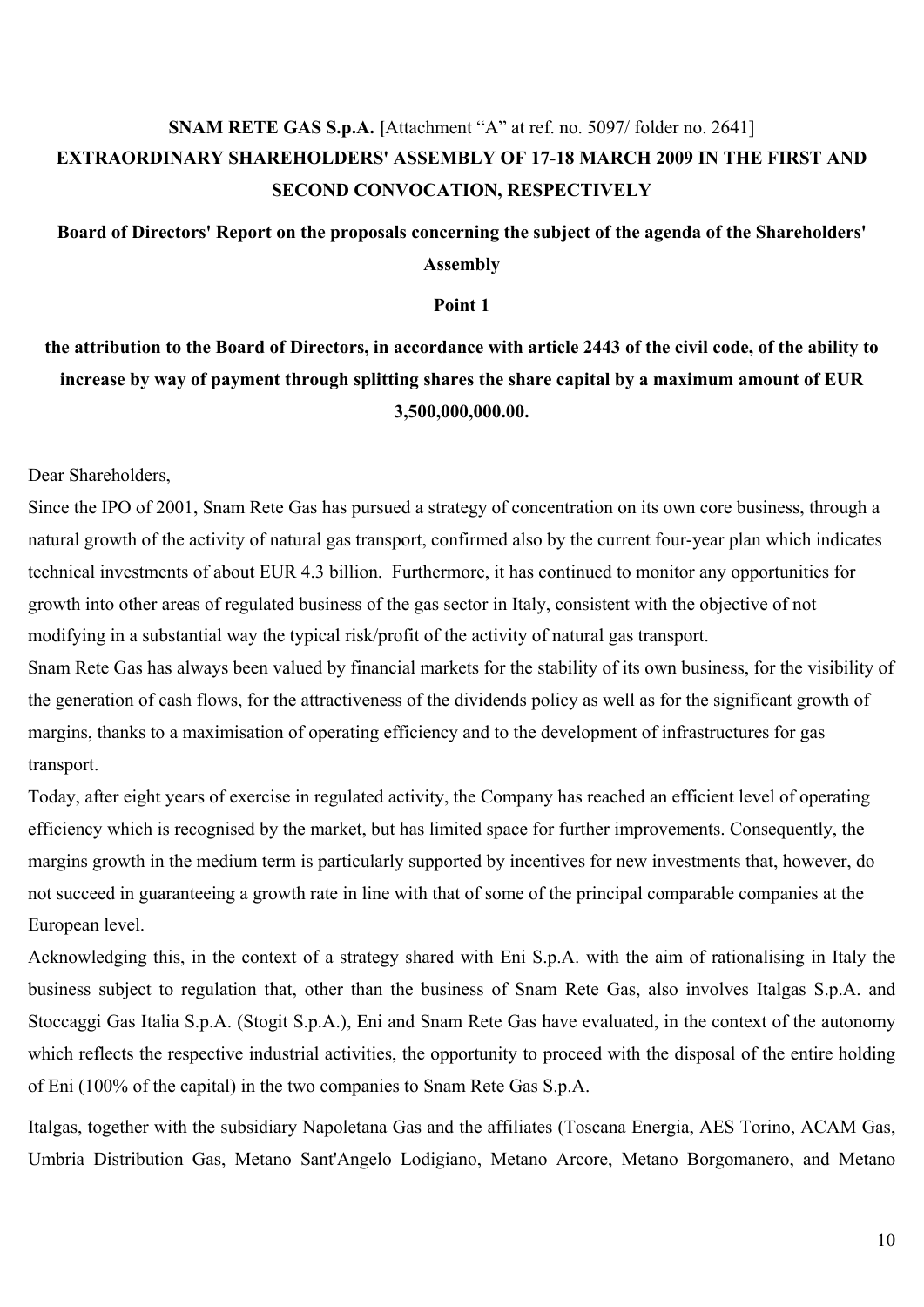**SNAM RETE GAS S.p.A. [**Attachment "A" at ref. no. 5097/ folder no. 2641]

**EXTRAORDINARY SHAREHOLDERS' ASSEMBLY OF 17-18 MARCH 2009 IN THE FIRST AND SECOND CONVOCATION, RESPECTIVELY**

**Board of Directors' Report on the proposals concerning the subject of the agenda of the Shareholders' Assembly**

**Point 1**

**the attribution to the Board of Directors, in accordance with article 2443 of the civil code, of the ability to increase by way of payment through splitting shares the share capital by a maximum amount of EUR 3,500,000,000.00.**

Dear Shareholders,

Since the IPO of 2001, Snam Rete Gas has pursued a strategy of concentration on its own core business, through a natural growth of the activity of natural gas transport, confirmed also by the current four-year plan which indicates technical investments of about EUR 4.3 billion. Furthermore, it has continued to monitor any opportunities for growth into other areas of regulated business of the gas sector in Italy, consistent with the objective of not modifying in a substantial way the typical risk/profit of the activity of natural gas transport.

Snam Rete Gas has always been valued by financial markets for the stability of its own business, for the visibility of the generation of cash flows, for the attractiveness of the dividends policy as well as for the significant growth of margins, thanks to a maximisation of operating efficiency and to the development of infrastructures for gas transport.

Today, after eight years of exercise in regulated activity, the Company has reached an efficient level of operating efficiency which is recognised by the market, but has limited space for further improvements. Consequently, the margins growth in the medium term is particularly supported by incentives for new investments that, however, do not succeed in guaranteeing a growth rate in line with that of some of the principal comparable companies at the European level.

Acknowledging this, in the context of a strategy shared with Eni S.p.A. with the aim of rationalising in Italy the business subject to regulation that, other than the business of Snam Rete Gas, also involves Italgas S.p.A. and Stoccaggi Gas Italia S.p.A. (Stogit S.p.A.), Eni and Snam Rete Gas have evaluated, in the context of the autonomy which reflects the respective industrial activities, the opportunity to proceed with the disposal of the entire holding of Eni (100% of the capital) in the two companies to Snam Rete Gas S.p.A.

Italgas, together with the subsidiary Napoletana Gas and the affiliates (Toscana Energia, AES Torino, ACAM Gas, Umbria Distribution Gas, Metano Sant'Angelo Lodigiano, Metano Arcore, Metano Borgomanero, and Metano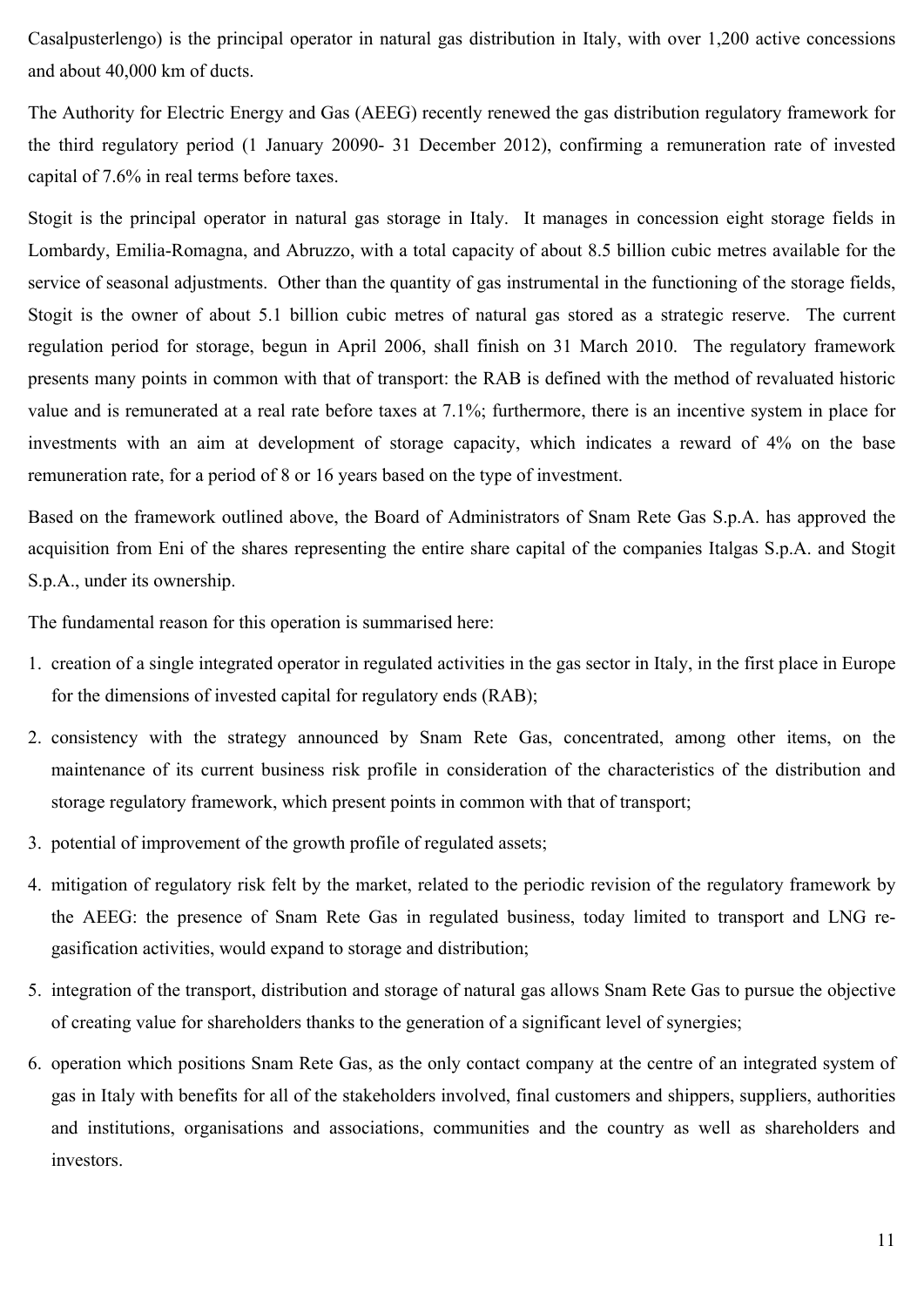Casalpusterlengo) is the principal operator in natural gas distribution in Italy, with over 1,200 active concessions and about 40,000 km of ducts.

The Authority for Electric Energy and Gas (AEEG) recently renewed the gas distribution regulatory framework for the third regulatory period (1 January 20090- 31 December 2012), confirming a remuneration rate of invested capital of 7.6% in real terms before taxes.

Stogit is the principal operator in natural gas storage in Italy. It manages in concession eight storage fields in Lombardy, Emilia-Romagna, and Abruzzo, with a total capacity of about 8.5 billion cubic metres available for the service of seasonal adjustments. Other than the quantity of gas instrumental in the functioning of the storage fields, Stogit is the owner of about 5.1 billion cubic metres of natural gas stored as a strategic reserve. The current regulation period for storage, begun in April 2006, shall finish on 31 March 2010. The regulatory framework presents many points in common with that of transport: the RAB is defined with the method of revaluated historic value and is remunerated at a real rate before taxes at 7.1%; furthermore, there is an incentive system in place for investments with an aim at development of storage capacity, which indicates a reward of 4% on the base remuneration rate, for a period of 8 or 16 years based on the type of investment.

Based on the framework outlined above, the Board of Administrators of Snam Rete Gas S.p.A. has approved the acquisition from Eni of the shares representing the entire share capital of the companies Italgas S.p.A. and Stogit S.p.A., under its ownership.

The fundamental reason for this operation is summarised here:

1. creation of a single integrated operator in regulated activities in the gas sector in Italy, in the first place in Europe for the dimensions of invested capital for regulatory ends (RAB);
2. consistency with the strategy announced by Snam Rete Gas, concentrated, among other items, on the maintenance of its current business risk profile in consideration of the characteristics of the distribution and storage regulatory framework, which present points in common with that of transport;
3. potential of improvement of the growth profile of regulated assets;
4. mitigation of regulatory risk felt by the market, related to the periodic revision of the regulatory framework by the AEEG: the presence of Snam Rete Gas in regulated business, today limited to transport and LNG re-gasification activities, would expand to storage and distribution;
5. integration of the transport, distribution and storage of natural gas allows Snam Rete Gas to pursue the objective of creating value for shareholders thanks to the generation of a significant level of synergies;
6. operation which positions Snam Rete Gas, as the only contact company at the centre of an integrated system of gas in Italy with benefits for all of the stakeholders involved, final customers and shippers, suppliers, authorities and institutions, organisations and associations, communities and the country as well as shareholders and investors.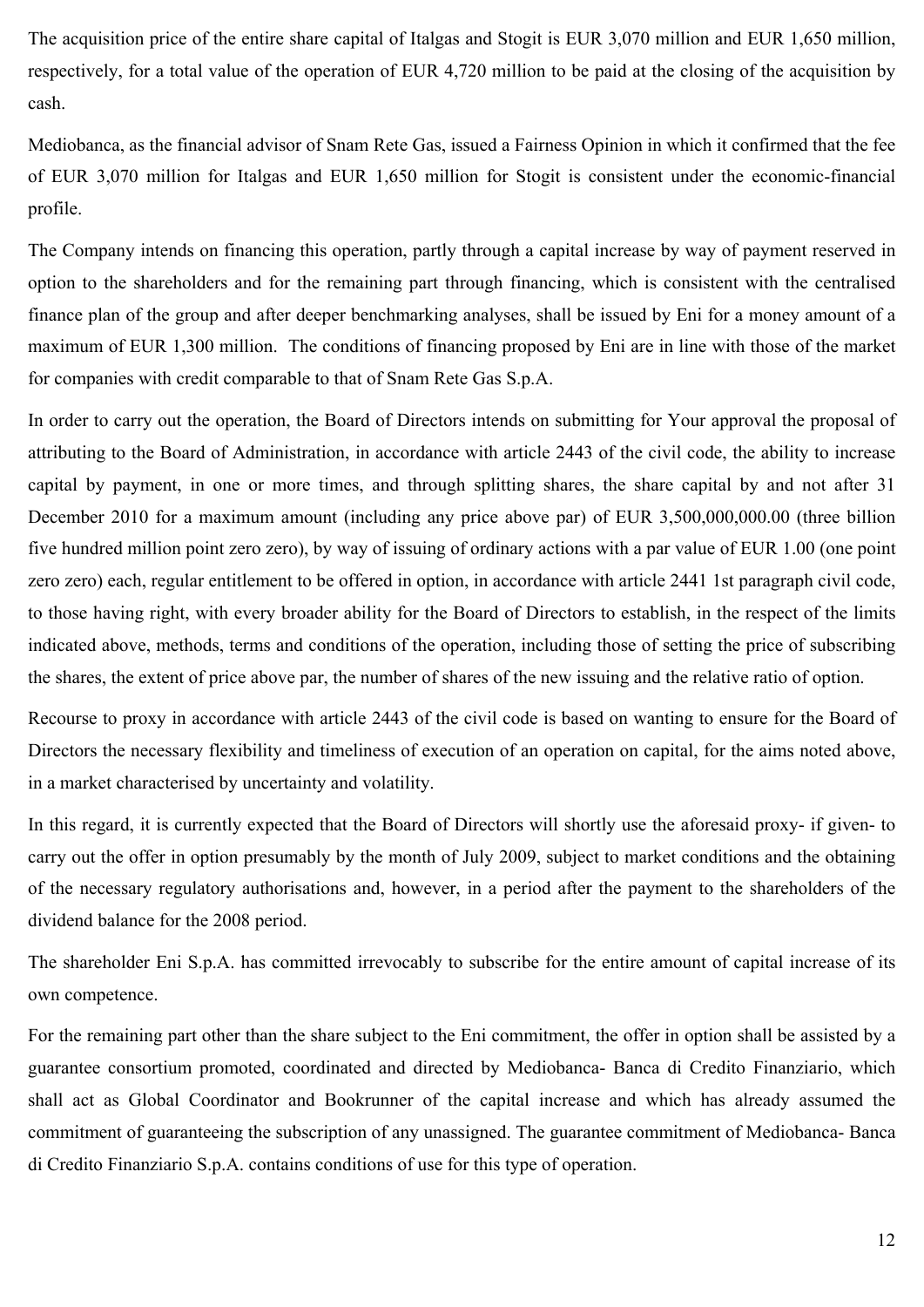The acquisition price of the entire share capital of Italgas and Stogit is EUR 3,070 million and EUR 1,650 million, respectively, for a total value of the operation of EUR 4,720 million to be paid at the closing of the acquisition by cash.

Mediobanca, as the financial advisor of Snam Rete Gas, issued a Fairness Opinion in which it confirmed that the fee of EUR 3,070 million for Italgas and EUR 1,650 million for Stogit is consistent under the economic-financial profile.

The Company intends on financing this operation, partly through a capital increase by way of payment reserved in option to the shareholders and for the remaining part through financing, which is consistent with the centralised finance plan of the group and after deeper benchmarking analyses, shall be issued by Eni for a money amount of a maximum of EUR 1,300 million. The conditions of financing proposed by Eni are in line with those of the market for companies with credit comparable to that of Snam Rete Gas S.p.A.

In order to carry out the operation, the Board of Directors intends on submitting for Your approval the proposal of attributing to the Board of Administration, in accordance with article 2443 of the civil code, the ability to increase capital by payment, in one or more times, and through splitting shares, the share capital by and not after 31 December 2010 for a maximum amount (including any price above par) of EUR 3,500,000,000.00 (three billion five hundred million point zero zero), by way of issuing of ordinary actions with a par value of EUR 1.00 (one point zero zero) each, regular entitlement to be offered in option, in accordance with article 2441 1st paragraph civil code, to those having right, with every broader ability for the Board of Directors to establish, in the respect of the limits indicated above, methods, terms and conditions of the operation, including those of setting the price of subscribing the shares, the extent of price above par, the number of shares of the new issuing and the relative ratio of option.

Recourse to proxy in accordance with article 2443 of the civil code is based on wanting to ensure for the Board of Directors the necessary flexibility and timeliness of execution of an operation on capital, for the aims noted above, in a market characterised by uncertainty and volatility.

In this regard, it is currently expected that the Board of Directors will shortly use the aforesaid proxy- if given- to carry out the offer in option presumably by the month of July 2009, subject to market conditions and the obtaining of the necessary regulatory authorisations and, however, in a period after the payment to the shareholders of the dividend balance for the 2008 period.

The shareholder Eni S.p.A. has committed irrevocably to subscribe for the entire amount of capital increase of its own competence.

For the remaining part other than the share subject to the Eni commitment, the offer in option shall be assisted by a guarantee consortium promoted, coordinated and directed by Mediobanca- Banca di Credito Finanziario, which shall act as Global Coordinator and Bookrunner of the capital increase and which has already assumed the commitment of guaranteeing the subscription of any unassigned. The guarantee commitment of Mediobanca- Banca di Credito Finanziario S.p.A. contains conditions of use for this type of operation.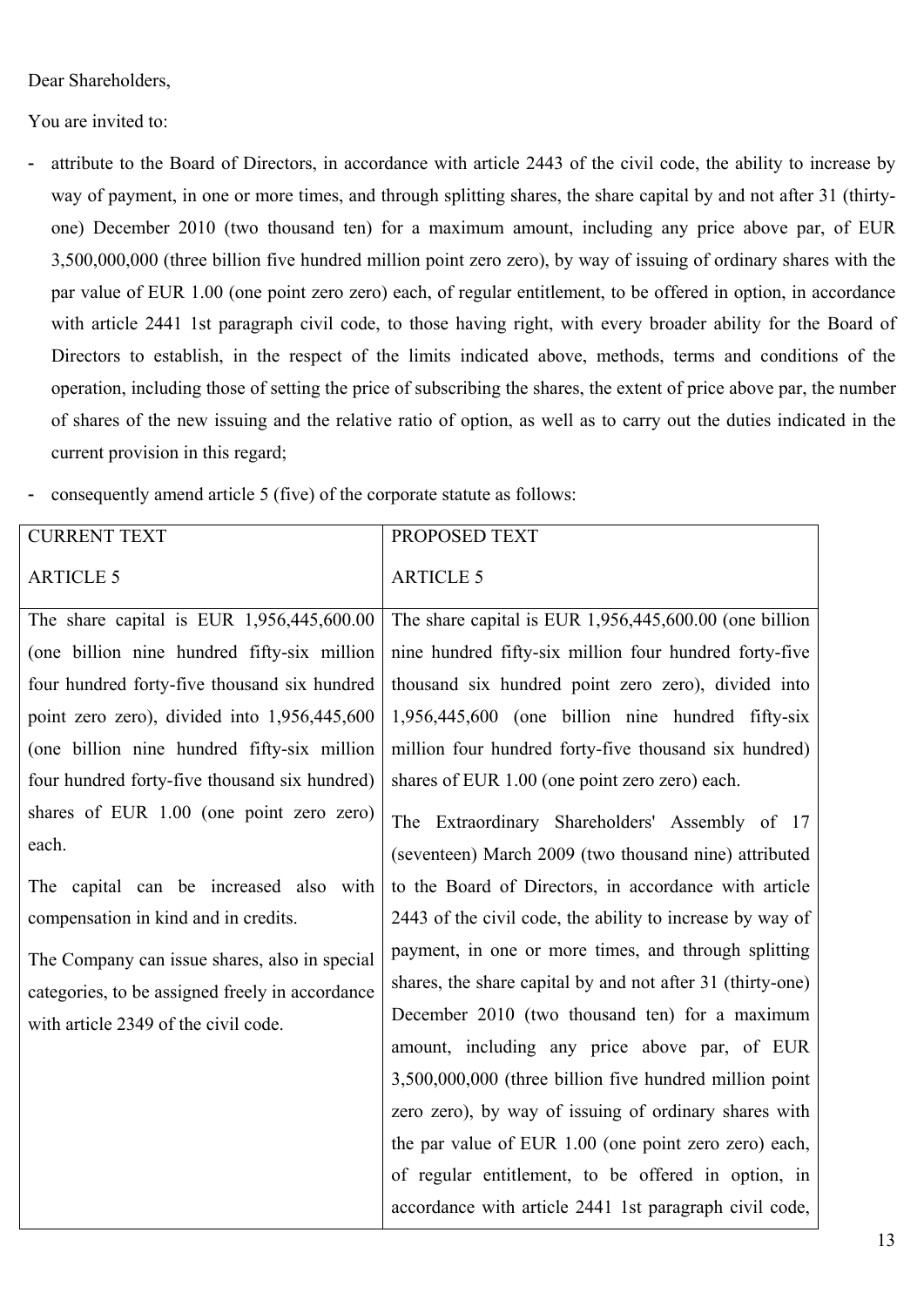Dear Shareholders,

You are invited to:

- attribute to the Board of Directors, in accordance with article 2443 of the civil code, the ability to increase by way of payment, in one or more times, and through splitting shares, the share capital by and not after 31 (thirty-one) December 2010 (two thousand ten) for a maximum amount, including any price above par, of EUR 3,500,000,000 (three billion five hundred million point zero zero), by way of issuing of ordinary shares with the par value of EUR 1.00 (one point zero zero) each, of regular entitlement, to be offered in option, in accordance with article 2441 1st paragraph civil code, to those having right, with every broader ability for the Board of Directors to establish, in the respect of the limits indicated above, methods, terms and conditions of the operation, including those of setting the price of subscribing the shares, the extent of price above par, the number of shares of the new issuing and the relative ratio of option, as well as to carry out the duties indicated in the current provision in this regard;
- consequently amend article 5 (five) of the corporate statute as follows:

| CURRENT TEXT<br>ARTICLE 5 | PROPOSED TEXT<br>ARTICLE 5 |
|---|---|
| The share capital is EUR 1,956,445,600.00 (one billion nine hundred fifty-six million four hundred forty-five thousand six hundred point zero zero), divided into 1,956,445,600 (one billion nine hundred fifty-six million four hundred forty-five thousand six hundred) shares of EUR 1.00 (one point zero zero) each.<br>The capital can be increased also with compensation in kind and in credits.<br>The Company can issue shares, also in special categories, to be assigned freely in accordance with article 2349 of the civil code. | The share capital is EUR 1,956,445,600.00 (one billion nine hundred fifty-six million four hundred forty-five thousand six hundred point zero zero), divided into 1,956,445,600 (one billion nine hundred fifty-six million four hundred forty-five thousand six hundred) shares of EUR 1.00 (one point zero zero) each.<br>The Extraordinary Shareholders' Assembly of 17 (seventeen) March 2009 (two thousand nine) attributed to the Board of Directors, in accordance with article 2443 of the civil code, the ability to increase by way of payment, in one or more times, and through splitting shares, the share capital by and not after 31 (thirty-one) December 2010 (two thousand ten) for a maximum amount, including any price above par, of EUR 3,500,000,000 (three billion five hundred million point zero zero), by way of issuing of ordinary shares with the par value of EUR 1.00 (one point zero zero) each, of regular entitlement, to be offered in option, in accordance with article 2441 1st paragraph civil code, |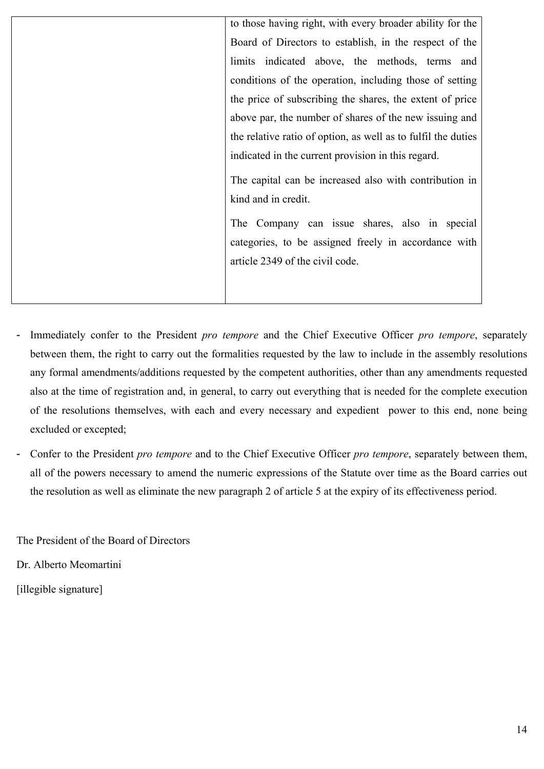| | |
|---|---|
| | to those having right, with every broader ability for the Board of Directors to establish, in the respect of the limits indicated above, the methods, terms and conditions of the operation, including those of setting the price of subscribing the shares, the extent of price above par, the number of shares of the new issuing and the relative ratio of option, as well as to fulfil the duties indicated in the current provision in this regard.<br><br>The capital can be increased also with contribution in kind and in credit.<br><br>The Company can issue shares, also in special categories, to be assigned freely in accordance with article 2349 of the civil code. |

- Immediately confer to the President *pro tempore* and the Chief Executive Officer *pro tempore*, separately between them, the right to carry out the formalities requested by the law to include in the assembly resolutions any formal amendments/additions requested by the competent authorities, other than any amendments requested also at the time of registration and, in general, to carry out everything that is needed for the complete execution of the resolutions themselves, with each and every necessary and expedient power to this end, none being excluded or excepted;
- Confer to the President *pro tempore* and to the Chief Executive Officer *pro tempore*, separately between them, all of the powers necessary to amend the numeric expressions of the Statute over time as the Board carries out the resolution as well as eliminate the new paragraph 2 of article 5 at the expiry of its effectiveness period.

The President of the Board of Directors

Dr. Alberto Meomartini

[illegible signature]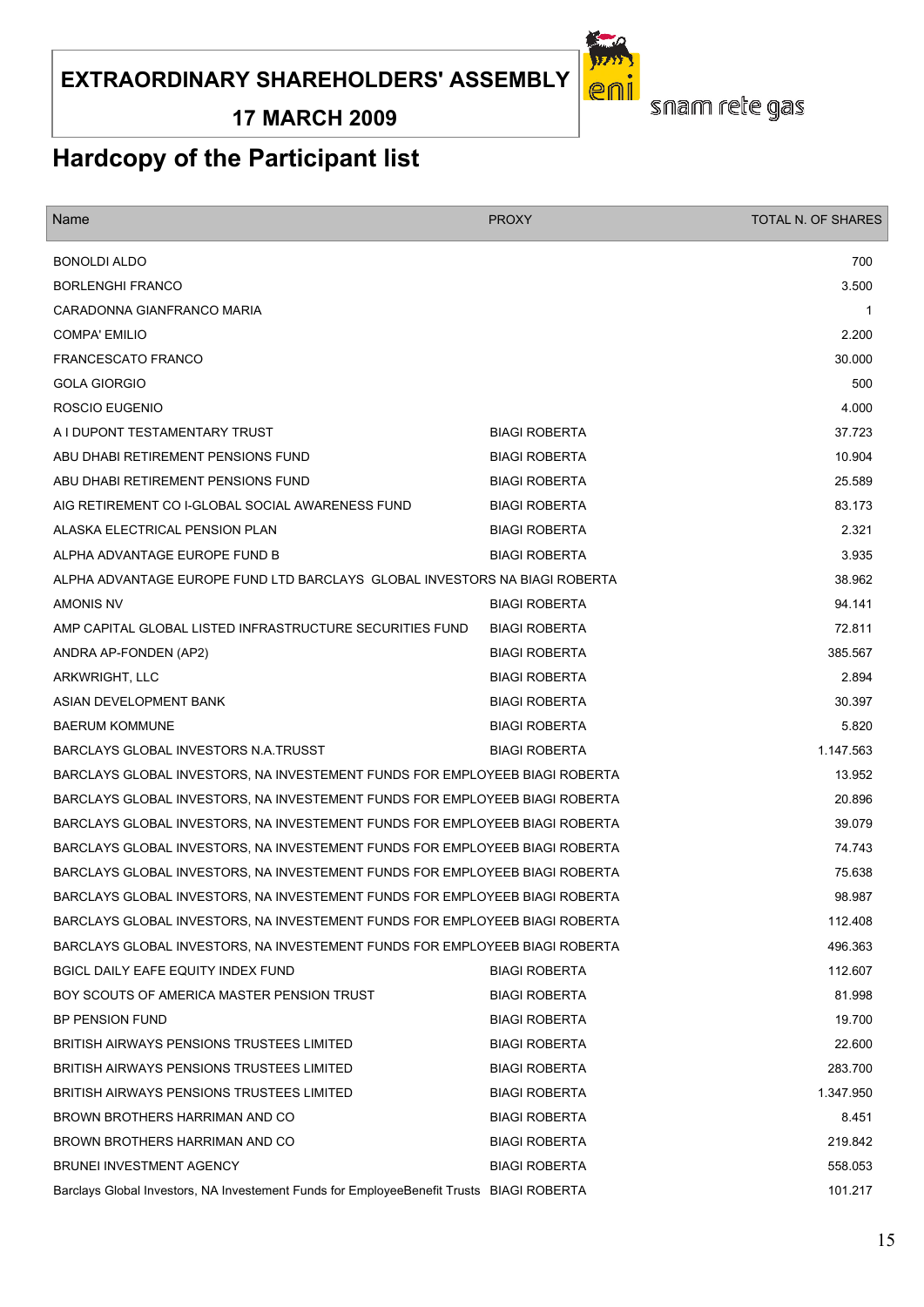**EXTRAORDINARY SHAREHOLDERS' ASSEMBLY**

**17 MARCH 2009**

snam rete gas

## Hardcopy of the Participant list

| Name | PROXY | TOTAL N. OF SHARES |
|---|---|---|
| BONOLDI ALDO | | 700 |
| BORLENGHI FRANCO | | 3.500 |
| CARADONNA GIANFRANCO MARIA | | 1 |
| COMPA' EMILIO | | 2.200 |
| FRANCESCATO FRANCO | | 30.000 |
| GOLA GIORGIO | | 500 |
| ROSCIO EUGENIO | | 4.000 |
| A I DUPONT TESTAMENTARY TRUST | BIAGI ROBERTA | 37.723 |
| ABU DHABI RETIREMENT PENSIONS FUND | BIAGI ROBERTA | 10.904 |
| ABU DHABI RETIREMENT PENSIONS FUND | BIAGI ROBERTA | 25.589 |
| AIG RETIREMENT CO I-GLOBAL SOCIAL AWARENESS FUND | BIAGI ROBERTA | 83.173 |
| ALASKA ELECTRICAL PENSION PLAN | BIAGI ROBERTA | 2.321 |
| ALPHA ADVANTAGE EUROPE FUND B | BIAGI ROBERTA | 3.935 |
| ALPHA ADVANTAGE EUROPE FUND LTD BARCLAYS GLOBAL INVESTORS NA | BIAGI ROBERTA | 38.962 |
| AMONIS NV | BIAGI ROBERTA | 94.141 |
| AMP CAPITAL GLOBAL LISTED INFRASTRUCTURE SECURITIES FUND | BIAGI ROBERTA | 72.811 |
| ANDRA AP-FONDEN (AP2) | BIAGI ROBERTA | 385.567 |
| ARKWRIGHT, LLC | BIAGI ROBERTA | 2.894 |
| ASIAN DEVELOPMENT BANK | BIAGI ROBERTA | 30.397 |
| BAERUM KOMMUNE | BIAGI ROBERTA | 5.820 |
| BARCLAYS GLOBAL INVESTORS N.A.TRUSST | BIAGI ROBERTA | 1.147.563 |
| BARCLAYS GLOBAL INVESTORS, NA INVESTEMENT FUNDS FOR EMPLOYEEB | BIAGI ROBERTA | 13.952 |
| BARCLAYS GLOBAL INVESTORS, NA INVESTEMENT FUNDS FOR EMPLOYEEB | BIAGI ROBERTA | 20.896 |
| BARCLAYS GLOBAL INVESTORS, NA INVESTEMENT FUNDS FOR EMPLOYEEB | BIAGI ROBERTA | 39.079 |
| BARCLAYS GLOBAL INVESTORS, NA INVESTEMENT FUNDS FOR EMPLOYEEB | BIAGI ROBERTA | 74.743 |
| BARCLAYS GLOBAL INVESTORS, NA INVESTEMENT FUNDS FOR EMPLOYEEB | BIAGI ROBERTA | 75.638 |
| BARCLAYS GLOBAL INVESTORS, NA INVESTEMENT FUNDS FOR EMPLOYEEB | BIAGI ROBERTA | 98.987 |
| BARCLAYS GLOBAL INVESTORS, NA INVESTEMENT FUNDS FOR EMPLOYEEB | BIAGI ROBERTA | 112.408 |
| BARCLAYS GLOBAL INVESTORS, NA INVESTEMENT FUNDS FOR EMPLOYEEB | BIAGI ROBERTA | 496.363 |
| BGICL DAILY EAFE EQUITY INDEX FUND | BIAGI ROBERTA | 112.607 |
| BOY SCOUTS OF AMERICA MASTER PENSION TRUST | BIAGI ROBERTA | 81.998 |
| BP PENSION FUND | BIAGI ROBERTA | 19.700 |
| BRITISH AIRWAYS PENSIONS TRUSTEES LIMITED | BIAGI ROBERTA | 22.600 |
| BRITISH AIRWAYS PENSIONS TRUSTEES LIMITED | BIAGI ROBERTA | 283.700 |
| BRITISH AIRWAYS PENSIONS TRUSTEES LIMITED | BIAGI ROBERTA | 1.347.950 |
| BROWN BROTHERS HARRIMAN AND CO | BIAGI ROBERTA | 8.451 |
| BROWN BROTHERS HARRIMAN AND CO | BIAGI ROBERTA | 219.842 |
| BRUNEI INVESTMENT AGENCY | BIAGI ROBERTA | 558.053 |
| Barclays Global Investors, NA Investement Funds for EmployeeBenefit Trusts | BIAGI ROBERTA | 101.217 |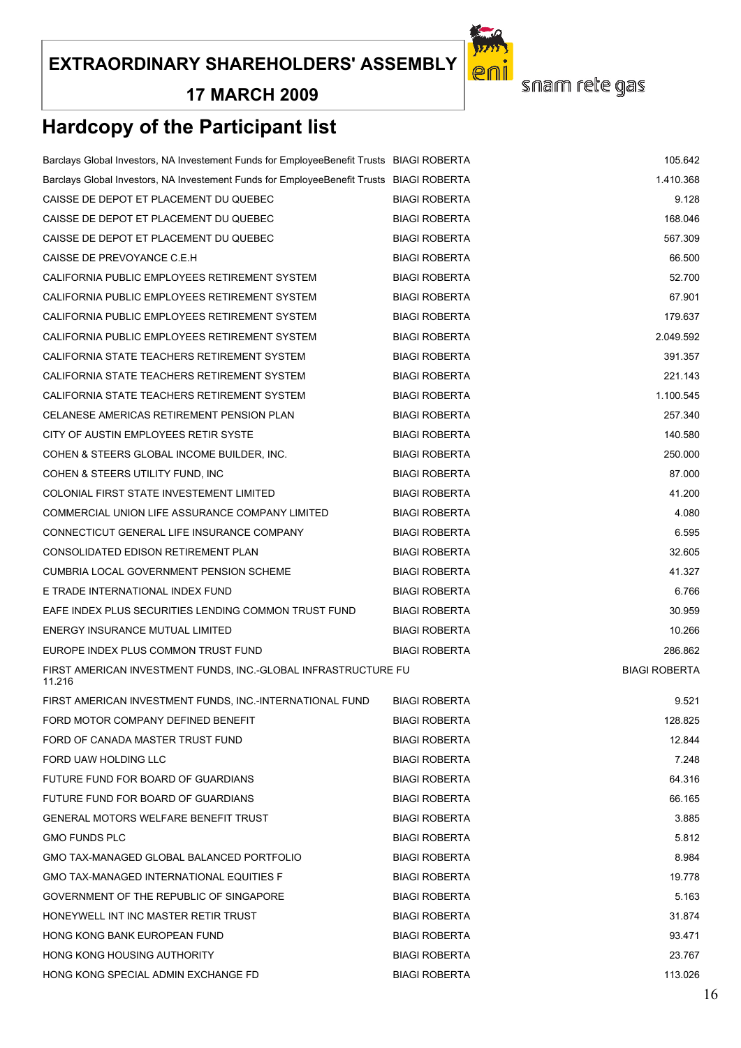# EXTRAORDINARY SHAREHOLDERS' ASSEMBLY

## 17 MARCH 2009

snam rete gas

## Hardcopy of the Participant list

| | | |
|---|---|---|
| Barclays Global Investors, NA Investement Funds for EmployeeBenefit Trusts | BIAGI ROBERTA | 105.642 |
| Barclays Global Investors, NA Investement Funds for EmployeeBenefit Trusts | BIAGI ROBERTA | 1.410.368 |
| CAISSE DE DEPOT ET PLACEMENT DU QUEBEC | BIAGI ROBERTA | 9.128 |
| CAISSE DE DEPOT ET PLACEMENT DU QUEBEC | BIAGI ROBERTA | 168.046 |
| CAISSE DE DEPOT ET PLACEMENT DU QUEBEC | BIAGI ROBERTA | 567.309 |
| CAISSE DE PREVOYANCE C.E.H | BIAGI ROBERTA | 66.500 |
| CALIFORNIA PUBLIC EMPLOYEES RETIREMENT SYSTEM | BIAGI ROBERTA | 52.700 |
| CALIFORNIA PUBLIC EMPLOYEES RETIREMENT SYSTEM | BIAGI ROBERTA | 67.901 |
| CALIFORNIA PUBLIC EMPLOYEES RETIREMENT SYSTEM | BIAGI ROBERTA | 179.637 |
| CALIFORNIA PUBLIC EMPLOYEES RETIREMENT SYSTEM | BIAGI ROBERTA | 2.049.592 |
| CALIFORNIA STATE TEACHERS RETIREMENT SYSTEM | BIAGI ROBERTA | 391.357 |
| CALIFORNIA STATE TEACHERS RETIREMENT SYSTEM | BIAGI ROBERTA | 221.143 |
| CALIFORNIA STATE TEACHERS RETIREMENT SYSTEM | BIAGI ROBERTA | 1.100.545 |
| CELANESE AMERICAS RETIREMENT PENSION PLAN | BIAGI ROBERTA | 257.340 |
| CITY OF AUSTIN EMPLOYEES RETIR SYSTE | BIAGI ROBERTA | 140.580 |
| COHEN & STEERS GLOBAL INCOME BUILDER, INC. | BIAGI ROBERTA | 250.000 |
| COHEN & STEERS UTILITY FUND, INC | BIAGI ROBERTA | 87.000 |
| COLONIAL FIRST STATE INVESTEMENT LIMITED | BIAGI ROBERTA | 41.200 |
| COMMERCIAL UNION LIFE ASSURANCE COMPANY LIMITED | BIAGI ROBERTA | 4.080 |
| CONNECTICUT GENERAL LIFE INSURANCE COMPANY | BIAGI ROBERTA | 6.595 |
| CONSOLIDATED EDISON RETIREMENT PLAN | BIAGI ROBERTA | 32.605 |
| CUMBRIA LOCAL GOVERNMENT PENSION SCHEME | BIAGI ROBERTA | 41.327 |
| E TRADE INTERNATIONAL INDEX FUND | BIAGI ROBERTA | 6.766 |
| EAFE INDEX PLUS SECURITIES LENDING COMMON TRUST FUND | BIAGI ROBERTA | 30.959 |
| ENERGY INSURANCE MUTUAL LIMITED | BIAGI ROBERTA | 10.266 |
| EUROPE INDEX PLUS COMMON TRUST FUND | BIAGI ROBERTA | 286.862 |
| FIRST AMERICAN INVESTMENT FUNDS, INC.-GLOBAL INFRASTRUCTURE FU | BIAGI ROBERTA | 11.216 |
| FIRST AMERICAN INVESTMENT FUNDS, INC.-INTERNATIONAL FUND | BIAGI ROBERTA | 9.521 |
| FORD MOTOR COMPANY DEFINED BENEFIT | BIAGI ROBERTA | 128.825 |
| FORD OF CANADA MASTER TRUST FUND | BIAGI ROBERTA | 12.844 |
| FORD UAW HOLDING LLC | BIAGI ROBERTA | 7.248 |
| FUTURE FUND FOR BOARD OF GUARDIANS | BIAGI ROBERTA | 64.316 |
| FUTURE FUND FOR BOARD OF GUARDIANS | BIAGI ROBERTA | 66.165 |
| GENERAL MOTORS WELFARE BENEFIT TRUST | BIAGI ROBERTA | 3.885 |
| GMO FUNDS PLC | BIAGI ROBERTA | 5.812 |
| GMO TAX-MANAGED GLOBAL BALANCED PORTFOLIO | BIAGI ROBERTA | 8.984 |
| GMO TAX-MANAGED INTERNATIONAL EQUITIES F | BIAGI ROBERTA | 19.778 |
| GOVERNMENT OF THE REPUBLIC OF SINGAPORE | BIAGI ROBERTA | 5.163 |
| HONEYWELL INT INC MASTER RETIR TRUST | BIAGI ROBERTA | 31.874 |
| HONG KONG BANK EUROPEAN FUND | BIAGI ROBERTA | 93.471 |
| HONG KONG HOUSING AUTHORITY | BIAGI ROBERTA | 23.767 |
| HONG KONG SPECIAL ADMIN EXCHANGE FD | BIAGI ROBERTA | 113.026 |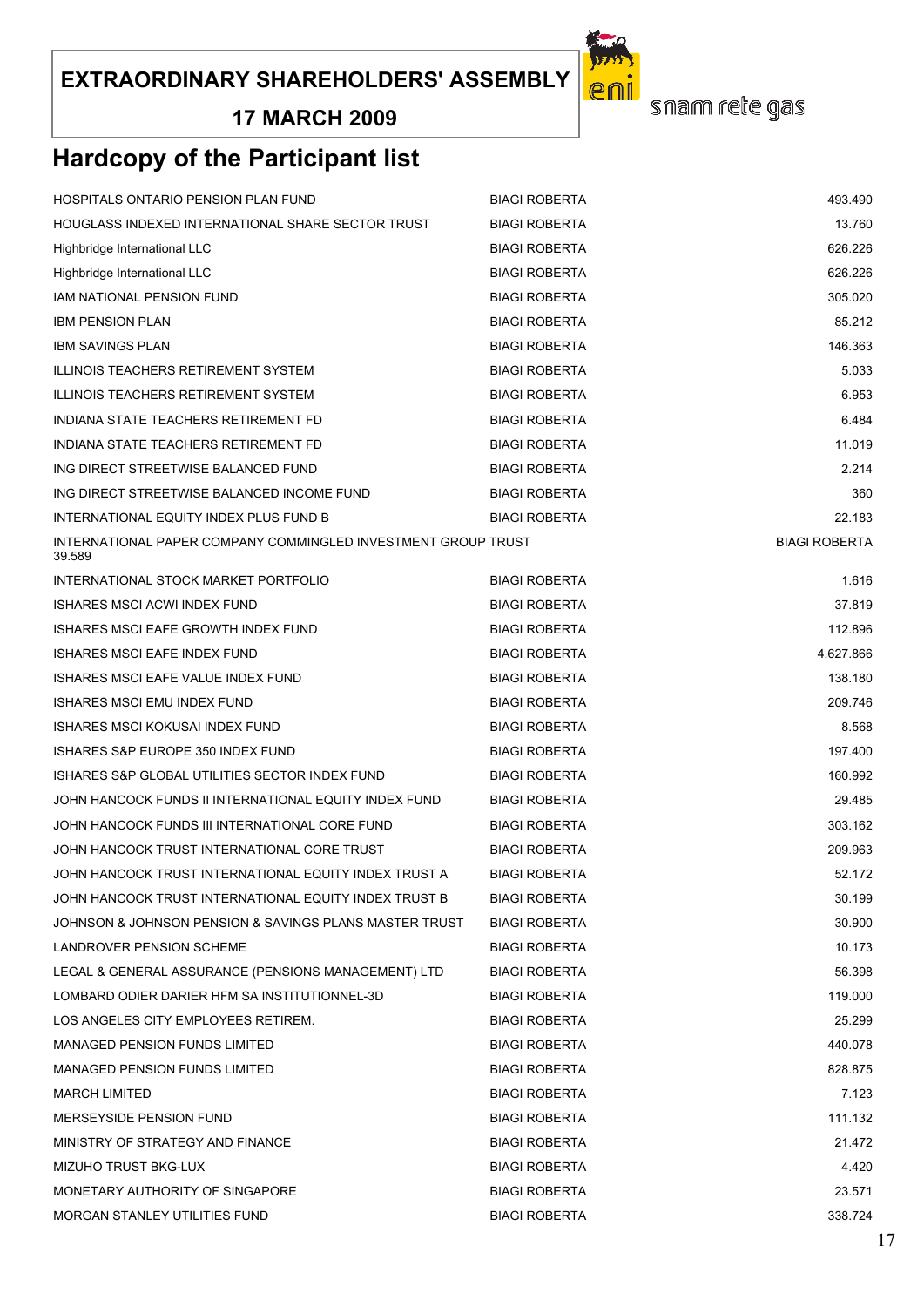**EXTRAORDINARY SHAREHOLDERS' ASSEMBLY**

**17 MARCH 2009**

snam rete gas

## Hardcopy of the Participant list

| | | |
|---|---|---|
| HOSPITALS ONTARIO PENSION PLAN FUND | BIAGI ROBERTA | 493.490 |
| HOUGLASS INDEXED INTERNATIONAL SHARE SECTOR TRUST | BIAGI ROBERTA | 13.760 |
| Highbridge International LLC | BIAGI ROBERTA | 626.226 |
| Highbridge International LLC | BIAGI ROBERTA | 626.226 |
| IAM NATIONAL PENSION FUND | BIAGI ROBERTA | 305.020 |
| IBM PENSION PLAN | BIAGI ROBERTA | 85.212 |
| IBM SAVINGS PLAN | BIAGI ROBERTA | 146.363 |
| ILLINOIS TEACHERS RETIREMENT SYSTEM | BIAGI ROBERTA | 5.033 |
| ILLINOIS TEACHERS RETIREMENT SYSTEM | BIAGI ROBERTA | 6.953 |
| INDIANA STATE TEACHERS RETIREMENT FD | BIAGI ROBERTA | 6.484 |
| INDIANA STATE TEACHERS RETIREMENT FD | BIAGI ROBERTA | 11.019 |
| ING DIRECT STREETWISE BALANCED FUND | BIAGI ROBERTA | 2.214 |
| ING DIRECT STREETWISE BALANCED INCOME FUND | BIAGI ROBERTA | 360 |
| INTERNATIONAL EQUITY INDEX PLUS FUND B | BIAGI ROBERTA | 22.183 |
| INTERNATIONAL PAPER COMPANY COMMINGLED INVESTMENT GROUP TRUST 39.589 | | BIAGI ROBERTA |
| INTERNATIONAL STOCK MARKET PORTFOLIO | BIAGI ROBERTA | 1.616 |
| ISHARES MSCI ACWI INDEX FUND | BIAGI ROBERTA | 37.819 |
| ISHARES MSCI EAFE GROWTH INDEX FUND | BIAGI ROBERTA | 112.896 |
| ISHARES MSCI EAFE INDEX FUND | BIAGI ROBERTA | 4.627.866 |
| ISHARES MSCI EAFE VALUE INDEX FUND | BIAGI ROBERTA | 138.180 |
| ISHARES MSCI EMU INDEX FUND | BIAGI ROBERTA | 209.746 |
| ISHARES MSCI KOKUSAI INDEX FUND | BIAGI ROBERTA | 8.568 |
| ISHARES S&P EUROPE 350 INDEX FUND | BIAGI ROBERTA | 197.400 |
| ISHARES S&P GLOBAL UTILITIES SECTOR INDEX FUND | BIAGI ROBERTA | 160.992 |
| JOHN HANCOCK FUNDS II INTERNATIONAL EQUITY INDEX FUND | BIAGI ROBERTA | 29.485 |
| JOHN HANCOCK FUNDS III INTERNATIONAL CORE FUND | BIAGI ROBERTA | 303.162 |
| JOHN HANCOCK TRUST INTERNATIONAL CORE TRUST | BIAGI ROBERTA | 209.963 |
| JOHN HANCOCK TRUST INTERNATIONAL EQUITY INDEX TRUST A | BIAGI ROBERTA | 52.172 |
| JOHN HANCOCK TRUST INTERNATIONAL EQUITY INDEX TRUST B | BIAGI ROBERTA | 30.199 |
| JOHNSON & JOHNSON PENSION & SAVINGS PLANS MASTER TRUST | BIAGI ROBERTA | 30.900 |
| LANDROVER PENSION SCHEME | BIAGI ROBERTA | 10.173 |
| LEGAL & GENERAL ASSURANCE (PENSIONS MANAGEMENT) LTD | BIAGI ROBERTA | 56.398 |
| LOMBARD ODIER DARIER HFM SA INSTITUTIONNEL-3D | BIAGI ROBERTA | 119.000 |
| LOS ANGELES CITY EMPLOYEES RETIREM. | BIAGI ROBERTA | 25.299 |
| MANAGED PENSION FUNDS LIMITED | BIAGI ROBERTA | 440.078 |
| MANAGED PENSION FUNDS LIMITED | BIAGI ROBERTA | 828.875 |
| MARCH LIMITED | BIAGI ROBERTA | 7.123 |
| MERSEYSIDE PENSION FUND | BIAGI ROBERTA | 111.132 |
| MINISTRY OF STRATEGY AND FINANCE | BIAGI ROBERTA | 21.472 |
| MIZUHO TRUST BKG-LUX | BIAGI ROBERTA | 4.420 |
| MONETARY AUTHORITY OF SINGAPORE | BIAGI ROBERTA | 23.571 |
| MORGAN STANLEY UTILITIES FUND | BIAGI ROBERTA | 338.724 |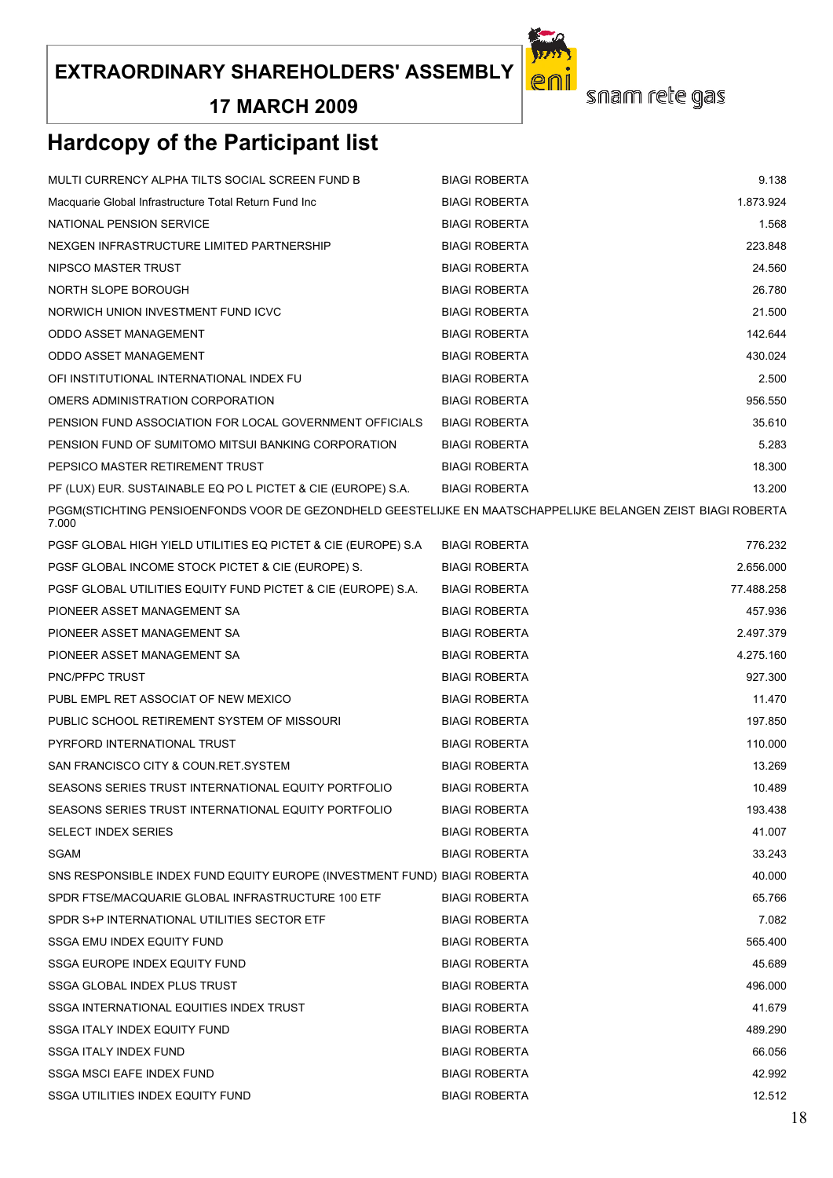**EXTRAORDINARY SHAREHOLDERS' ASSEMBLY**

**17 MARCH 2009**

snam rete gas

# Hardcopy of the Participant list

| | | |
|---|---|---|
| MULTI CURRENCY ALPHA TILTS SOCIAL SCREEN FUND B | BIAGI ROBERTA | 9.138 |
| Macquarie Global Infrastructure Total Return Fund Inc | BIAGI ROBERTA | 1.873.924 |
| NATIONAL PENSION SERVICE | BIAGI ROBERTA | 1.568 |
| NEXGEN INFRASTRUCTURE LIMITED PARTNERSHIP | BIAGI ROBERTA | 223.848 |
| NIPSCO MASTER TRUST | BIAGI ROBERTA | 24.560 |
| NORTH SLOPE BOROUGH | BIAGI ROBERTA | 26.780 |
| NORWICH UNION INVESTMENT FUND ICVC | BIAGI ROBERTA | 21.500 |
| ODDO ASSET MANAGEMENT | BIAGI ROBERTA | 142.644 |
| ODDO ASSET MANAGEMENT | BIAGI ROBERTA | 430.024 |
| OFI INSTITUTIONAL INTERNATIONAL INDEX FU | BIAGI ROBERTA | 2.500 |
| OMERS ADMINISTRATION CORPORATION | BIAGI ROBERTA | 956.550 |
| PENSION FUND ASSOCIATION FOR LOCAL GOVERNMENT OFFICIALS | BIAGI ROBERTA | 35.610 |
| PENSION FUND OF SUMITOMO MITSUI BANKING CORPORATION | BIAGI ROBERTA | 5.283 |
| PEPSICO MASTER RETIREMENT TRUST | BIAGI ROBERTA | 18.300 |
| PF (LUX) EUR. SUSTAINABLE EQ PO L PICTET & CIE (EUROPE) S.A. | BIAGI ROBERTA | 13.200 |
| PGGM(STICHTING PENSIOENFONDS VOOR DE GEZONDHELD GEESTELIJKE EN MAATSCHAPPELIJKE BELANGEN ZEIST | BIAGI ROBERTA | 7.000 |
| PGSF GLOBAL HIGH YIELD UTILITIES EQ PICTET & CIE (EUROPE) S.A | BIAGI ROBERTA | 776.232 |
| PGSF GLOBAL INCOME STOCK PICTET & CIE (EUROPE) S. | BIAGI ROBERTA | 2.656.000 |
| PGSF GLOBAL UTILITIES EQUITY FUND PICTET & CIE (EUROPE) S.A. | BIAGI ROBERTA | 77.488.258 |
| PIONEER ASSET MANAGEMENT SA | BIAGI ROBERTA | 457.936 |
| PIONEER ASSET MANAGEMENT SA | BIAGI ROBERTA | 2.497.379 |
| PIONEER ASSET MANAGEMENT SA | BIAGI ROBERTA | 4.275.160 |
| PNC/PFPC TRUST | BIAGI ROBERTA | 927.300 |
| PUBL EMPL RET ASSOCIAT OF NEW MEXICO | BIAGI ROBERTA | 11.470 |
| PUBLIC SCHOOL RETIREMENT SYSTEM OF MISSOURI | BIAGI ROBERTA | 197.850 |
| PYRFORD INTERNATIONAL TRUST | BIAGI ROBERTA | 110.000 |
| SAN FRANCISCO CITY & COUN.RET.SYSTEM | BIAGI ROBERTA | 13.269 |
| SEASONS SERIES TRUST INTERNATIONAL EQUITY PORTFOLIO | BIAGI ROBERTA | 10.489 |
| SEASONS SERIES TRUST INTERNATIONAL EQUITY PORTFOLIO | BIAGI ROBERTA | 193.438 |
| SELECT INDEX SERIES | BIAGI ROBERTA | 41.007 |
| SGAM | BIAGI ROBERTA | 33.243 |
| SNS RESPONSIBLE INDEX FUND EQUITY EUROPE (INVESTMENT FUND) | BIAGI ROBERTA | 40.000 |
| SPDR FTSE/MACQUARIE GLOBAL INFRASTRUCTURE 100 ETF | BIAGI ROBERTA | 65.766 |
| SPDR S+P INTERNATIONAL UTILITIES SECTOR ETF | BIAGI ROBERTA | 7.082 |
| SSGA EMU INDEX EQUITY FUND | BIAGI ROBERTA | 565.400 |
| SSGA EUROPE INDEX EQUITY FUND | BIAGI ROBERTA | 45.689 |
| SSGA GLOBAL INDEX PLUS TRUST | BIAGI ROBERTA | 496.000 |
| SSGA INTERNATIONAL EQUITIES INDEX TRUST | BIAGI ROBERTA | 41.679 |
| SSGA ITALY INDEX EQUITY FUND | BIAGI ROBERTA | 489.290 |
| SSGA ITALY INDEX FUND | BIAGI ROBERTA | 66.056 |
| SSGA MSCI EAFE INDEX FUND | BIAGI ROBERTA | 42.992 |
| SSGA UTILITIES INDEX EQUITY FUND | BIAGI ROBERTA | 12.512 |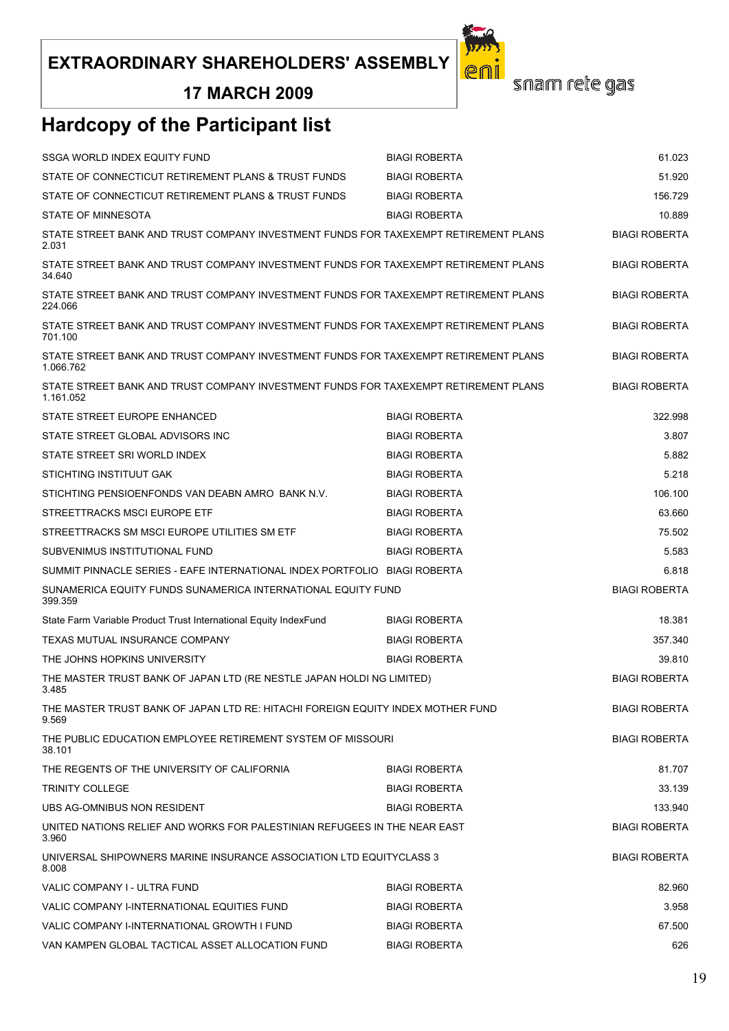**EXTRAORDINARY SHAREHOLDERS' ASSEMBLY**

**17 MARCH 2009**

snam rete gas

# Hardcopy of the Participant list

| | | |
|---|---|---|
| SSGA WORLD INDEX EQUITY FUND | BIAGI ROBERTA | 61.023 |
| STATE OF CONNECTICUT RETIREMENT PLANS & TRUST FUNDS | BIAGI ROBERTA | 51.920 |
| STATE OF CONNECTICUT RETIREMENT PLANS & TRUST FUNDS | BIAGI ROBERTA | 156.729 |
| STATE OF MINNESOTA | BIAGI ROBERTA | 10.889 |
| STATE STREET BANK AND TRUST COMPANY INVESTMENT FUNDS FOR TAXEXEMPT RETIREMENT PLANS | BIAGI ROBERTA | 2.031 |
| STATE STREET BANK AND TRUST COMPANY INVESTMENT FUNDS FOR TAXEXEMPT RETIREMENT PLANS | BIAGI ROBERTA | 34.640 |
| STATE STREET BANK AND TRUST COMPANY INVESTMENT FUNDS FOR TAXEXEMPT RETIREMENT PLANS | BIAGI ROBERTA | 224.066 |
| STATE STREET BANK AND TRUST COMPANY INVESTMENT FUNDS FOR TAXEXEMPT RETIREMENT PLANS | BIAGI ROBERTA | 701.100 |
| STATE STREET BANK AND TRUST COMPANY INVESTMENT FUNDS FOR TAXEXEMPT RETIREMENT PLANS | BIAGI ROBERTA | 1.066.762 |
| STATE STREET BANK AND TRUST COMPANY INVESTMENT FUNDS FOR TAXEXEMPT RETIREMENT PLANS | BIAGI ROBERTA | 1.161.052 |
| STATE STREET EUROPE ENHANCED | BIAGI ROBERTA | 322.998 |
| STATE STREET GLOBAL ADVISORS INC | BIAGI ROBERTA | 3.807 |
| STATE STREET SRI WORLD INDEX | BIAGI ROBERTA | 5.882 |
| STICHTING INSTITUUT GAK | BIAGI ROBERTA | 5.218 |
| STICHTING PENSIOENFONDS VAN DEABN AMRO BANK N.V. | BIAGI ROBERTA | 106.100 |
| STREETTRACKS MSCI EUROPE ETF | BIAGI ROBERTA | 63.660 |
| STREETTRACKS SM MSCI EUROPE UTILITIES SM ETF | BIAGI ROBERTA | 75.502 |
| SUBVENIMUS INSTITUTIONAL FUND | BIAGI ROBERTA | 5.583 |
| SUMMIT PINNACLE SERIES - EAFE INTERNATIONAL INDEX PORTFOLIO | BIAGI ROBERTA | 6.818 |
| SUNAMERICA EQUITY FUNDS SUNAMERICA INTERNATIONAL EQUITY FUND | BIAGI ROBERTA | 399.359 |
| State Farm Variable Product Trust International Equity IndexFund | BIAGI ROBERTA | 18.381 |
| TEXAS MUTUAL INSURANCE COMPANY | BIAGI ROBERTA | 357.340 |
| THE JOHNS HOPKINS UNIVERSITY | BIAGI ROBERTA | 39.810 |
| THE MASTER TRUST BANK OF JAPAN LTD (RE NESTLE JAPAN HOLDI NG LIMITED) | BIAGI ROBERTA | 3.485 |
| THE MASTER TRUST BANK OF JAPAN LTD RE: HITACHI FOREIGN EQUITY INDEX MOTHER FUND | BIAGI ROBERTA | 9.569 |
| THE PUBLIC EDUCATION EMPLOYEE RETIREMENT SYSTEM OF MISSOURI | BIAGI ROBERTA | 38.101 |
| THE REGENTS OF THE UNIVERSITY OF CALIFORNIA | BIAGI ROBERTA | 81.707 |
| TRINITY COLLEGE | BIAGI ROBERTA | 33.139 |
| UBS AG-OMNIBUS NON RESIDENT | BIAGI ROBERTA | 133.940 |
| UNITED NATIONS RELIEF AND WORKS FOR PALESTINIAN REFUGEES IN THE NEAR EAST | BIAGI ROBERTA | 3.960 |
| UNIVERSAL SHIPOWNERS MARINE INSURANCE ASSOCIATION LTD EQUITYCLASS 3 | BIAGI ROBERTA | 8.008 |
| VALIC COMPANY I - ULTRA FUND | BIAGI ROBERTA | 82.960 |
| VALIC COMPANY I-INTERNATIONAL EQUITIES FUND | BIAGI ROBERTA | 3.958 |
| VALIC COMPANY I-INTERNATIONAL GROWTH I FUND | BIAGI ROBERTA | 67.500 |
| VAN KAMPEN GLOBAL TACTICAL ASSET ALLOCATION FUND | BIAGI ROBERTA | 626 |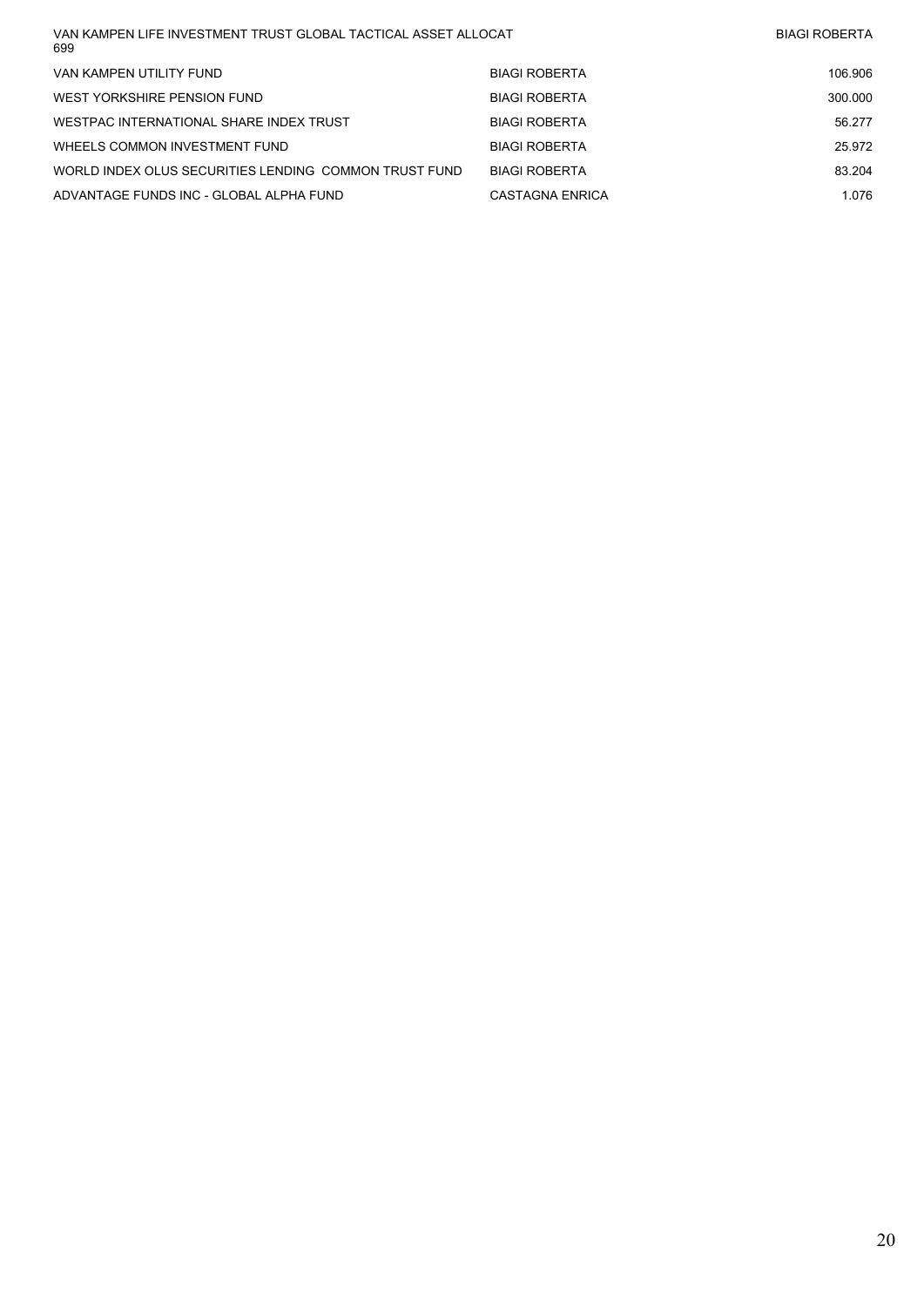| | | |
|---|---|---|
| VAN KAMPEN LIFE INVESTMENT TRUST GLOBAL TACTICAL ASSET ALLOCAT 699 | | BIAGI ROBERTA |
| VAN KAMPEN UTILITY FUND | BIAGI ROBERTA | 106.906 |
| WEST YORKSHIRE PENSION FUND | BIAGI ROBERTA | 300.000 |
| WESTPAC INTERNATIONAL SHARE INDEX TRUST | BIAGI ROBERTA | 56.277 |
| WHEELS COMMON INVESTMENT FUND | BIAGI ROBERTA | 25.972 |
| WORLD INDEX OLUS SECURITIES LENDING COMMON TRUST FUND | BIAGI ROBERTA | 83.204 |
| ADVANTAGE FUNDS INC - GLOBAL ALPHA FUND | CASTAGNA ENRICA | 1.076 |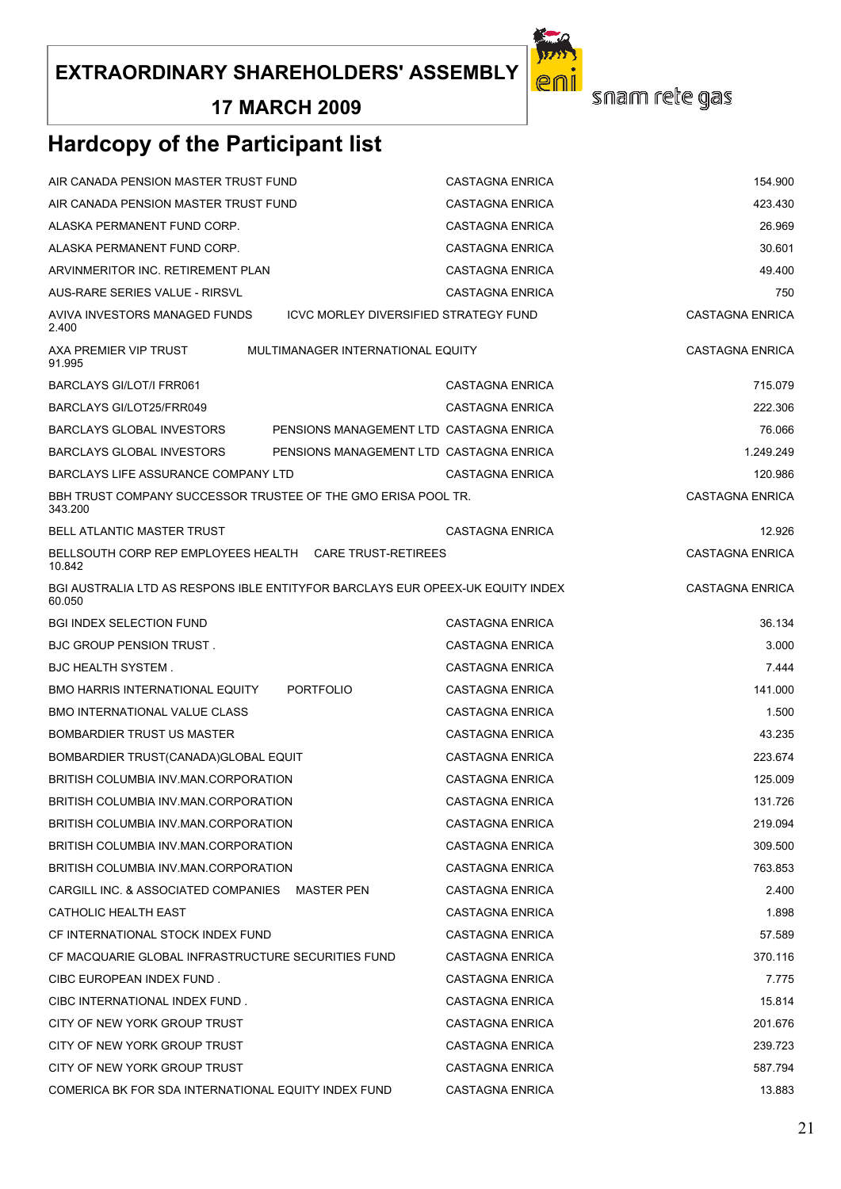EXTRAORDINARY SHAREHOLDERS' ASSEMBLY

17 MARCH 2009

snam rete gas

## Hardcopy of the Participant list

| | | |
|---|---|---|
| AIR CANADA PENSION MASTER TRUST FUND | CASTAGNA ENRICA | 154.900 |
| AIR CANADA PENSION MASTER TRUST FUND | CASTAGNA ENRICA | 423.430 |
| ALASKA PERMANENT FUND CORP. | CASTAGNA ENRICA | 26.969 |
| ALASKA PERMANENT FUND CORP. | CASTAGNA ENRICA | 30.601 |
| ARVINMERITOR INC. RETIREMENT PLAN | CASTAGNA ENRICA | 49.400 |
| AUS-RARE SERIES VALUE - RIRSVL | CASTAGNA ENRICA | 750 |
| AVIVA INVESTORS MANAGED FUNDS ICVC MORLEY DIVERSIFIED STRATEGY FUND | CASTAGNA ENRICA | 2.400 |
| AXA PREMIER VIP TRUST MULTIMANAGER INTERNATIONAL EQUITY | CASTAGNA ENRICA | 91.995 |
| BARCLAYS GI/LOT/I FRR061 | CASTAGNA ENRICA | 715.079 |
| BARCLAYS GI/LOT25/FRR049 | CASTAGNA ENRICA | 222.306 |
| BARCLAYS GLOBAL INVESTORS PENSIONS MANAGEMENT LTD | CASTAGNA ENRICA | 76.066 |
| BARCLAYS GLOBAL INVESTORS PENSIONS MANAGEMENT LTD | CASTAGNA ENRICA | 1.249.249 |
| BARCLAYS LIFE ASSURANCE COMPANY LTD | CASTAGNA ENRICA | 120.986 |
| BBH TRUST COMPANY SUCCESSOR TRUSTEE OF THE GMO ERISA POOL TR. | CASTAGNA ENRICA | 343.200 |
| BELL ATLANTIC MASTER TRUST | CASTAGNA ENRICA | 12.926 |
| BELLSOUTH CORP REP EMPLOYEES HEALTH CARE TRUST-RETIREES | CASTAGNA ENRICA | 10.842 |
| BGI AUSTRALIA LTD AS RESPONS IBLE ENTITYFOR BARCLAYS EUR OPEEX-UK EQUITY INDEX | CASTAGNA ENRICA | 60.050 |
| BGI INDEX SELECTION FUND | CASTAGNA ENRICA | 36.134 |
| BJC GROUP PENSION TRUST . | CASTAGNA ENRICA | 3.000 |
| BJC HEALTH SYSTEM . | CASTAGNA ENRICA | 7.444 |
| BMO HARRIS INTERNATIONAL EQUITY PORTFOLIO | CASTAGNA ENRICA | 141.000 |
| BMO INTERNATIONAL VALUE CLASS | CASTAGNA ENRICA | 1.500 |
| BOMBARDIER TRUST US MASTER | CASTAGNA ENRICA | 43.235 |
| BOMBARDIER TRUST(CANADA)GLOBAL EQUIT | CASTAGNA ENRICA | 223.674 |
| BRITISH COLUMBIA INV.MAN.CORPORATION | CASTAGNA ENRICA | 125.009 |
| BRITISH COLUMBIA INV.MAN.CORPORATION | CASTAGNA ENRICA | 131.726 |
| BRITISH COLUMBIA INV.MAN.CORPORATION | CASTAGNA ENRICA | 219.094 |
| BRITISH COLUMBIA INV.MAN.CORPORATION | CASTAGNA ENRICA | 309.500 |
| BRITISH COLUMBIA INV.MAN.CORPORATION | CASTAGNA ENRICA | 763.853 |
| CARGILL INC. & ASSOCIATED COMPANIES MASTER PEN | CASTAGNA ENRICA | 2.400 |
| CATHOLIC HEALTH EAST | CASTAGNA ENRICA | 1.898 |
| CF INTERNATIONAL STOCK INDEX FUND | CASTAGNA ENRICA | 57.589 |
| CF MACQUARIE GLOBAL INFRASTRUCTURE SECURITIES FUND | CASTAGNA ENRICA | 370.116 |
| CIBC EUROPEAN INDEX FUND . | CASTAGNA ENRICA | 7.775 |
| CIBC INTERNATIONAL INDEX FUND . | CASTAGNA ENRICA | 15.814 |
| CITY OF NEW YORK GROUP TRUST | CASTAGNA ENRICA | 201.676 |
| CITY OF NEW YORK GROUP TRUST | CASTAGNA ENRICA | 239.723 |
| CITY OF NEW YORK GROUP TRUST | CASTAGNA ENRICA | 587.794 |
| COMERICA BK FOR SDA INTERNATIONAL EQUITY INDEX FUND | CASTAGNA ENRICA | 13.883 |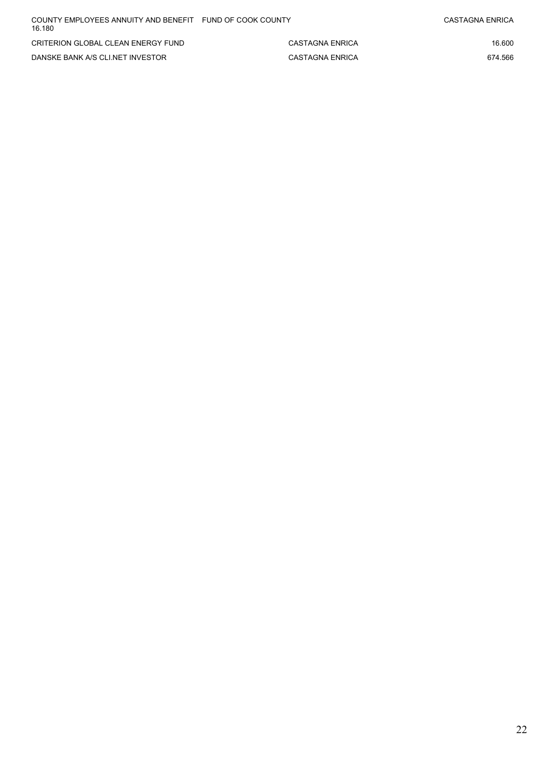| | | |
|---|---|---|
| COUNTY EMPLOYEES ANNUITY AND BENEFIT FUND OF COOK COUNTY | CASTAGNA ENRICA | 16.180 |
| CRITERION GLOBAL CLEAN ENERGY FUND | CASTAGNA ENRICA | 16.600 |
| DANSKE BANK A/S CLI.NET INVESTOR | CASTAGNA ENRICA | 674.566 |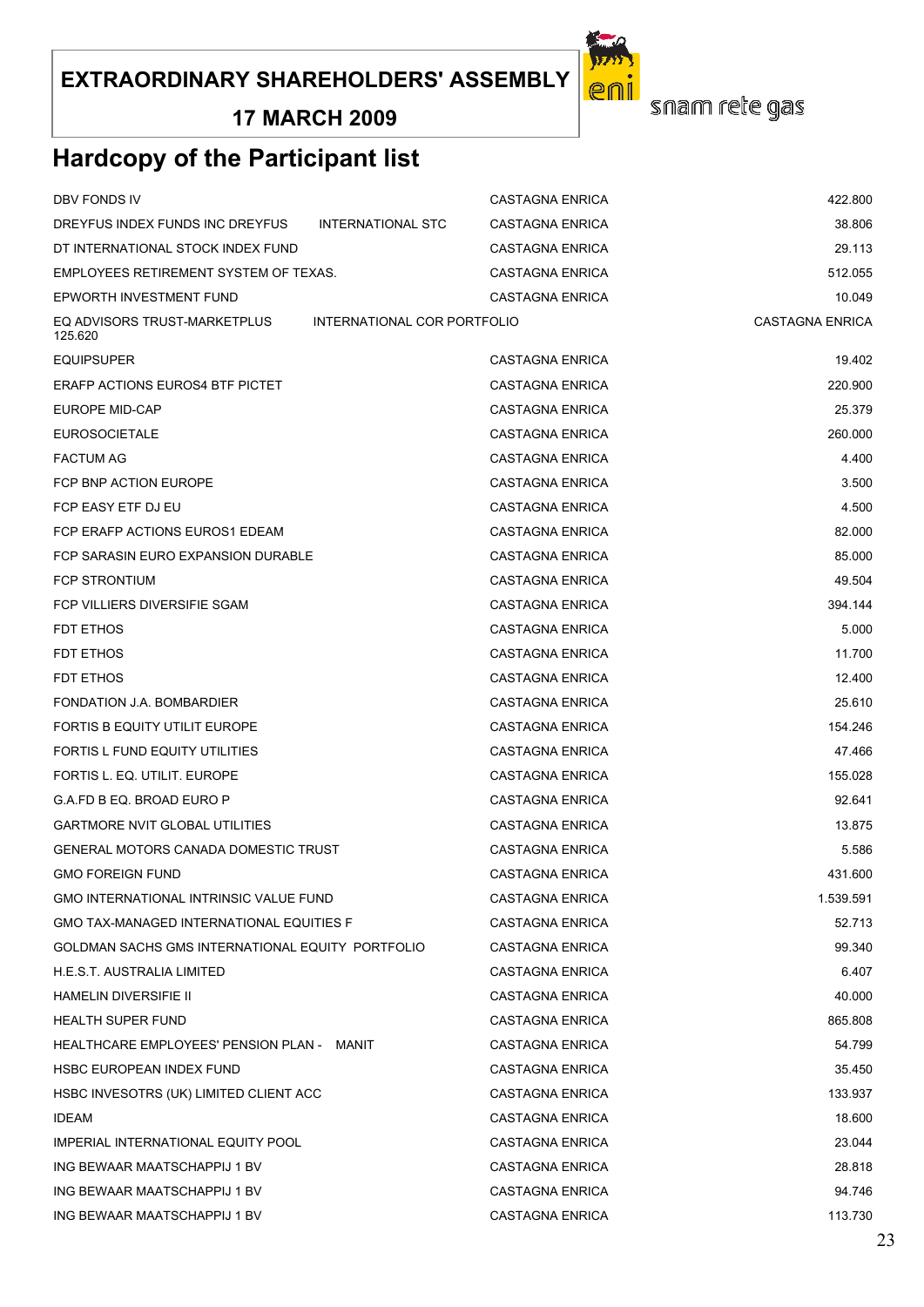# EXTRAORDINARY SHAREHOLDERS' ASSEMBLY

**17 MARCH 2009**

## Hardcopy of the Participant list

| | | |
|---|---|---|
| DBV FONDS IV | CASTAGNA ENRICA | 422.800 |
| DREYFUS INDEX FUNDS INC DREYFUS INTERNATIONAL STC | CASTAGNA ENRICA | 38.806 |
| DT INTERNATIONAL STOCK INDEX FUND | CASTAGNA ENRICA | 29.113 |
| EMPLOYEES RETIREMENT SYSTEM OF TEXAS. | CASTAGNA ENRICA | 512.055 |
| EPWORTH INVESTMENT FUND | CASTAGNA ENRICA | 10.049 |
| EQ ADVISORS TRUST-MARKETPLUS INTERNATIONAL COR PORTFOLIO | CASTAGNA ENRICA | 125.620 |
| EQUIPSUPER | CASTAGNA ENRICA | 19.402 |
| ERAFP ACTIONS EUROS4 BTF PICTET | CASTAGNA ENRICA | 220.900 |
| EUROPE MID-CAP | CASTAGNA ENRICA | 25.379 |
| EUROSOCIETALE | CASTAGNA ENRICA | 260.000 |
| FACTUM AG | CASTAGNA ENRICA | 4.400 |
| FCP BNP ACTION EUROPE | CASTAGNA ENRICA | 3.500 |
| FCP EASY ETF DJ EU | CASTAGNA ENRICA | 4.500 |
| FCP ERAFP ACTIONS EUROS1 EDEAM | CASTAGNA ENRICA | 82.000 |
| FCP SARASIN EURO EXPANSION DURABLE | CASTAGNA ENRICA | 85.000 |
| FCP STRONTIUM | CASTAGNA ENRICA | 49.504 |
| FCP VILLIERS DIVERSIFIE SGAM | CASTAGNA ENRICA | 394.144 |
| FDT ETHOS | CASTAGNA ENRICA | 5.000 |
| FDT ETHOS | CASTAGNA ENRICA | 11.700 |
| FDT ETHOS | CASTAGNA ENRICA | 12.400 |
| FONDATION J.A. BOMBARDIER | CASTAGNA ENRICA | 25.610 |
| FORTIS B EQUITY UTILIT EUROPE | CASTAGNA ENRICA | 154.246 |
| FORTIS L FUND EQUITY UTILITIES | CASTAGNA ENRICA | 47.466 |
| FORTIS L. EQ. UTILIT. EUROPE | CASTAGNA ENRICA | 155.028 |
| G.A.FD B EQ. BROAD EURO P | CASTAGNA ENRICA | 92.641 |
| GARTMORE NVIT GLOBAL UTILITIES | CASTAGNA ENRICA | 13.875 |
| GENERAL MOTORS CANADA DOMESTIC TRUST | CASTAGNA ENRICA | 5.586 |
| GMO FOREIGN FUND | CASTAGNA ENRICA | 431.600 |
| GMO INTERNATIONAL INTRINSIC VALUE FUND | CASTAGNA ENRICA | 1.539.591 |
| GMO TAX-MANAGED INTERNATIONAL EQUITIES F | CASTAGNA ENRICA | 52.713 |
| GOLDMAN SACHS GMS INTERNATIONAL EQUITY PORTFOLIO | CASTAGNA ENRICA | 99.340 |
| H.E.S.T. AUSTRALIA LIMITED | CASTAGNA ENRICA | 6.407 |
| HAMELIN DIVERSIFIE II | CASTAGNA ENRICA | 40.000 |
| HEALTH SUPER FUND | CASTAGNA ENRICA | 865.808 |
| HEALTHCARE EMPLOYEES' PENSION PLAN - MANIT | CASTAGNA ENRICA | 54.799 |
| HSBC EUROPEAN INDEX FUND | CASTAGNA ENRICA | 35.450 |
| HSBC INVESOTRS (UK) LIMITED CLIENT ACC | CASTAGNA ENRICA | 133.937 |
| IDEAM | CASTAGNA ENRICA | 18.600 |
| IMPERIAL INTERNATIONAL EQUITY POOL | CASTAGNA ENRICA | 23.044 |
| ING BEWAAR MAATSCHAPPIJ 1 BV | CASTAGNA ENRICA | 28.818 |
| ING BEWAAR MAATSCHAPPIJ 1 BV | CASTAGNA ENRICA | 94.746 |
| ING BEWAAR MAATSCHAPPIJ 1 BV | CASTAGNA ENRICA | 113.730 |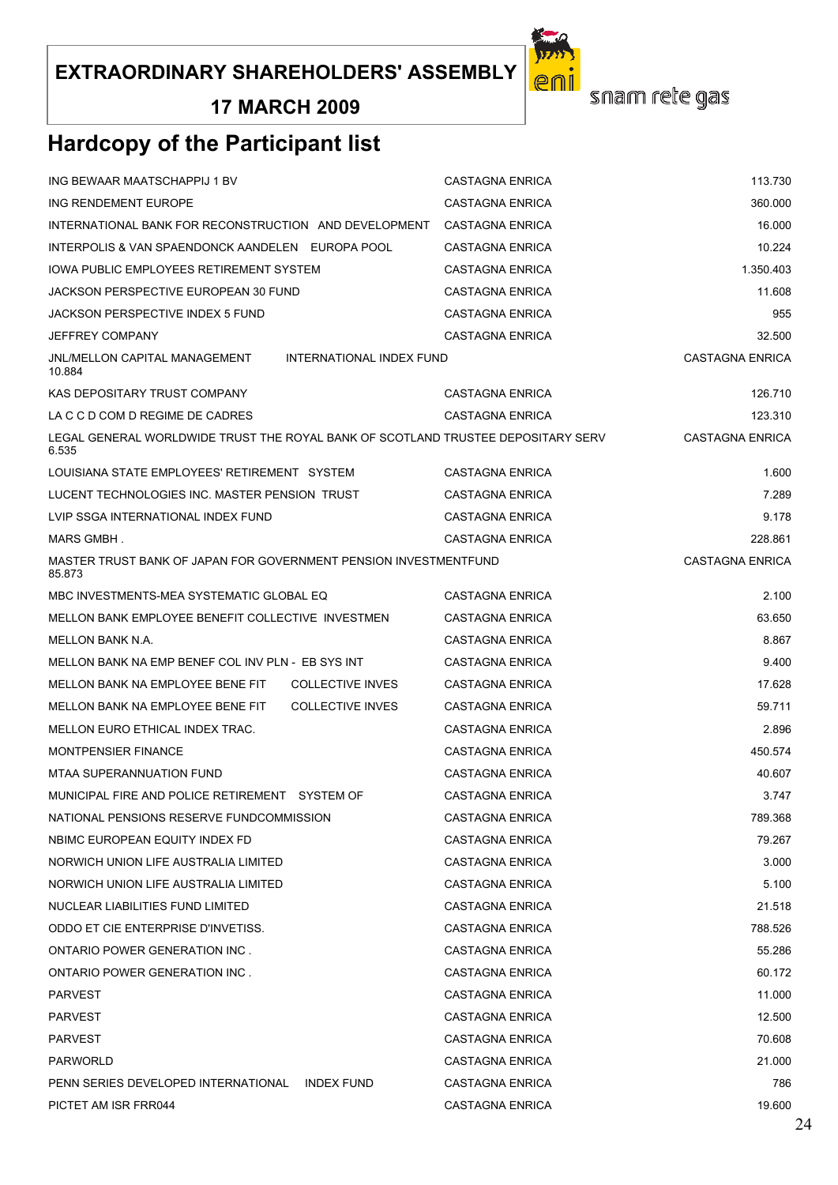**EXTRAORDINARY SHAREHOLDERS' ASSEMBLY**

**17 MARCH 2009**

snam rete gas

# Hardcopy of the Participant list

| | | |
|---|---|---|
| ING BEWAAR MAATSCHAPPIJ 1 BV | CASTAGNA ENRICA | 113.730 |
| ING RENDEMENT EUROPE | CASTAGNA ENRICA | 360.000 |
| INTERNATIONAL BANK FOR RECONSTRUCTION AND DEVELOPMENT | CASTAGNA ENRICA | 16.000 |
| INTERPOLIS & VAN SPAENDONCK AANDELEN EUROPA POOL | CASTAGNA ENRICA | 10.224 |
| IOWA PUBLIC EMPLOYEES RETIREMENT SYSTEM | CASTAGNA ENRICA | 1.350.403 |
| JACKSON PERSPECTIVE EUROPEAN 30 FUND | CASTAGNA ENRICA | 11.608 |
| JACKSON PERSPECTIVE INDEX 5 FUND | CASTAGNA ENRICA | 955 |
| JEFFREY COMPANY | CASTAGNA ENRICA | 32.500 |
| JNL/MELLON CAPITAL MANAGEMENT INTERNATIONAL INDEX FUND | CASTAGNA ENRICA | 10.884 |
| KAS DEPOSITARY TRUST COMPANY | CASTAGNA ENRICA | 126.710 |
| LA C C D COM D REGIME DE CADRES | CASTAGNA ENRICA | 123.310 |
| LEGAL GENERAL WORLDWIDE TRUST THE ROYAL BANK OF SCOTLAND TRUSTEE DEPOSITARY SERV | CASTAGNA ENRICA | 6.535 |
| LOUISIANA STATE EMPLOYEES' RETIREMENT SYSTEM | CASTAGNA ENRICA | 1.600 |
| LUCENT TECHNOLOGIES INC. MASTER PENSION TRUST | CASTAGNA ENRICA | 7.289 |
| LVIP SSGA INTERNATIONAL INDEX FUND | CASTAGNA ENRICA | 9.178 |
| MARS GMBH . | CASTAGNA ENRICA | 228.861 |
| MASTER TRUST BANK OF JAPAN FOR GOVERNMENT PENSION INVESTMENTFUND | CASTAGNA ENRICA | 85.873 |
| MBC INVESTMENTS-MEA SYSTEMATIC GLOBAL EQ | CASTAGNA ENRICA | 2.100 |
| MELLON BANK EMPLOYEE BENEFIT COLLECTIVE INVESTMEN | CASTAGNA ENRICA | 63.650 |
| MELLON BANK N.A. | CASTAGNA ENRICA | 8.867 |
| MELLON BANK NA EMP BENEF COL INV PLN - EB SYS INT | CASTAGNA ENRICA | 9.400 |
| MELLON BANK NA EMPLOYEE BENE FIT COLLECTIVE INVES | CASTAGNA ENRICA | 17.628 |
| MELLON BANK NA EMPLOYEE BENE FIT COLLECTIVE INVES | CASTAGNA ENRICA | 59.711 |
| MELLON EURO ETHICAL INDEX TRAC. | CASTAGNA ENRICA | 2.896 |
| MONTPENSIER FINANCE | CASTAGNA ENRICA | 450.574 |
| MTAA SUPERANNUATION FUND | CASTAGNA ENRICA | 40.607 |
| MUNICIPAL FIRE AND POLICE RETIREMENT SYSTEM OF | CASTAGNA ENRICA | 3.747 |
| NATIONAL PENSIONS RESERVE FUNDCOMMISSION | CASTAGNA ENRICA | 789.368 |
| NBIMC EUROPEAN EQUITY INDEX FD | CASTAGNA ENRICA | 79.267 |
| NORWICH UNION LIFE AUSTRALIA LIMITED | CASTAGNA ENRICA | 3.000 |
| NORWICH UNION LIFE AUSTRALIA LIMITED | CASTAGNA ENRICA | 5.100 |
| NUCLEAR LIABILITIES FUND LIMITED | CASTAGNA ENRICA | 21.518 |
| ODDO ET CIE ENTERPRISE D'INVETISS. | CASTAGNA ENRICA | 788.526 |
| ONTARIO POWER GENERATION INC . | CASTAGNA ENRICA | 55.286 |
| ONTARIO POWER GENERATION INC . | CASTAGNA ENRICA | 60.172 |
| PARVEST | CASTAGNA ENRICA | 11.000 |
| PARVEST | CASTAGNA ENRICA | 12.500 |
| PARVEST | CASTAGNA ENRICA | 70.608 |
| PARWORLD | CASTAGNA ENRICA | 21.000 |
| PENN SERIES DEVELOPED INTERNATIONAL INDEX FUND | CASTAGNA ENRICA | 786 |
| PICTET AM ISR FRR044 | CASTAGNA ENRICA | 19.600 |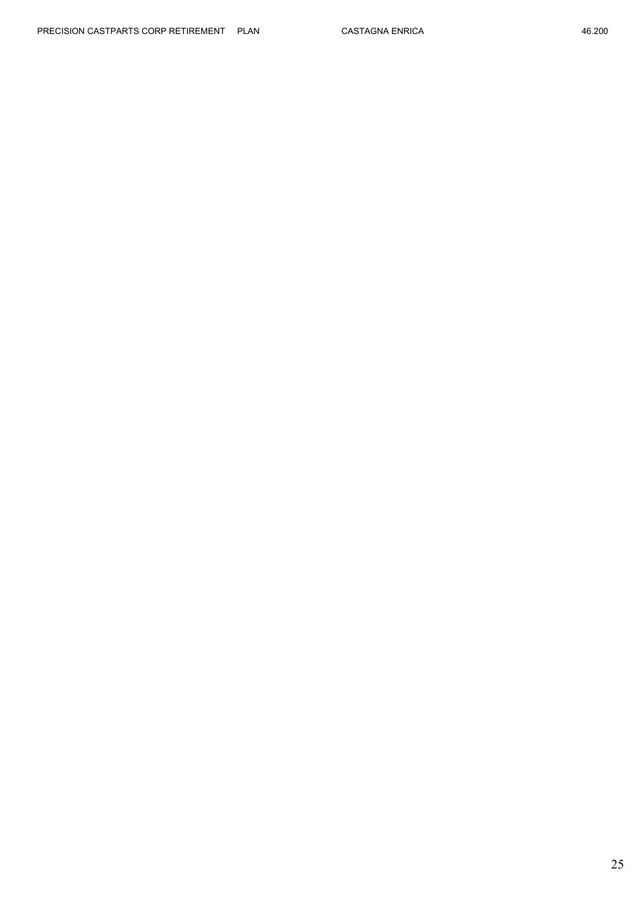| | | |
|---|---|---|
| PRECISION CASTPARTS CORP RETIREMENT PLAN | CASTAGNA ENRICA | 46.200 |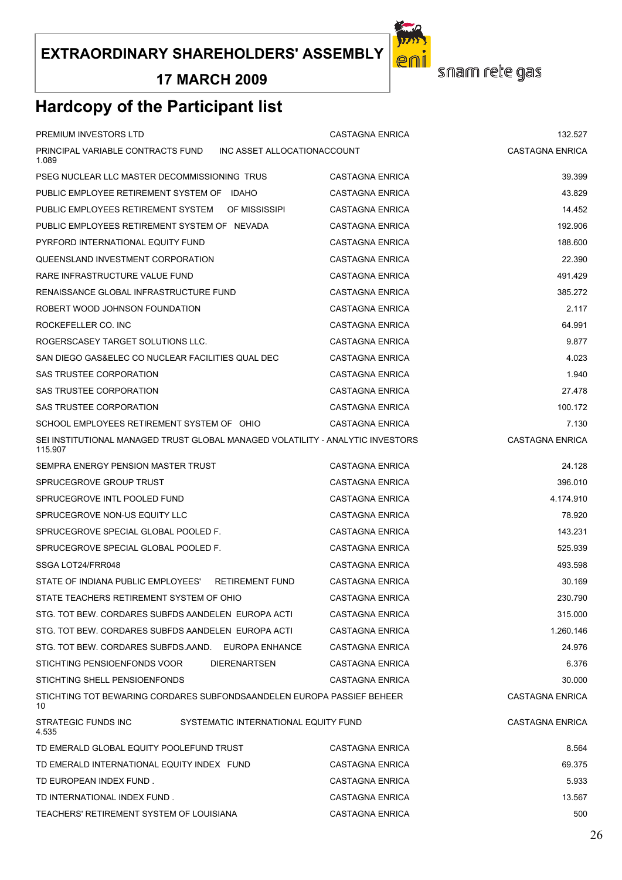**EXTRAORDINARY SHAREHOLDERS' ASSEMBLY**

**17 MARCH 2009**

snam rete gas

# Hardcopy of the Participant list

| | | |
|---|---|---|
| PREMIUM INVESTORS LTD | CASTAGNA ENRICA | 132.527 |
| PRINCIPAL VARIABLE CONTRACTS FUND INC ASSET ALLOCATIONACCOUNT | CASTAGNA ENRICA | 1.089 |
| PSEG NUCLEAR LLC MASTER DECOMMISSIONING TRUS | CASTAGNA ENRICA | 39.399 |
| PUBLIC EMPLOYEE RETIREMENT SYSTEM OF IDAHO | CASTAGNA ENRICA | 43.829 |
| PUBLIC EMPLOYEES RETIREMENT SYSTEM OF MISSISSIPI | CASTAGNA ENRICA | 14.452 |
| PUBLIC EMPLOYEES RETIREMENT SYSTEM OF NEVADA | CASTAGNA ENRICA | 192.906 |
| PYRFORD INTERNATIONAL EQUITY FUND | CASTAGNA ENRICA | 188.600 |
| QUEENSLAND INVESTMENT CORPORATION | CASTAGNA ENRICA | 22.390 |
| RARE INFRASTRUCTURE VALUE FUND | CASTAGNA ENRICA | 491.429 |
| RENAISSANCE GLOBAL INFRASTRUCTURE FUND | CASTAGNA ENRICA | 385.272 |
| ROBERT WOOD JOHNSON FOUNDATION | CASTAGNA ENRICA | 2.117 |
| ROCKEFELLER CO. INC | CASTAGNA ENRICA | 64.991 |
| ROGERSCASEY TARGET SOLUTIONS LLC. | CASTAGNA ENRICA | 9.877 |
| SAN DIEGO GAS&ELEC CO NUCLEAR FACILITIES QUAL DEC | CASTAGNA ENRICA | 4.023 |
| SAS TRUSTEE CORPORATION | CASTAGNA ENRICA | 1.940 |
| SAS TRUSTEE CORPORATION | CASTAGNA ENRICA | 27.478 |
| SAS TRUSTEE CORPORATION | CASTAGNA ENRICA | 100.172 |
| SCHOOL EMPLOYEES RETIREMENT SYSTEM OF OHIO | CASTAGNA ENRICA | 7.130 |
| SEI INSTITUTIONAL MANAGED TRUST GLOBAL MANAGED VOLATILITY - ANALYTIC INVESTORS | CASTAGNA ENRICA | 115.907 |
| SEMPRA ENERGY PENSION MASTER TRUST | CASTAGNA ENRICA | 24.128 |
| SPRUCEGROVE GROUP TRUST | CASTAGNA ENRICA | 396.010 |
| SPRUCEGROVE INTL POOLED FUND | CASTAGNA ENRICA | 4.174.910 |
| SPRUCEGROVE NON-US EQUITY LLC | CASTAGNA ENRICA | 78.920 |
| SPRUCEGROVE SPECIAL GLOBAL POOLED F. | CASTAGNA ENRICA | 143.231 |
| SPRUCEGROVE SPECIAL GLOBAL POOLED F. | CASTAGNA ENRICA | 525.939 |
| SSGA LOT24/FRR048 | CASTAGNA ENRICA | 493.598 |
| STATE OF INDIANA PUBLIC EMPLOYEES' RETIREMENT FUND | CASTAGNA ENRICA | 30.169 |
| STATE TEACHERS RETIREMENT SYSTEM OF OHIO | CASTAGNA ENRICA | 230.790 |
| STG. TOT BEW. CORDARES SUBFDS AANDELEN EUROPA ACTI | CASTAGNA ENRICA | 315.000 |
| STG. TOT BEW. CORDARES SUBFDS AANDELEN EUROPA ACTI | CASTAGNA ENRICA | 1.260.146 |
| STG. TOT BEW. CORDARES SUBFDS.AAND. EUROPA ENHANCE | CASTAGNA ENRICA | 24.976 |
| STICHTING PENSIOENFONDS VOOR DIERENARTSEN | CASTAGNA ENRICA | 6.376 |
| STICHTING SHELL PENSIOENFONDS | CASTAGNA ENRICA | 30.000 |
| STICHTING TOT BEWARING CORDARES SUBFONDSAANDELEN EUROPA PASSIEF BEHEER | CASTAGNA ENRICA | 10 |
| STRATEGIC FUNDS INC SYSTEMATIC INTERNATIONAL EQUITY FUND | CASTAGNA ENRICA | 4.535 |
| TD EMERALD GLOBAL EQUITY POOLEFUND TRUST | CASTAGNA ENRICA | 8.564 |
| TD EMERALD INTERNATIONAL EQUITY INDEX FUND | CASTAGNA ENRICA | 69.375 |
| TD EUROPEAN INDEX FUND . | CASTAGNA ENRICA | 5.933 |
| TD INTERNATIONAL INDEX FUND . | CASTAGNA ENRICA | 13.567 |
| TEACHERS' RETIREMENT SYSTEM OF LOUISIANA | CASTAGNA ENRICA | 500 |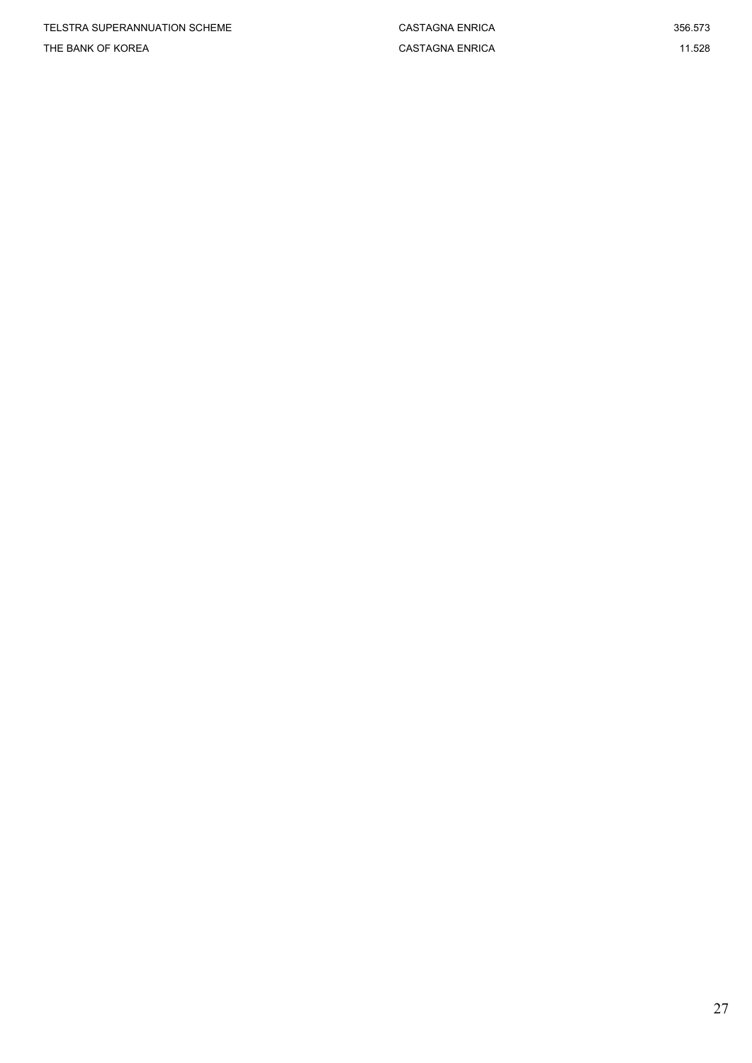| | | |
|---|---|---|
| TELSTRA SUPERANNUATION SCHEME | CASTAGNA ENRICA | 356.573 |
| THE BANK OF KOREA | CASTAGNA ENRICA | 11.528 |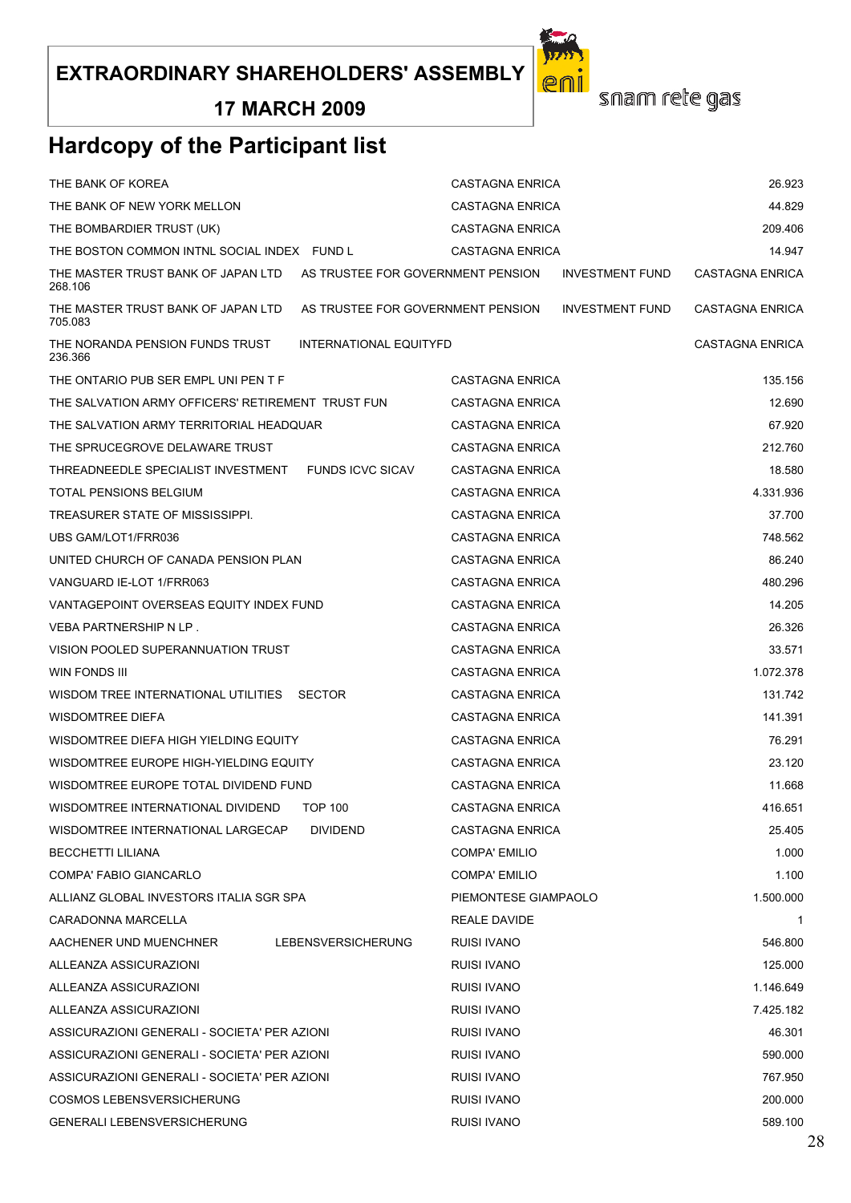# Hardcopy of the Participant list

| | | |
|---|---|---|
| THE BANK OF KOREA | CASTAGNA ENRICA | 26.923 |
| THE BANK OF NEW YORK MELLON | CASTAGNA ENRICA | 44.829 |
| THE BOMBARDIER TRUST (UK) | CASTAGNA ENRICA | 209.406 |
| THE BOSTON COMMON INTNL SOCIAL INDEX FUND L | CASTAGNA ENRICA | 14.947 |
| THE MASTER TRUST BANK OF JAPAN LTD AS TRUSTEE FOR GOVERNMENT PENSION INVESTMENT FUND | CASTAGNA ENRICA | 268.106 |
| THE MASTER TRUST BANK OF JAPAN LTD AS TRUSTEE FOR GOVERNMENT PENSION INVESTMENT FUND | CASTAGNA ENRICA | 705.083 |
| THE NORANDA PENSION FUNDS TRUST INTERNATIONAL EQUITYFD | CASTAGNA ENRICA | 236.366 |
| THE ONTARIO PUB SER EMPL UNI PEN T F | CASTAGNA ENRICA | 135.156 |
| THE SALVATION ARMY OFFICERS' RETIREMENT TRUST FUN | CASTAGNA ENRICA | 12.690 |
| THE SALVATION ARMY TERRITORIAL HEADQUAR | CASTAGNA ENRICA | 67.920 |
| THE SPRUCEGROVE DELAWARE TRUST | CASTAGNA ENRICA | 212.760 |
| THREADNEEDLE SPECIALIST INVESTMENT FUNDS ICVC SICAV | CASTAGNA ENRICA | 18.580 |
| TOTAL PENSIONS BELGIUM | CASTAGNA ENRICA | 4.331.936 |
| TREASURER STATE OF MISSISSIPPI. | CASTAGNA ENRICA | 37.700 |
| UBS GAM/LOT1/FRR036 | CASTAGNA ENRICA | 748.562 |
| UNITED CHURCH OF CANADA PENSION PLAN | CASTAGNA ENRICA | 86.240 |
| VANGUARD IE-LOT 1/FRR063 | CASTAGNA ENRICA | 480.296 |
| VANTAGEPOINT OVERSEAS EQUITY INDEX FUND | CASTAGNA ENRICA | 14.205 |
| VEBA PARTNERSHIP N LP . | CASTAGNA ENRICA | 26.326 |
| VISION POOLED SUPERANNUATION TRUST | CASTAGNA ENRICA | 33.571 |
| WIN FONDS III | CASTAGNA ENRICA | 1.072.378 |
| WISDOM TREE INTERNATIONAL UTILITIES SECTOR | CASTAGNA ENRICA | 131.742 |
| WISDOMTREE DIEFA | CASTAGNA ENRICA | 141.391 |
| WISDOMTREE DIEFA HIGH YIELDING EQUITY | CASTAGNA ENRICA | 76.291 |
| WISDOMTREE EUROPE HIGH-YIELDING EQUITY | CASTAGNA ENRICA | 23.120 |
| WISDOMTREE EUROPE TOTAL DIVIDEND FUND | CASTAGNA ENRICA | 11.668 |
| WISDOMTREE INTERNATIONAL DIVIDEND TOP 100 | CASTAGNA ENRICA | 416.651 |
| WISDOMTREE INTERNATIONAL LARGECAP DIVIDEND | CASTAGNA ENRICA | 25.405 |
| BECCHETTI LILIANA | COMPA' EMILIO | 1.000 |
| COMPA' FABIO GIANCARLO | COMPA' EMILIO | 1.100 |
| ALLIANZ GLOBAL INVESTORS ITALIA SGR SPA | PIEMONTESE GIAMPAOLO | 1.500.000 |
| CARADONNA MARCELLA | REALE DAVIDE | 1 |
| AACHENER UND MUENCHNER LEBENSVERSICHERUNG | RUISI IVANO | 546.800 |
| ALLEANZA ASSICURAZIONI | RUISI IVANO | 125.000 |
| ALLEANZA ASSICURAZIONI | RUISI IVANO | 1.146.649 |
| ALLEANZA ASSICURAZIONI | RUISI IVANO | 7.425.182 |
| ASSICURAZIONI GENERALI - SOCIETA' PER AZIONI | RUISI IVANO | 46.301 |
| ASSICURAZIONI GENERALI - SOCIETA' PER AZIONI | RUISI IVANO | 590.000 |
| ASSICURAZIONI GENERALI - SOCIETA' PER AZIONI | RUISI IVANO | 767.950 |
| COSMOS LEBENSVERSICHERUNG | RUISI IVANO | 200.000 |
| GENERALI LEBENSVERSICHERUNG | RUISI IVANO | 589.100 |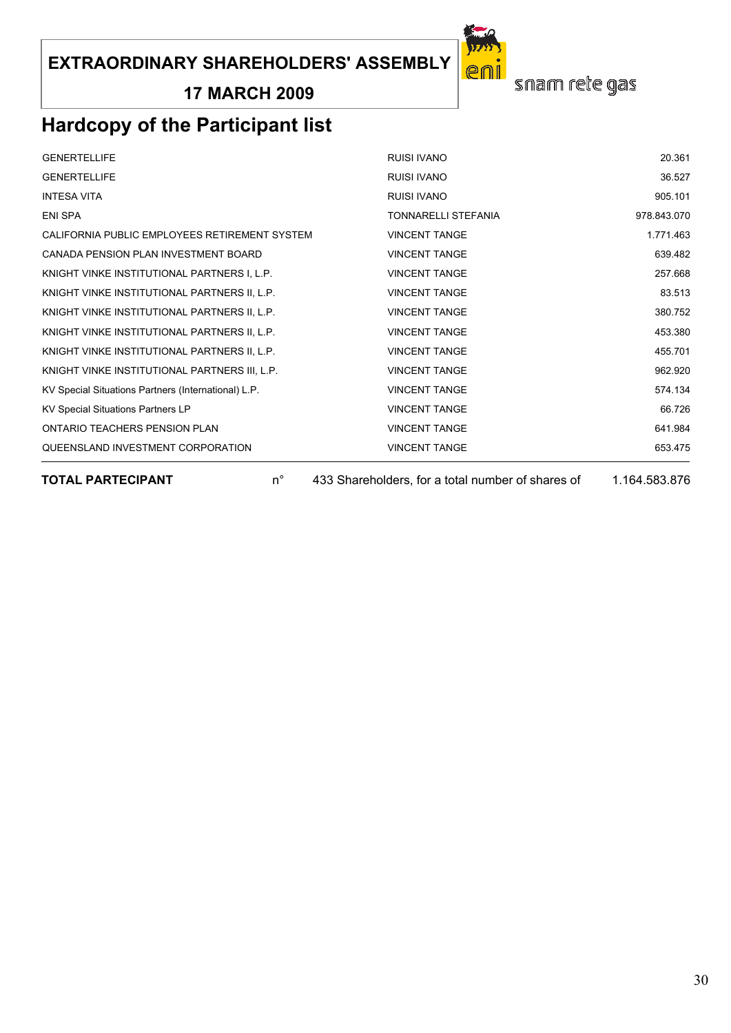**EXTRAORDINARY SHAREHOLDERS' ASSEMBLY**

**17 MARCH 2009**

snam rete gas

## Hardcopy of the Participant list

| | | |
|---|---|---|
| GENERTELLIFE | RUISI IVANO | 20.361 |
| GENERTELLIFE | RUISI IVANO | 36.527 |
| INTESA VITA | RUISI IVANO | 905.101 |
| ENI SPA | TONNARELLI STEFANIA | 978.843.070 |
| CALIFORNIA PUBLIC EMPLOYEES RETIREMENT SYSTEM | VINCENT TANGE | 1.771.463 |
| CANADA PENSION PLAN INVESTMENT BOARD | VINCENT TANGE | 639.482 |
| KNIGHT VINKE INSTITUTIONAL PARTNERS I, L.P. | VINCENT TANGE | 257.668 |
| KNIGHT VINKE INSTITUTIONAL PARTNERS II, L.P. | VINCENT TANGE | 83.513 |
| KNIGHT VINKE INSTITUTIONAL PARTNERS II, L.P. | VINCENT TANGE | 380.752 |
| KNIGHT VINKE INSTITUTIONAL PARTNERS II, L.P. | VINCENT TANGE | 453.380 |
| KNIGHT VINKE INSTITUTIONAL PARTNERS II, L.P. | VINCENT TANGE | 455.701 |
| KNIGHT VINKE INSTITUTIONAL PARTNERS III, L.P. | VINCENT TANGE | 962.920 |
| KV Special Situations Partners (International) L.P. | VINCENT TANGE | 574.134 |
| KV Special Situations Partners LP | VINCENT TANGE | 66.726 |
| ONTARIO TEACHERS PENSION PLAN | VINCENT TANGE | 641.984 |
| QUEENSLAND INVESTMENT CORPORATION | VINCENT TANGE | 653.475 |

**TOTAL PARTECIPANT** n° 433 Shareholders, for a total number of shares of 1.164.583.876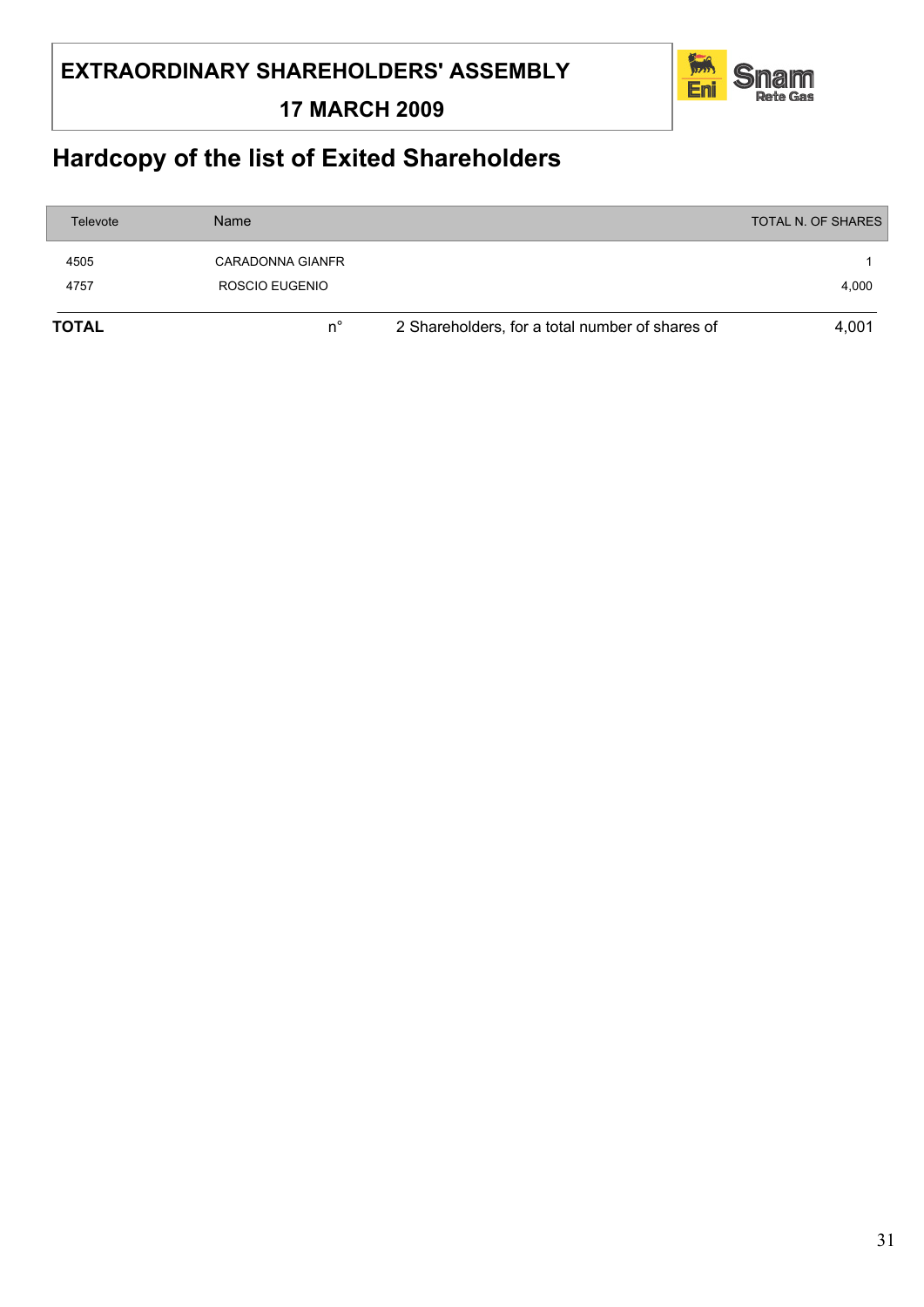**EXTRAORDINARY SHAREHOLDERS' ASSEMBLY**

**17 MARCH 2009**

# Hardcopy of the list of Exited Shareholders

| Televote | Name | | TOTAL N. OF SHARES |
|---|---|---|---|
| 4505 | CARADONNA GIANFR | | 1 |
| 4757 | ROSCIO EUGENIO | | 4,000 |
| **TOTAL** | n° | 2 Shareholders, for a total number of shares of | 4,001 |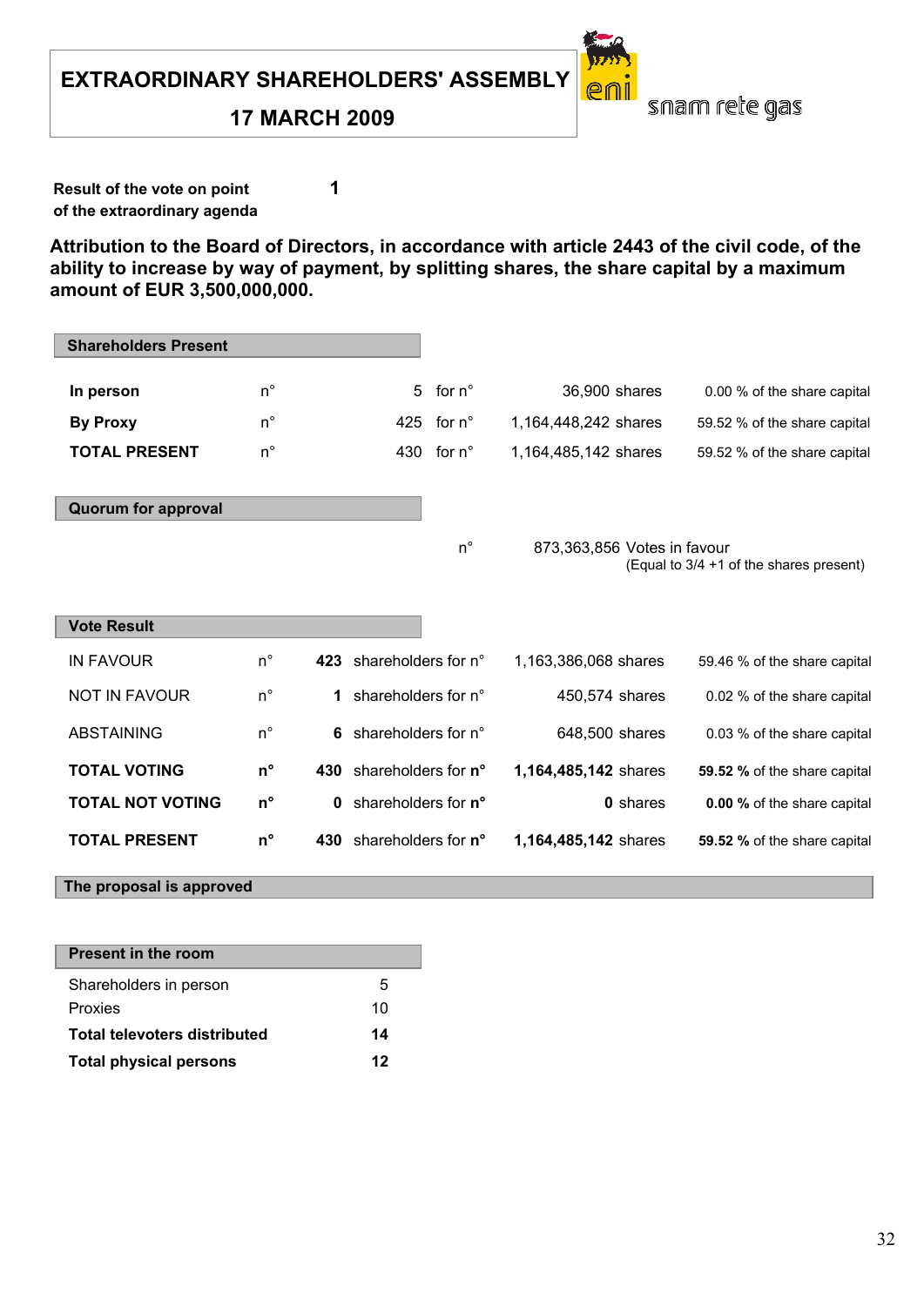# EXTRAORDINARY SHAREHOLDERS' ASSEMBLY

## 17 MARCH 2009

eni snam rete gas

**Result of the vote on point of the extraordinary agenda** **1**

**Attribution to the Board of Directors, in accordance with article 2443 of the civil code, of the ability to increase by way of payment, by splitting shares, the share capital by a maximum amount of EUR 3,500,000,000.**

**Shareholders Present**

| | | | | | |
|---|---|---|---|---|---|
| **In person** | n° | 5 | for n° | 36,900 shares | 0.00 % of the share capital |
| **By Proxy** | n° | 425 | for n° | 1,164,448,242 shares | 59.52 % of the share capital |
| **TOTAL PRESENT** | n° | 430 | for n° | 1,164,485,142 shares | 59.52 % of the share capital |

**Quorum for approval**

n° 873,363,856 Votes in favour
(Equal to 3/4 +1 of the shares present)

**Vote Result**

| | | | | | |
|---|---|---|---|---|---|
| IN FAVOUR | n° | **423** | shareholders for n° | 1,163,386,068 shares | 59.46 % of the share capital |
| NOT IN FAVOUR | n° | **1** | shareholders for n° | 450,574 shares | 0.02 % of the share capital |
| ABSTAINING | n° | **6** | shareholders for n° | 648,500 shares | 0.03 % of the share capital |
| **TOTAL VOTING** | **n°** | **430** | shareholders for **n°** | **1,164,485,142** shares | **59.52 %** of the share capital |
| **TOTAL NOT VOTING** | **n°** | **0** | shareholders for **n°** | **0** shares | **0.00 %** of the share capital |
| **TOTAL PRESENT** | **n°** | **430** | shareholders for **n°** | **1,164,485,142** shares | **59.52 %** of the share capital |

**The proposal is approved**

**Present in the room**

| | |
|---|---|
| Shareholders in person | 5 |
| Proxies | 10 |
| **Total televoters distributed** | **14** |
| **Total physical persons** | **12** |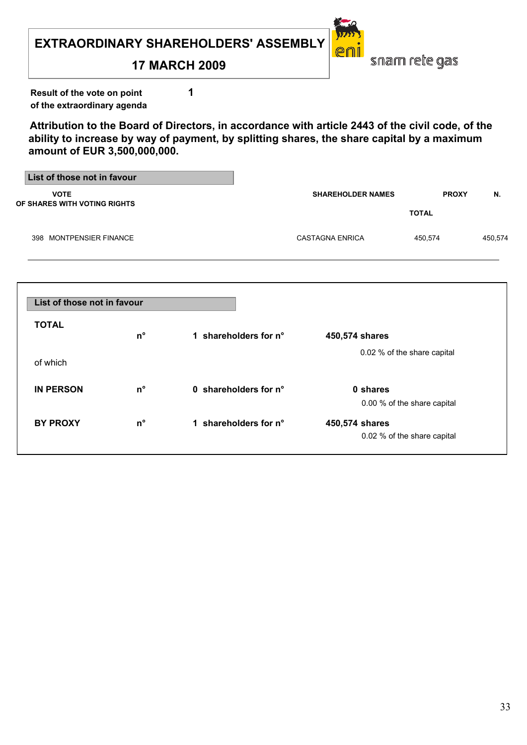# EXTRAORDINARY SHAREHOLDERS' ASSEMBLY

## 17 MARCH 2009

snam rete gas

**Result of the vote on point of the extraordinary agenda** **1**

**Attribution to the Board of Directors, in accordance with article 2443 of the civil code, of the ability to increase by way of payment, by splitting shares, the share capital by a maximum amount of EUR 3,500,000,000.**

**List of those not in favour**

| VOTE OF SHARES WITH VOTING RIGHTS | SHAREHOLDER NAMES | PROXY TOTAL | N. |
|---|---|---|---|
| 398 MONTPENSIER FINANCE | CASTAGNA ENRICA | 450,574 | 450,574 |

**List of those not in favour**

| | | | |
|---|---|---|---|
| **TOTAL** | n° | **1 shareholders for n°** | **450,574 shares**<br>0.02 % of the share capital |
| of which | | | |
| **IN PERSON** | n° | **0 shareholders for n°** | **0 shares**<br>0.00 % of the share capital |
| **BY PROXY** | n° | **1 shareholders for n°** | **450,574 shares**<br>0.02 % of the share capital |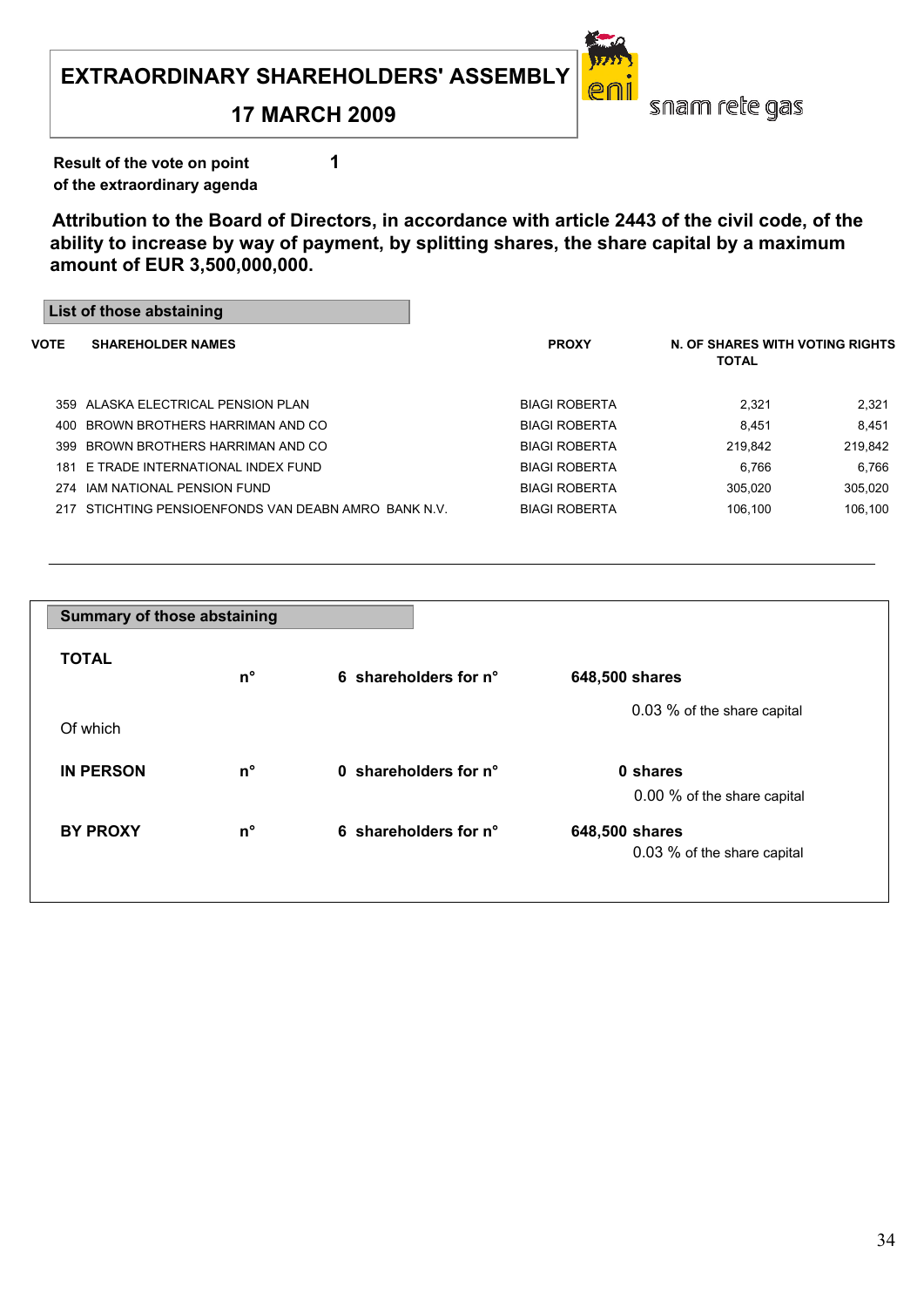# EXTRAORDINARY SHAREHOLDERS' ASSEMBLY

## 17 MARCH 2009

eni snam rete gas

**Result of the vote on point of the extraordinary agenda** **1**

**Attribution to the Board of Directors, in accordance with article 2443 of the civil code, of the ability to increase by way of payment, by splitting shares, the share capital by a maximum amount of EUR 3,500,000,000.**

**List of those abstaining**

| VOTE | SHAREHOLDER NAMES | PROXY | N. OF SHARES WITH VOTING RIGHTS | TOTAL |
|---|---|---|---|---|
| 359 | ALASKA ELECTRICAL PENSION PLAN | BIAGI ROBERTA | 2,321 | 2,321 |
| 400 | BROWN BROTHERS HARRIMAN AND CO | BIAGI ROBERTA | 8,451 | 8,451 |
| 399 | BROWN BROTHERS HARRIMAN AND CO | BIAGI ROBERTA | 219,842 | 219,842 |
| 181 | E TRADE INTERNATIONAL INDEX FUND | BIAGI ROBERTA | 6,766 | 6,766 |
| 274 | IAM NATIONAL PENSION FUND | BIAGI ROBERTA | 305,020 | 305,020 |
| 217 | STICHTING PENSIOENFONDS VAN DEABN AMRO BANK N.V. | BIAGI ROBERTA | 106,100 | 106,100 |

**Summary of those abstaining**

| | | | |
|---|---|---|---|
| **TOTAL** | **n°** | **6 shareholders for n°** | **648,500 shares** |
| | | | 0.03 % of the share capital |
| Of which | | | |
| **IN PERSON** | **n°** | **0 shareholders for n°** | **0 shares** |
| | | | 0.00 % of the share capital |
| **BY PROXY** | **n°** | **6 shareholders for n°** | **648,500 shares** |
| | | | 0.03 % of the share capital |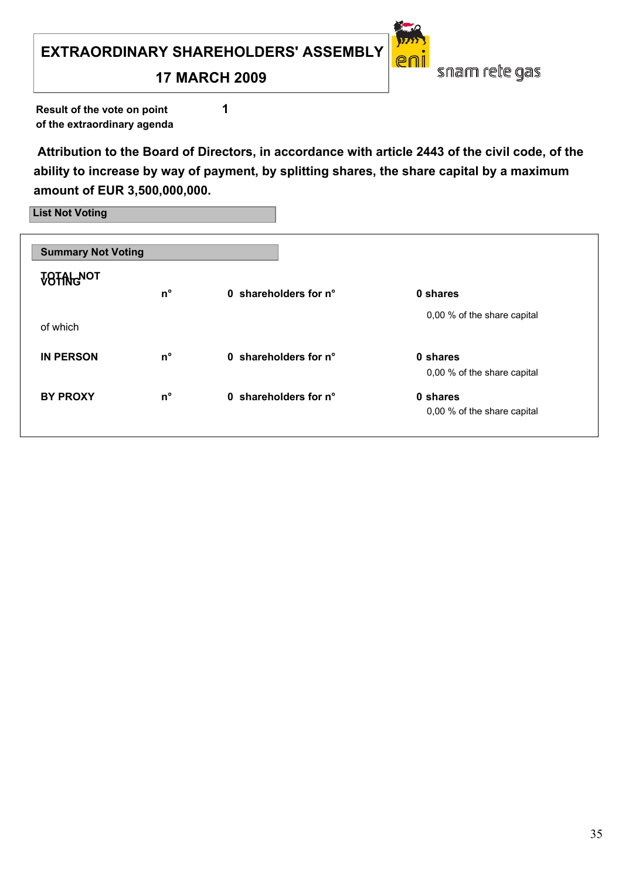# EXTRAORDINARY SHAREHOLDERS' ASSEMBLY

## 17 MARCH 2009

snam rete gas

**Result of the vote on point** **1**
**of the extraordinary agenda**

**Attribution to the Board of Directors, in accordance with article 2443 of the civil code, of the ability to increase by way of payment, by splitting shares, the share capital by a maximum amount of EUR 3,500,000,000.**

**List Not Voting**

**Summary Not Voting**

| | | | |
|---|---|---|---|
| **TOTAL NOT VOTING** | **n°** | **0 shareholders for n°** | **0 shares** |
| | | | 0,00 % of the share capital |
| of which | | | |
| **IN PERSON** | **n°** | **0 shareholders for n°** | **0 shares** |
| | | | 0,00 % of the share capital |
| **BY PROXY** | **n°** | **0 shareholders for n°** | **0 shares** |
| | | | 0,00 % of the share capital |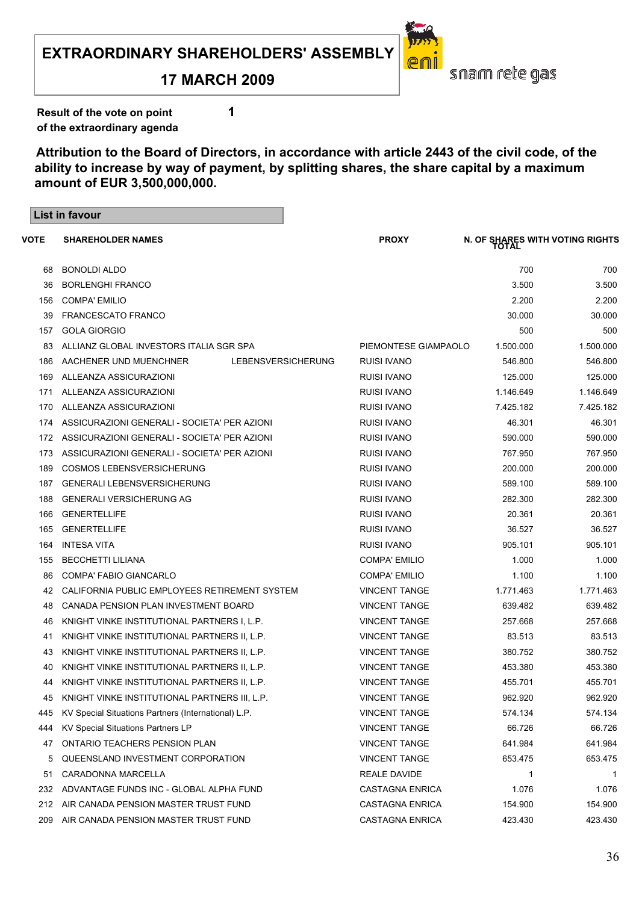# EXTRAORDINARY SHAREHOLDERS' ASSEMBLY

## 17 MARCH 2009

eni snam rete gas

**Result of the vote on point 1 of the extraordinary agenda**

**Attribution to the Board of Directors, in accordance with article 2443 of the civil code, of the ability to increase by way of payment, by splitting shares, the share capital by a maximum amount of EUR 3,500,000,000.**

**List in favour**

| VOTE | SHAREHOLDER NAMES | PROXY | N. OF SHARES WITH VOTING RIGHTS | TOTAL |
|---|---|---|---|---|
| 68 | BONOLDI ALDO | | 700 | 700 |
| 36 | BORLENGHI FRANCO | | 3.500 | 3.500 |
| 156 | COMPA' EMILIO | | 2.200 | 2.200 |
| 39 | FRANCESCATO FRANCO | | 30.000 | 30.000 |
| 157 | GOLA GIORGIO | | 500 | 500 |
| 83 | ALLIANZ GLOBAL INVESTORS ITALIA SGR SPA | PIEMONTESE GIAMPAOLO | 1.500.000 | 1.500.000 |
| 186 | AACHENER UND MUENCHNER LEBENSVERSICHERUNG | RUISI IVANO | 546.800 | 546.800 |
| 169 | ALLEANZA ASSICURAZIONI | RUISI IVANO | 125.000 | 125.000 |
| 171 | ALLEANZA ASSICURAZIONI | RUISI IVANO | 1.146.649 | 1.146.649 |
| 170 | ALLEANZA ASSICURAZIONI | RUISI IVANO | 7.425.182 | 7.425.182 |
| 174 | ASSICURAZIONI GENERALI - SOCIETA' PER AZIONI | RUISI IVANO | 46.301 | 46.301 |
| 172 | ASSICURAZIONI GENERALI - SOCIETA' PER AZIONI | RUISI IVANO | 590.000 | 590.000 |
| 173 | ASSICURAZIONI GENERALI - SOCIETA' PER AZIONI | RUISI IVANO | 767.950 | 767.950 |
| 189 | COSMOS LEBENSVERSICHERUNG | RUISI IVANO | 200.000 | 200.000 |
| 187 | GENERALI LEBENSVERSICHERUNG | RUISI IVANO | 589.100 | 589.100 |
| 188 | GENERALI VERSICHERUNG AG | RUISI IVANO | 282.300 | 282.300 |
| 166 | GENERTELLIFE | RUISI IVANO | 20.361 | 20.361 |
| 165 | GENERTELLIFE | RUISI IVANO | 36.527 | 36.527 |
| 164 | INTESA VITA | RUISI IVANO | 905.101 | 905.101 |
| 155 | BECCHETTI LILIANA | COMPA' EMILIO | 1.000 | 1.000 |
| 86 | COMPA' FABIO GIANCARLO | COMPA' EMILIO | 1.100 | 1.100 |
| 42 | CALIFORNIA PUBLIC EMPLOYEES RETIREMENT SYSTEM | VINCENT TANGE | 1.771.463 | 1.771.463 |
| 48 | CANADA PENSION PLAN INVESTMENT BOARD | VINCENT TANGE | 639.482 | 639.482 |
| 46 | KNIGHT VINKE INSTITUTIONAL PARTNERS I, L.P. | VINCENT TANGE | 257.668 | 257.668 |
| 41 | KNIGHT VINKE INSTITUTIONAL PARTNERS II, L.P. | VINCENT TANGE | 83.513 | 83.513 |
| 43 | KNIGHT VINKE INSTITUTIONAL PARTNERS II, L.P. | VINCENT TANGE | 380.752 | 380.752 |
| 40 | KNIGHT VINKE INSTITUTIONAL PARTNERS II, L.P. | VINCENT TANGE | 453.380 | 453.380 |
| 44 | KNIGHT VINKE INSTITUTIONAL PARTNERS II, L.P. | VINCENT TANGE | 455.701 | 455.701 |
| 45 | KNIGHT VINKE INSTITUTIONAL PARTNERS III, L.P. | VINCENT TANGE | 962.920 | 962.920 |
| 445 | KV Special Situations Partners (International) L.P. | VINCENT TANGE | 574.134 | 574.134 |
| 444 | KV Special Situations Partners LP | VINCENT TANGE | 66.726 | 66.726 |
| 47 | ONTARIO TEACHERS PENSION PLAN | VINCENT TANGE | 641.984 | 641.984 |
| 5 | QUEENSLAND INVESTMENT CORPORATION | VINCENT TANGE | 653.475 | 653.475 |
| 51 | CARADONNA MARCELLA | REALE DAVIDE | 1 | 1 |
| 232 | ADVANTAGE FUNDS INC - GLOBAL ALPHA FUND | CASTAGNA ENRICA | 1.076 | 1.076 |
| 212 | AIR CANADA PENSION MASTER TRUST FUND | CASTAGNA ENRICA | 154.900 | 154.900 |
| 209 | AIR CANADA PENSION MASTER TRUST FUND | CASTAGNA ENRICA | 423.430 | 423.430 |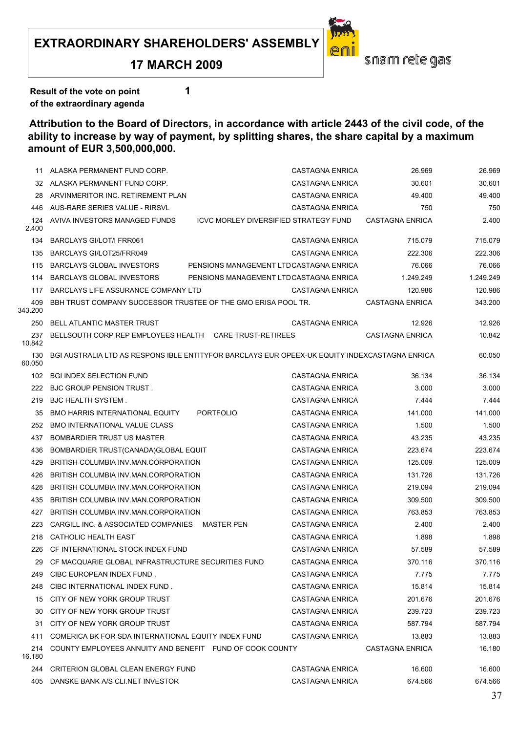**EXTRAORDINARY SHAREHOLDERS' ASSEMBLY**

**17 MARCH 2009**

snam rete gas

**Result of the vote on point 1 of the extraordinary agenda**

## Attribution to the Board of Directors, in accordance with article 2443 of the civil code, of the ability to increase by way of payment, by splitting shares, the share capital by a maximum amount of EUR 3,500,000,000.

| | | | | |
|---|---|---|---|---|
| 11 | ALASKA PERMANENT FUND CORP. | CASTAGNA ENRICA | 26.969 | 26.969 |
| 32 | ALASKA PERMANENT FUND CORP. | CASTAGNA ENRICA | 30.601 | 30.601 |
| 28 | ARVINMERITOR INC. RETIREMENT PLAN | CASTAGNA ENRICA | 49.400 | 49.400 |
| 446 | AUS-RARE SERIES VALUE - RIRSVL | CASTAGNA ENRICA | 750 | 750 |
| 124 | AVIVA INVESTORS MANAGED FUNDS ICVC MORLEY DIVERSIFIED STRATEGY FUND | CASTAGNA ENRICA | 2.400 | 2.400 |
| 134 | BARCLAYS GI/LOT/I FRR061 | CASTAGNA ENRICA | 715.079 | 715.079 |
| 135 | BARCLAYS GI/LOT25/FRR049 | CASTAGNA ENRICA | 222.306 | 222.306 |
| 115 | BARCLAYS GLOBAL INVESTORS PENSIONS MANAGEMENT LTD | CASTAGNA ENRICA | 76.066 | 76.066 |
| 114 | BARCLAYS GLOBAL INVESTORS PENSIONS MANAGEMENT LTD | CASTAGNA ENRICA | 1.249.249 | 1.249.249 |
| 117 | BARCLAYS LIFE ASSURANCE COMPANY LTD | CASTAGNA ENRICA | 120.986 | 120.986 |
| 409 | BBH TRUST COMPANY SUCCESSOR TRUSTEE OF THE GMO ERISA POOL TR. | CASTAGNA ENRICA | 343.200 | 343.200 |
| 250 | BELL ATLANTIC MASTER TRUST | CASTAGNA ENRICA | 12.926 | 12.926 |
| 237 | BELLSOUTH CORP REP EMPLOYEES HEALTH CARE TRUST-RETIREES | CASTAGNA ENRICA | 10.842 | 10.842 |
| 130 | BGI AUSTRALIA LTD AS RESPONS IBLE ENTITYFOR BARCLAYS EUR OPEEX-UK EQUITY INDEX | CASTAGNA ENRICA | 60.050 | 60.050 |
| 102 | BGI INDEX SELECTION FUND | CASTAGNA ENRICA | 36.134 | 36.134 |
| 222 | BJC GROUP PENSION TRUST . | CASTAGNA ENRICA | 3.000 | 3.000 |
| 219 | BJC HEALTH SYSTEM . | CASTAGNA ENRICA | 7.444 | 7.444 |
| 35 | BMO HARRIS INTERNATIONAL EQUITY PORTFOLIO | CASTAGNA ENRICA | 141.000 | 141.000 |
| 252 | BMO INTERNATIONAL VALUE CLASS | CASTAGNA ENRICA | 1.500 | 1.500 |
| 437 | BOMBARDIER TRUST US MASTER | CASTAGNA ENRICA | 43.235 | 43.235 |
| 436 | BOMBARDIER TRUST(CANADA)GLOBAL EQUIT | CASTAGNA ENRICA | 223.674 | 223.674 |
| 429 | BRITISH COLUMBIA INV.MAN.CORPORATION | CASTAGNA ENRICA | 125.009 | 125.009 |
| 426 | BRITISH COLUMBIA INV.MAN.CORPORATION | CASTAGNA ENRICA | 131.726 | 131.726 |
| 428 | BRITISH COLUMBIA INV.MAN.CORPORATION | CASTAGNA ENRICA | 219.094 | 219.094 |
| 435 | BRITISH COLUMBIA INV.MAN.CORPORATION | CASTAGNA ENRICA | 309.500 | 309.500 |
| 427 | BRITISH COLUMBIA INV.MAN.CORPORATION | CASTAGNA ENRICA | 763.853 | 763.853 |
| 223 | CARGILL INC. & ASSOCIATED COMPANIES MASTER PEN | CASTAGNA ENRICA | 2.400 | 2.400 |
| 218 | CATHOLIC HEALTH EAST | CASTAGNA ENRICA | 1.898 | 1.898 |
| 226 | CF INTERNATIONAL STOCK INDEX FUND | CASTAGNA ENRICA | 57.589 | 57.589 |
| 29 | CF MACQUARIE GLOBAL INFRASTRUCTURE SECURITIES FUND | CASTAGNA ENRICA | 370.116 | 370.116 |
| 249 | CIBC EUROPEAN INDEX FUND . | CASTAGNA ENRICA | 7.775 | 7.775 |
| 248 | CIBC INTERNATIONAL INDEX FUND . | CASTAGNA ENRICA | 15.814 | 15.814 |
| 15 | CITY OF NEW YORK GROUP TRUST | CASTAGNA ENRICA | 201.676 | 201.676 |
| 30 | CITY OF NEW YORK GROUP TRUST | CASTAGNA ENRICA | 239.723 | 239.723 |
| 31 | CITY OF NEW YORK GROUP TRUST | CASTAGNA ENRICA | 587.794 | 587.794 |
| 411 | COMERICA BK FOR SDA INTERNATIONAL EQUITY INDEX FUND | CASTAGNA ENRICA | 13.883 | 13.883 |
| 214 | COUNTY EMPLOYEES ANNUITY AND BENEFIT FUND OF COOK COUNTY | CASTAGNA ENRICA | 16.180 | 16.180 |
| 244 | CRITERION GLOBAL CLEAN ENERGY FUND | CASTAGNA ENRICA | 16.600 | 16.600 |
| 405 | DANSKE BANK A/S CLI.NET INVESTOR | CASTAGNA ENRICA | 674.566 | 674.566 |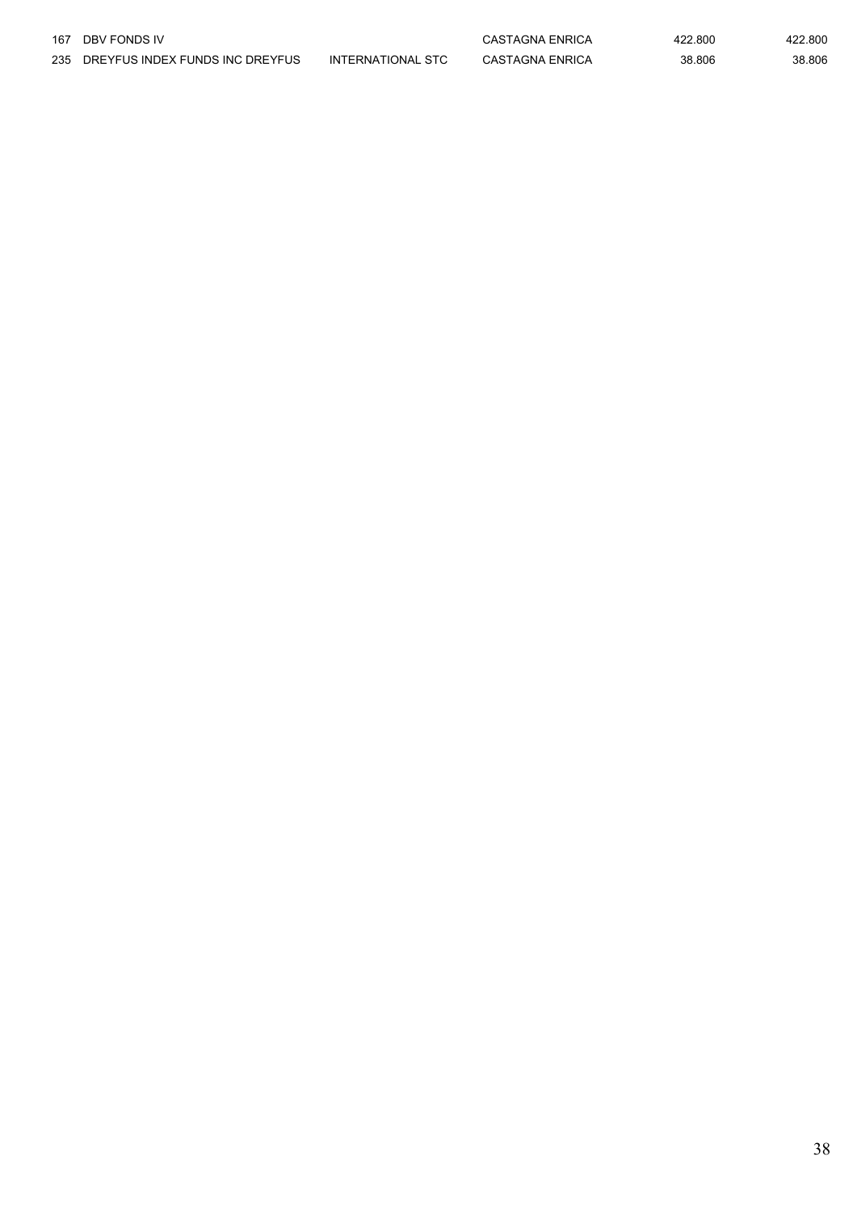| | | | | | |
|---|---|---|---|---|---|
| 167 | DBV FONDS IV | | CASTAGNA ENRICA | 422.800 | 422.800 |
| 235 | DREYFUS INDEX FUNDS INC DREYFUS | INTERNATIONAL STC | CASTAGNA ENRICA | 38.806 | 38.806 |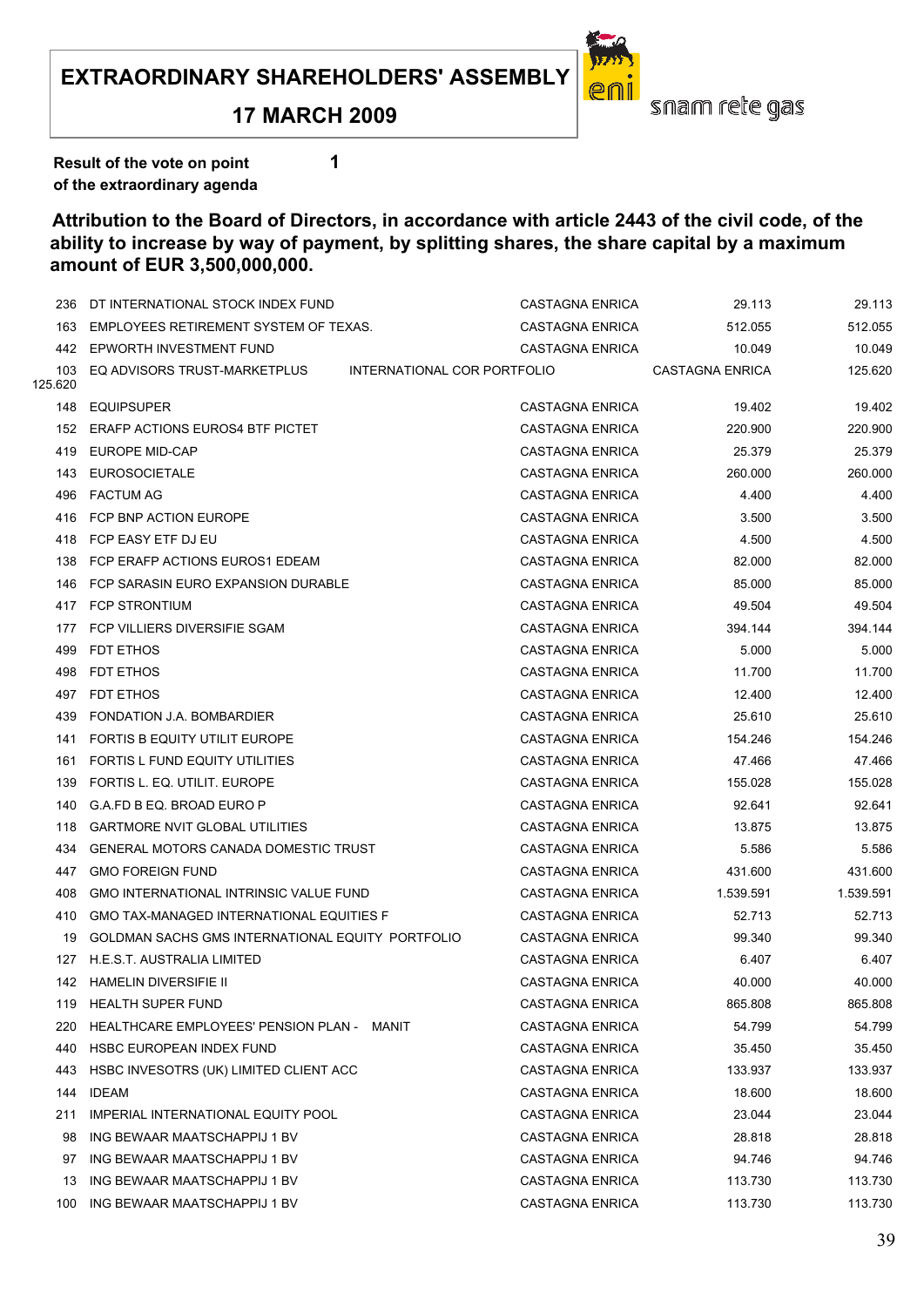**EXTRAORDINARY SHAREHOLDERS' ASSEMBLY**

**17 MARCH 2009**

**Result of the vote on point** **1**
**of the extraordinary agenda**

**Attribution to the Board of Directors, in accordance with article 2443 of the civil code, of the ability to increase by way of payment, by splitting shares, the share capital by a maximum amount of EUR 3,500,000,000.**

| | | | | |
|---|---|---|---|---|
| 236 | DT INTERNATIONAL STOCK INDEX FUND | CASTAGNA ENRICA | 29.113 | 29.113 |
| 163 | EMPLOYEES RETIREMENT SYSTEM OF TEXAS. | CASTAGNA ENRICA | 512.055 | 512.055 |
| 442 | EPWORTH INVESTMENT FUND | CASTAGNA ENRICA | 10.049 | 10.049 |
| 103 | EQ ADVISORS TRUST-MARKETPLUS INTERNATIONAL COR PORTFOLIO | CASTAGNA ENRICA | 125.620 | 125.620 |
| 148 | EQUIPSUPER | CASTAGNA ENRICA | 19.402 | 19.402 |
| 152 | ERAFP ACTIONS EUROS4 BTF PICTET | CASTAGNA ENRICA | 220.900 | 220.900 |
| 419 | EUROPE MID-CAP | CASTAGNA ENRICA | 25.379 | 25.379 |
| 143 | EUROSOCIETALE | CASTAGNA ENRICA | 260.000 | 260.000 |
| 496 | FACTUM AG | CASTAGNA ENRICA | 4.400 | 4.400 |
| 416 | FCP BNP ACTION EUROPE | CASTAGNA ENRICA | 3.500 | 3.500 |
| 418 | FCP EASY ETF DJ EU | CASTAGNA ENRICA | 4.500 | 4.500 |
| 138 | FCP ERAFP ACTIONS EUROS1 EDEAM | CASTAGNA ENRICA | 82.000 | 82.000 |
| 146 | FCP SARASIN EURO EXPANSION DURABLE | CASTAGNA ENRICA | 85.000 | 85.000 |
| 417 | FCP STRONTIUM | CASTAGNA ENRICA | 49.504 | 49.504 |
| 177 | FCP VILLIERS DIVERSIFIE SGAM | CASTAGNA ENRICA | 394.144 | 394.144 |
| 499 | FDT ETHOS | CASTAGNA ENRICA | 5.000 | 5.000 |
| 498 | FDT ETHOS | CASTAGNA ENRICA | 11.700 | 11.700 |
| 497 | FDT ETHOS | CASTAGNA ENRICA | 12.400 | 12.400 |
| 439 | FONDATION J.A. BOMBARDIER | CASTAGNA ENRICA | 25.610 | 25.610 |
| 141 | FORTIS B EQUITY UTILIT EUROPE | CASTAGNA ENRICA | 154.246 | 154.246 |
| 161 | FORTIS L FUND EQUITY UTILITIES | CASTAGNA ENRICA | 47.466 | 47.466 |
| 139 | FORTIS L. EQ. UTILIT. EUROPE | CASTAGNA ENRICA | 155.028 | 155.028 |
| 140 | G.A.FD B EQ. BROAD EURO P | CASTAGNA ENRICA | 92.641 | 92.641 |
| 118 | GARTMORE NVIT GLOBAL UTILITIES | CASTAGNA ENRICA | 13.875 | 13.875 |
| 434 | GENERAL MOTORS CANADA DOMESTIC TRUST | CASTAGNA ENRICA | 5.586 | 5.586 |
| 447 | GMO FOREIGN FUND | CASTAGNA ENRICA | 431.600 | 431.600 |
| 408 | GMO INTERNATIONAL INTRINSIC VALUE FUND | CASTAGNA ENRICA | 1.539.591 | 1.539.591 |
| 410 | GMO TAX-MANAGED INTERNATIONAL EQUITIES F | CASTAGNA ENRICA | 52.713 | 52.713 |
| 19 | GOLDMAN SACHS GMS INTERNATIONAL EQUITY PORTFOLIO | CASTAGNA ENRICA | 99.340 | 99.340 |
| 127 | H.E.S.T. AUSTRALIA LIMITED | CASTAGNA ENRICA | 6.407 | 6.407 |
| 142 | HAMELIN DIVERSIFIE II | CASTAGNA ENRICA | 40.000 | 40.000 |
| 119 | HEALTH SUPER FUND | CASTAGNA ENRICA | 865.808 | 865.808 |
| 220 | HEALTHCARE EMPLOYEES' PENSION PLAN - MANIT | CASTAGNA ENRICA | 54.799 | 54.799 |
| 440 | HSBC EUROPEAN INDEX FUND | CASTAGNA ENRICA | 35.450 | 35.450 |
| 443 | HSBC INVESOTRS (UK) LIMITED CLIENT ACC | CASTAGNA ENRICA | 133.937 | 133.937 |
| 144 | IDEAM | CASTAGNA ENRICA | 18.600 | 18.600 |
| 211 | IMPERIAL INTERNATIONAL EQUITY POOL | CASTAGNA ENRICA | 23.044 | 23.044 |
| 98 | ING BEWAAR MAATSCHAPPIJ 1 BV | CASTAGNA ENRICA | 28.818 | 28.818 |
| 97 | ING BEWAAR MAATSCHAPPIJ 1 BV | CASTAGNA ENRICA | 94.746 | 94.746 |
| 13 | ING BEWAAR MAATSCHAPPIJ 1 BV | CASTAGNA ENRICA | 113.730 | 113.730 |
| 100 | ING BEWAAR MAATSCHAPPIJ 1 BV | CASTAGNA ENRICA | 113.730 | 113.730 |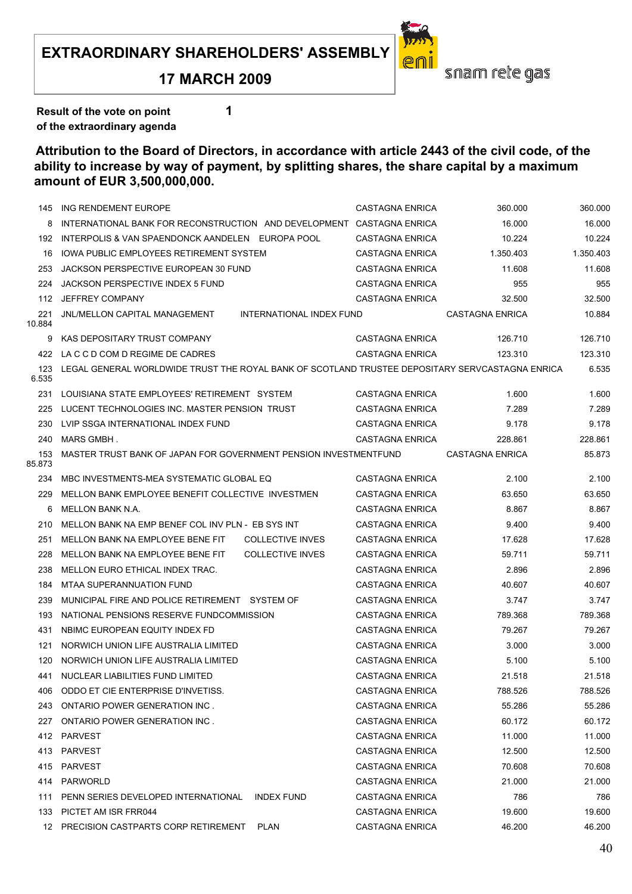**EXTRAORDINARY SHAREHOLDERS' ASSEMBLY**

**17 MARCH 2009**

snam rete gas

**Result of the vote on point** **1**
**of the extraordinary agenda**

**Attribution to the Board of Directors, in accordance with article 2443 of the civil code, of the ability to increase by way of payment, by splitting shares, the share capital by a maximum amount of EUR 3,500,000,000.**

| | | | | |
|---|---|---|---|---|
| 145 | ING RENDEMENT EUROPE | CASTAGNA ENRICA | 360.000 | 360.000 |
| 8 | INTERNATIONAL BANK FOR RECONSTRUCTION AND DEVELOPMENT | CASTAGNA ENRICA | 16.000 | 16.000 |
| 192 | INTERPOLIS & VAN SPAENDONCK AANDELEN EUROPA POOL | CASTAGNA ENRICA | 10.224 | 10.224 |
| 16 | IOWA PUBLIC EMPLOYEES RETIREMENT SYSTEM | CASTAGNA ENRICA | 1.350.403 | 1.350.403 |
| 253 | JACKSON PERSPECTIVE EUROPEAN 30 FUND | CASTAGNA ENRICA | 11.608 | 11.608 |
| 224 | JACKSON PERSPECTIVE INDEX 5 FUND | CASTAGNA ENRICA | 955 | 955 |
| 112 | JEFFREY COMPANY | CASTAGNA ENRICA | 32.500 | 32.500 |
| 221 | JNL/MELLON CAPITAL MANAGEMENT INTERNATIONAL INDEX FUND | CASTAGNA ENRICA | 10.884 | 10.884 |
| 9 | KAS DEPOSITARY TRUST COMPANY | CASTAGNA ENRICA | 126.710 | 126.710 |
| 422 | LA C C D COM D REGIME DE CADRES | CASTAGNA ENRICA | 123.310 | 123.310 |
| 123 | LEGAL GENERAL WORLDWIDE TRUST THE ROYAL BANK OF SCOTLAND TRUSTEE DEPOSITARY SERV | CASTAGNA ENRICA | 6.535 | 6.535 |
| 231 | LOUISIANA STATE EMPLOYEES' RETIREMENT SYSTEM | CASTAGNA ENRICA | 1.600 | 1.600 |
| 225 | LUCENT TECHNOLOGIES INC. MASTER PENSION TRUST | CASTAGNA ENRICA | 7.289 | 7.289 |
| 230 | LVIP SSGA INTERNATIONAL INDEX FUND | CASTAGNA ENRICA | 9.178 | 9.178 |
| 240 | MARS GMBH . | CASTAGNA ENRICA | 228.861 | 228.861 |
| 153 | MASTER TRUST BANK OF JAPAN FOR GOVERNMENT PENSION INVESTMENTFUND | CASTAGNA ENRICA | 85.873 | 85.873 |
| 234 | MBC INVESTMENTS-MEA SYSTEMATIC GLOBAL EQ | CASTAGNA ENRICA | 2.100 | 2.100 |
| 229 | MELLON BANK EMPLOYEE BENEFIT COLLECTIVE INVESTMEN | CASTAGNA ENRICA | 63.650 | 63.650 |
| 6 | MELLON BANK N.A. | CASTAGNA ENRICA | 8.867 | 8.867 |
| 210 | MELLON BANK NA EMP BENEF COL INV PLN - EB SYS INT | CASTAGNA ENRICA | 9.400 | 9.400 |
| 251 | MELLON BANK NA EMPLOYEE BENE FIT COLLECTIVE INVES | CASTAGNA ENRICA | 17.628 | 17.628 |
| 228 | MELLON BANK NA EMPLOYEE BENE FIT COLLECTIVE INVES | CASTAGNA ENRICA | 59.711 | 59.711 |
| 238 | MELLON EURO ETHICAL INDEX TRAC. | CASTAGNA ENRICA | 2.896 | 2.896 |
| 184 | MTAA SUPERANNUATION FUND | CASTAGNA ENRICA | 40.607 | 40.607 |
| 239 | MUNICIPAL FIRE AND POLICE RETIREMENT SYSTEM OF | CASTAGNA ENRICA | 3.747 | 3.747 |
| 193 | NATIONAL PENSIONS RESERVE FUNDCOMMISSION | CASTAGNA ENRICA | 789.368 | 789.368 |
| 431 | NBIMC EUROPEAN EQUITY INDEX FD | CASTAGNA ENRICA | 79.267 | 79.267 |
| 121 | NORWICH UNION LIFE AUSTRALIA LIMITED | CASTAGNA ENRICA | 3.000 | 3.000 |
| 120 | NORWICH UNION LIFE AUSTRALIA LIMITED | CASTAGNA ENRICA | 5.100 | 5.100 |
| 441 | NUCLEAR LIABILITIES FUND LIMITED | CASTAGNA ENRICA | 21.518 | 21.518 |
| 406 | ODDO ET CIE ENTERPRISE D'INVETISS. | CASTAGNA ENRICA | 788.526 | 788.526 |
| 243 | ONTARIO POWER GENERATION INC . | CASTAGNA ENRICA | 55.286 | 55.286 |
| 227 | ONTARIO POWER GENERATION INC . | CASTAGNA ENRICA | 60.172 | 60.172 |
| 412 | PARVEST | CASTAGNA ENRICA | 11.000 | 11.000 |
| 413 | PARVEST | CASTAGNA ENRICA | 12.500 | 12.500 |
| 415 | PARVEST | CASTAGNA ENRICA | 70.608 | 70.608 |
| 414 | PARWORLD | CASTAGNA ENRICA | 21.000 | 21.000 |
| 111 | PENN SERIES DEVELOPED INTERNATIONAL INDEX FUND | CASTAGNA ENRICA | 786 | 786 |
| 133 | PICTET AM ISR FRR044 | CASTAGNA ENRICA | 19.600 | 19.600 |
| 12 | PRECISION CASTPARTS CORP RETIREMENT PLAN | CASTAGNA ENRICA | 46.200 | 46.200 |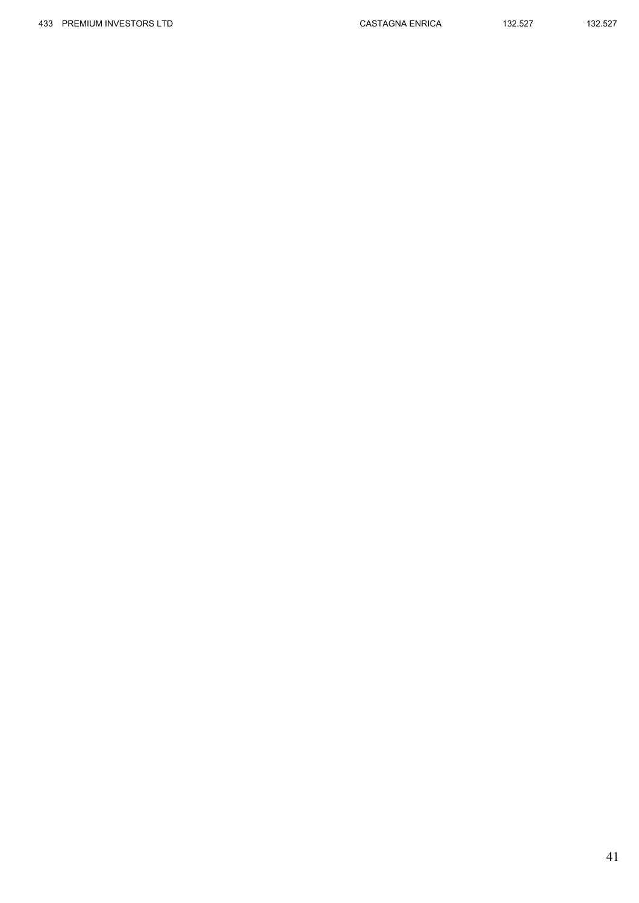| | | | | |
|---|---|---|---|---|
| 433 | PREMIUM INVESTORS LTD | CASTAGNA ENRICA | 132.527 | 132.527 |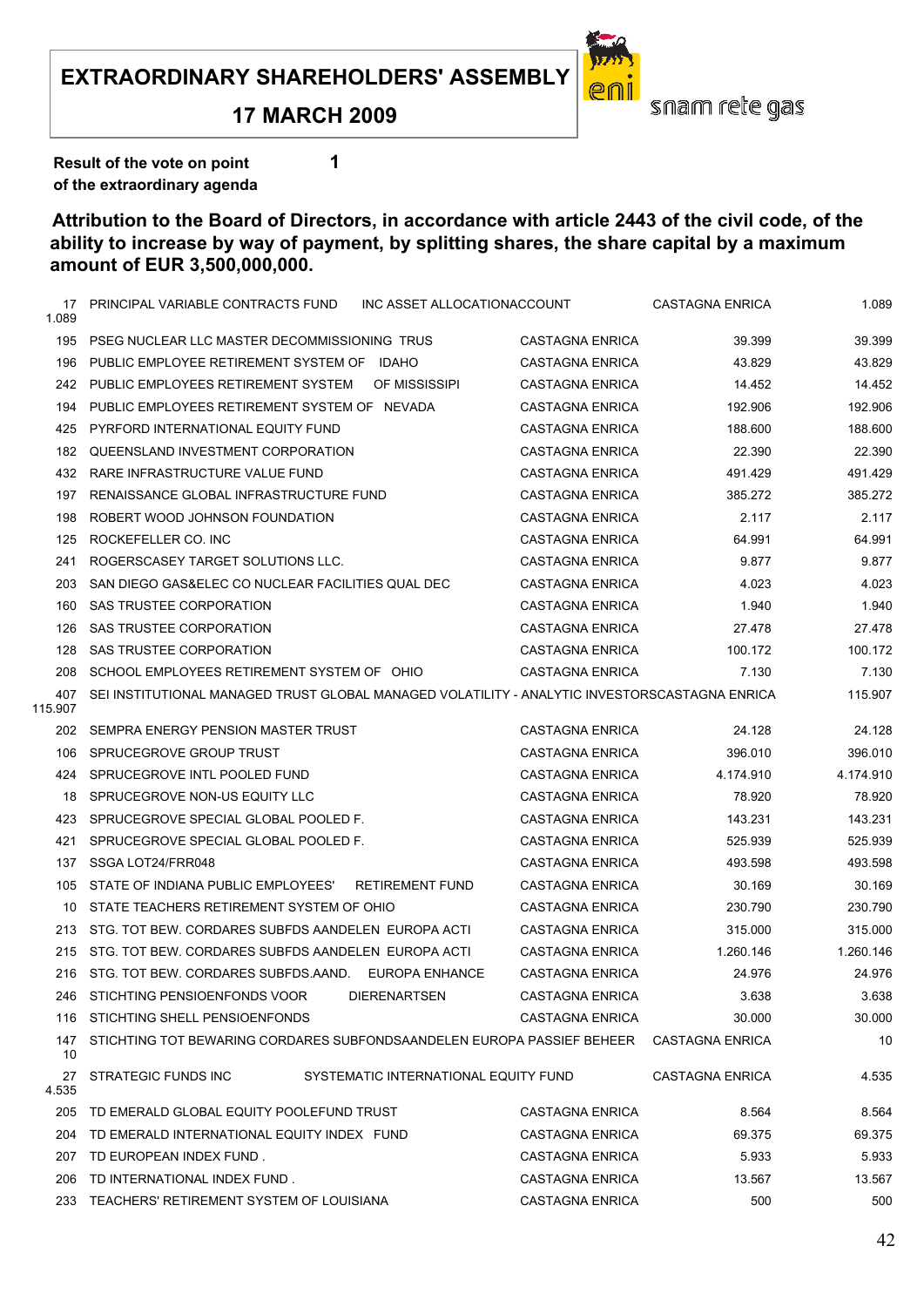**EXTRAORDINARY SHAREHOLDERS' ASSEMBLY**

**17 MARCH 2009**

snam rete gas

**Result of the vote on point 1 of the extraordinary agenda**

## Attribution to the Board of Directors, in accordance with article 2443 of the civil code, of the ability to increase by way of payment, by splitting shares, the share capital by a maximum amount of EUR 3,500,000,000.

| | | | | |
|---|---|---|---|---|
| 17 | PRINCIPAL VARIABLE CONTRACTS FUND INC ASSET ALLOCATIONACCOUNT | CASTAGNA ENRICA | 1.089 | 1.089 |
| 195 | PSEG NUCLEAR LLC MASTER DECOMMISSIONING TRUS | CASTAGNA ENRICA | 39.399 | 39.399 |
| 196 | PUBLIC EMPLOYEE RETIREMENT SYSTEM OF IDAHO | CASTAGNA ENRICA | 43.829 | 43.829 |
| 242 | PUBLIC EMPLOYEES RETIREMENT SYSTEM OF MISSISSIPI | CASTAGNA ENRICA | 14.452 | 14.452 |
| 194 | PUBLIC EMPLOYEES RETIREMENT SYSTEM OF NEVADA | CASTAGNA ENRICA | 192.906 | 192.906 |
| 425 | PYRFORD INTERNATIONAL EQUITY FUND | CASTAGNA ENRICA | 188.600 | 188.600 |
| 182 | QUEENSLAND INVESTMENT CORPORATION | CASTAGNA ENRICA | 22.390 | 22.390 |
| 432 | RARE INFRASTRUCTURE VALUE FUND | CASTAGNA ENRICA | 491.429 | 491.429 |
| 197 | RENAISSANCE GLOBAL INFRASTRUCTURE FUND | CASTAGNA ENRICA | 385.272 | 385.272 |
| 198 | ROBERT WOOD JOHNSON FOUNDATION | CASTAGNA ENRICA | 2.117 | 2.117 |
| 125 | ROCKEFELLER CO. INC | CASTAGNA ENRICA | 64.991 | 64.991 |
| 241 | ROGERSCASEY TARGET SOLUTIONS LLC. | CASTAGNA ENRICA | 9.877 | 9.877 |
| 203 | SAN DIEGO GAS&ELEC CO NUCLEAR FACILITIES QUAL DEC | CASTAGNA ENRICA | 4.023 | 4.023 |
| 160 | SAS TRUSTEE CORPORATION | CASTAGNA ENRICA | 1.940 | 1.940 |
| 126 | SAS TRUSTEE CORPORATION | CASTAGNA ENRICA | 27.478 | 27.478 |
| 128 | SAS TRUSTEE CORPORATION | CASTAGNA ENRICA | 100.172 | 100.172 |
| 208 | SCHOOL EMPLOYEES RETIREMENT SYSTEM OF OHIO | CASTAGNA ENRICA | 7.130 | 7.130 |
| 407 | SEI INSTITUTIONAL MANAGED TRUST GLOBAL MANAGED VOLATILITY - ANALYTIC INVESTORS | CASTAGNA ENRICA | 115.907 | 115.907 |
| 202 | SEMPRA ENERGY PENSION MASTER TRUST | CASTAGNA ENRICA | 24.128 | 24.128 |
| 106 | SPRUCEGROVE GROUP TRUST | CASTAGNA ENRICA | 396.010 | 396.010 |
| 424 | SPRUCEGROVE INTL POOLED FUND | CASTAGNA ENRICA | 4.174.910 | 4.174.910 |
| 18 | SPRUCEGROVE NON-US EQUITY LLC | CASTAGNA ENRICA | 78.920 | 78.920 |
| 423 | SPRUCEGROVE SPECIAL GLOBAL POOLED F. | CASTAGNA ENRICA | 143.231 | 143.231 |
| 421 | SPRUCEGROVE SPECIAL GLOBAL POOLED F. | CASTAGNA ENRICA | 525.939 | 525.939 |
| 137 | SSGA LOT24/FRR048 | CASTAGNA ENRICA | 493.598 | 493.598 |
| 105 | STATE OF INDIANA PUBLIC EMPLOYEES' RETIREMENT FUND | CASTAGNA ENRICA | 30.169 | 30.169 |
| 10 | STATE TEACHERS RETIREMENT SYSTEM OF OHIO | CASTAGNA ENRICA | 230.790 | 230.790 |
| 213 | STG. TOT BEW. CORDARES SUBFDS AANDELEN EUROPA ACTI | CASTAGNA ENRICA | 315.000 | 315.000 |
| 215 | STG. TOT BEW. CORDARES SUBFDS AANDELEN EUROPA ACTI | CASTAGNA ENRICA | 1.260.146 | 1.260.146 |
| 216 | STG. TOT BEW. CORDARES SUBFDS.AAND. EUROPA ENHANCE | CASTAGNA ENRICA | 24.976 | 24.976 |
| 246 | STICHTING PENSIOENFONDS VOOR DIERENARTSEN | CASTAGNA ENRICA | 3.638 | 3.638 |
| 116 | STICHTING SHELL PENSIOENFONDS | CASTAGNA ENRICA | 30.000 | 30.000 |
| 147 | STICHTING TOT BEWARING CORDARES SUBFONDSAANDELEN EUROPA PASSIEF BEHEER | CASTAGNA ENRICA | 10 | 10 |
| 27 | STRATEGIC FUNDS INC SYSTEMATIC INTERNATIONAL EQUITY FUND | CASTAGNA ENRICA | 4.535 | 4.535 |
| 205 | TD EMERALD GLOBAL EQUITY POOLEFUND TRUST | CASTAGNA ENRICA | 8.564 | 8.564 |
| 204 | TD EMERALD INTERNATIONAL EQUITY INDEX FUND | CASTAGNA ENRICA | 69.375 | 69.375 |
| 207 | TD EUROPEAN INDEX FUND . | CASTAGNA ENRICA | 5.933 | 5.933 |
| 206 | TD INTERNATIONAL INDEX FUND . | CASTAGNA ENRICA | 13.567 | 13.567 |
| 233 | TEACHERS' RETIREMENT SYSTEM OF LOUISIANA | CASTAGNA ENRICA | 500 | 500 |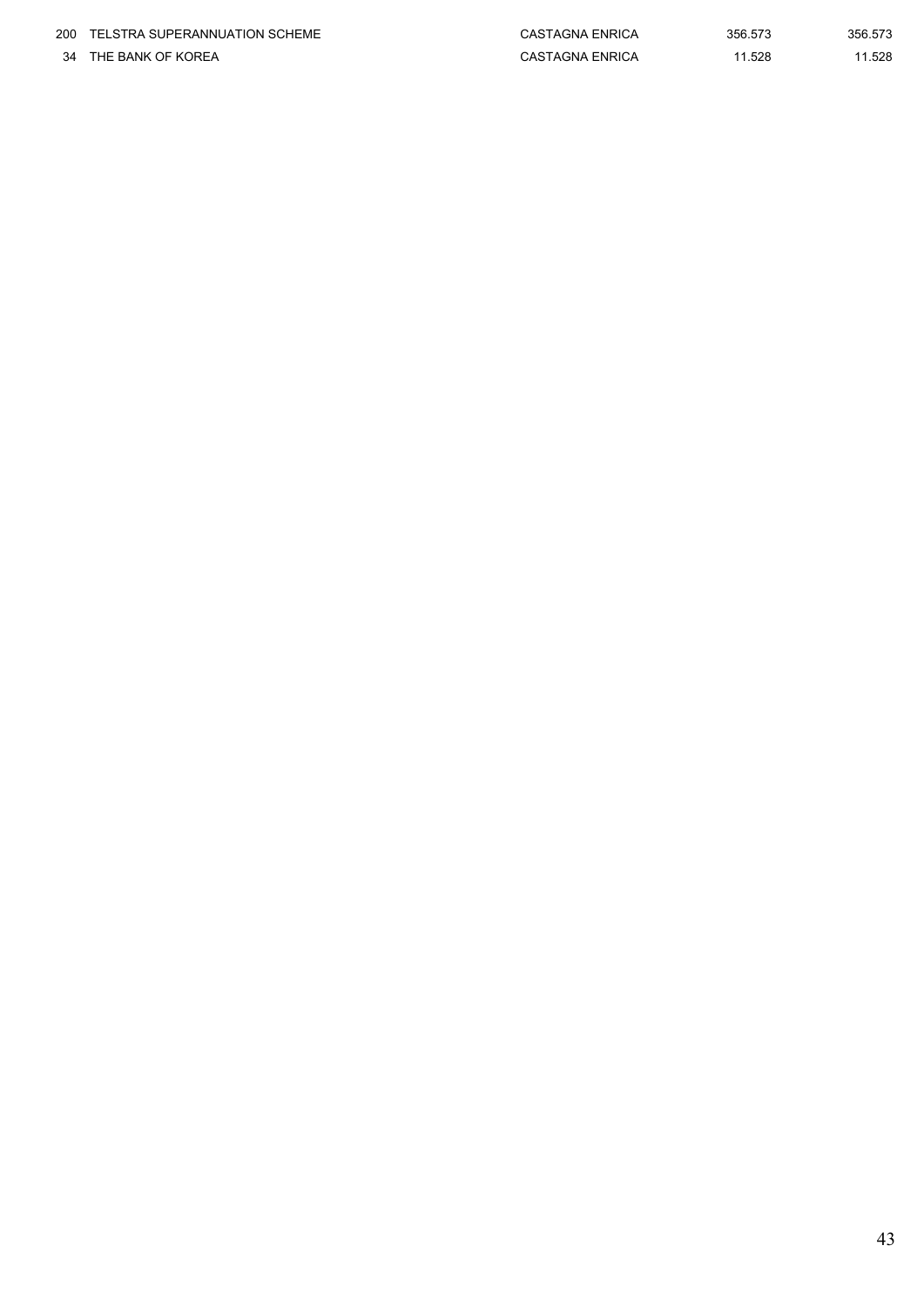| | | | | |
|---|---|---|---|---|
| 200 | TELSTRA SUPERANNUATION SCHEME | CASTAGNA ENRICA | 356.573 | 356.573 |
| 34 | THE BANK OF KOREA | CASTAGNA ENRICA | 11.528 | 11.528 |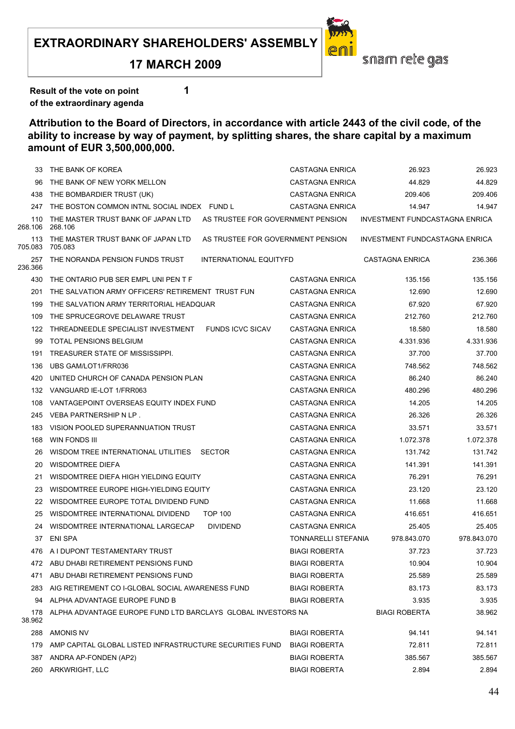**EXTRAORDINARY SHAREHOLDERS' ASSEMBLY**

**17 MARCH 2009**

snam rete gas

**Result of the vote on point 1 of the extraordinary agenda**

**Attribution to the Board of Directors, in accordance with article 2443 of the civil code, of the ability to increase by way of payment, by splitting shares, the share capital by a maximum amount of EUR 3,500,000,000.**

| | | | | |
|---|---|---|---|---|
| 33 | THE BANK OF KOREA | CASTAGNA ENRICA | 26.923 | 26.923 |
| 96 | THE BANK OF NEW YORK MELLON | CASTAGNA ENRICA | 44.829 | 44.829 |
| 438 | THE BOMBARDIER TRUST (UK) | CASTAGNA ENRICA | 209.406 | 209.406 |
| 247 | THE BOSTON COMMON INTNL SOCIAL INDEX FUND L | CASTAGNA ENRICA | 14.947 | 14.947 |
| 110 | THE MASTER TRUST BANK OF JAPAN LTD AS TRUSTEE FOR GOVERNMENT PENSION INVESTMENT FUND | CASTAGNA ENRICA | 268.106 | 268.106 |
| 113 | THE MASTER TRUST BANK OF JAPAN LTD AS TRUSTEE FOR GOVERNMENT PENSION INVESTMENT FUND | CASTAGNA ENRICA | 705.083 | 705.083 |
| 257 | THE NORANDA PENSION FUNDS TRUST INTERNATIONAL EQUITYFD | CASTAGNA ENRICA | 236.366 | 236.366 |
| 430 | THE ONTARIO PUB SER EMPL UNI PEN T F | CASTAGNA ENRICA | 135.156 | 135.156 |
| 201 | THE SALVATION ARMY OFFICERS' RETIREMENT TRUST FUN | CASTAGNA ENRICA | 12.690 | 12.690 |
| 199 | THE SALVATION ARMY TERRITORIAL HEADQUAR | CASTAGNA ENRICA | 67.920 | 67.920 |
| 109 | THE SPRUCEGROVE DELAWARE TRUST | CASTAGNA ENRICA | 212.760 | 212.760 |
| 122 | THREADNEEDLE SPECIALIST INVESTMENT FUNDS ICVC SICAV | CASTAGNA ENRICA | 18.580 | 18.580 |
| 99 | TOTAL PENSIONS BELGIUM | CASTAGNA ENRICA | 4.331.936 | 4.331.936 |
| 191 | TREASURER STATE OF MISSISSIPPI. | CASTAGNA ENRICA | 37.700 | 37.700 |
| 136 | UBS GAM/LOT1/FRR036 | CASTAGNA ENRICA | 748.562 | 748.562 |
| 420 | UNITED CHURCH OF CANADA PENSION PLAN | CASTAGNA ENRICA | 86.240 | 86.240 |
| 132 | VANGUARD IE-LOT 1/FRR063 | CASTAGNA ENRICA | 480.296 | 480.296 |
| 108 | VANTAGEPOINT OVERSEAS EQUITY INDEX FUND | CASTAGNA ENRICA | 14.205 | 14.205 |
| 245 | VEBA PARTNERSHIP N LP . | CASTAGNA ENRICA | 26.326 | 26.326 |
| 183 | VISION POOLED SUPERANNUATION TRUST | CASTAGNA ENRICA | 33.571 | 33.571 |
| 168 | WIN FONDS III | CASTAGNA ENRICA | 1.072.378 | 1.072.378 |
| 26 | WISDOM TREE INTERNATIONAL UTILITIES SECTOR | CASTAGNA ENRICA | 131.742 | 131.742 |
| 20 | WISDOMTREE DIEFA | CASTAGNA ENRICA | 141.391 | 141.391 |
| 21 | WISDOMTREE DIEFA HIGH YIELDING EQUITY | CASTAGNA ENRICA | 76.291 | 76.291 |
| 23 | WISDOMTREE EUROPE HIGH-YIELDING EQUITY | CASTAGNA ENRICA | 23.120 | 23.120 |
| 22 | WISDOMTREE EUROPE TOTAL DIVIDEND FUND | CASTAGNA ENRICA | 11.668 | 11.668 |
| 25 | WISDOMTREE INTERNATIONAL DIVIDEND TOP 100 | CASTAGNA ENRICA | 416.651 | 416.651 |
| 24 | WISDOMTREE INTERNATIONAL LARGECAP DIVIDEND | CASTAGNA ENRICA | 25.405 | 25.405 |
| 37 | ENI SPA | TONNARELLI STEFANIA | 978.843.070 | 978.843.070 |
| 476 | A I DUPONT TESTAMENTARY TRUST | BIAGI ROBERTA | 37.723 | 37.723 |
| 472 | ABU DHABI RETIREMENT PENSIONS FUND | BIAGI ROBERTA | 10.904 | 10.904 |
| 471 | ABU DHABI RETIREMENT PENSIONS FUND | BIAGI ROBERTA | 25.589 | 25.589 |
| 283 | AIG RETIREMENT CO I-GLOBAL SOCIAL AWARENESS FUND | BIAGI ROBERTA | 83.173 | 83.173 |
| 94 | ALPHA ADVANTAGE EUROPE FUND B | BIAGI ROBERTA | 3.935 | 3.935 |
| 178 | ALPHA ADVANTAGE EUROPE FUND LTD BARCLAYS GLOBAL INVESTORS NA | BIAGI ROBERTA | 38.962 | 38.962 |
| 288 | AMONIS NV | BIAGI ROBERTA | 94.141 | 94.141 |
| 179 | AMP CAPITAL GLOBAL LISTED INFRASTRUCTURE SECURITIES FUND | BIAGI ROBERTA | 72.811 | 72.811 |
| 387 | ANDRA AP-FONDEN (AP2) | BIAGI ROBERTA | 385.567 | 385.567 |
| 260 | ARKWRIGHT, LLC | BIAGI ROBERTA | 2.894 | 2.894 |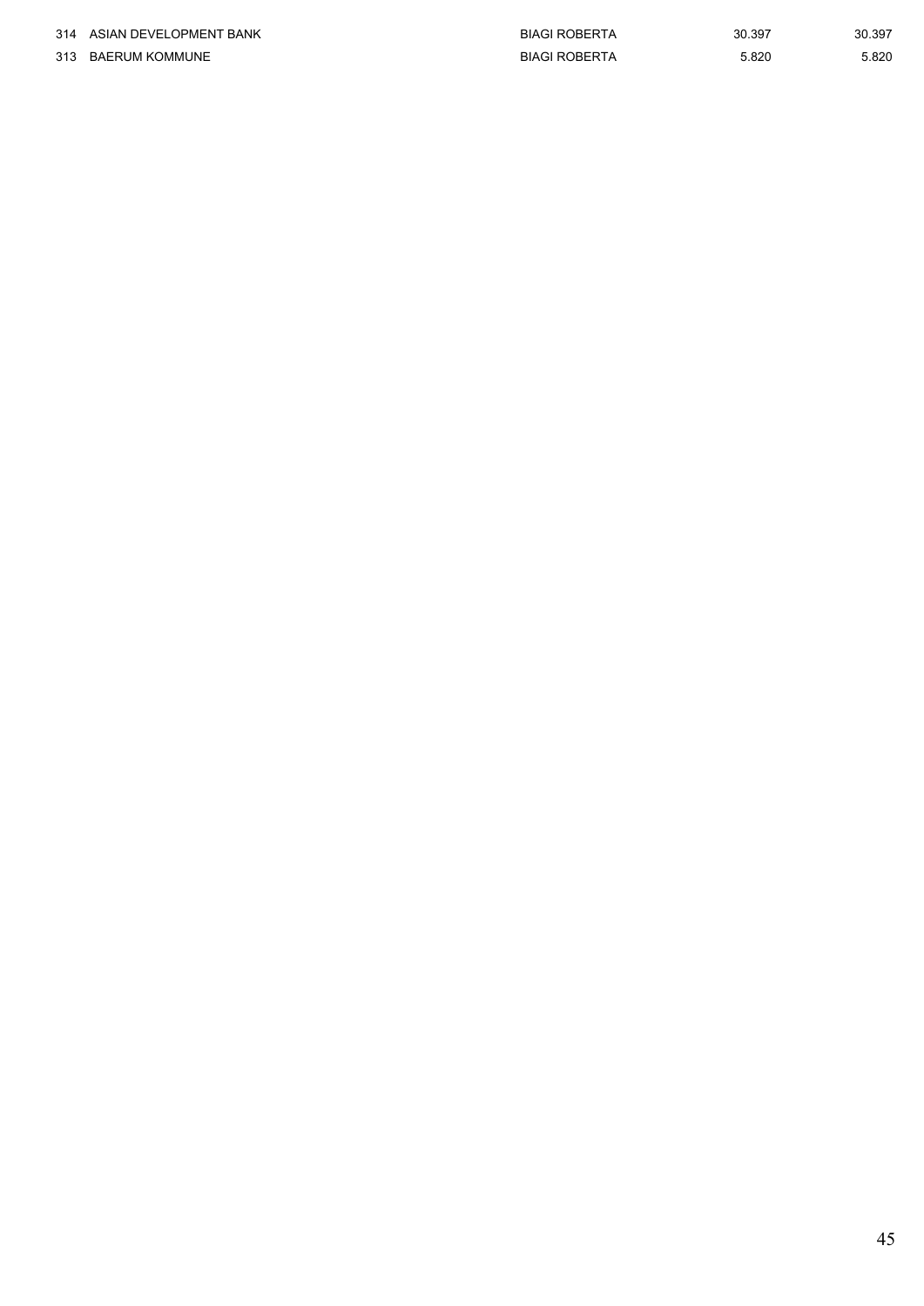| | | | | |
|---|---|---|---|---|
| 314 | ASIAN DEVELOPMENT BANK | BIAGI ROBERTA | 30.397 | 30.397 |
| 313 | BAERUM KOMMUNE | BIAGI ROBERTA | 5.820 | 5.820 |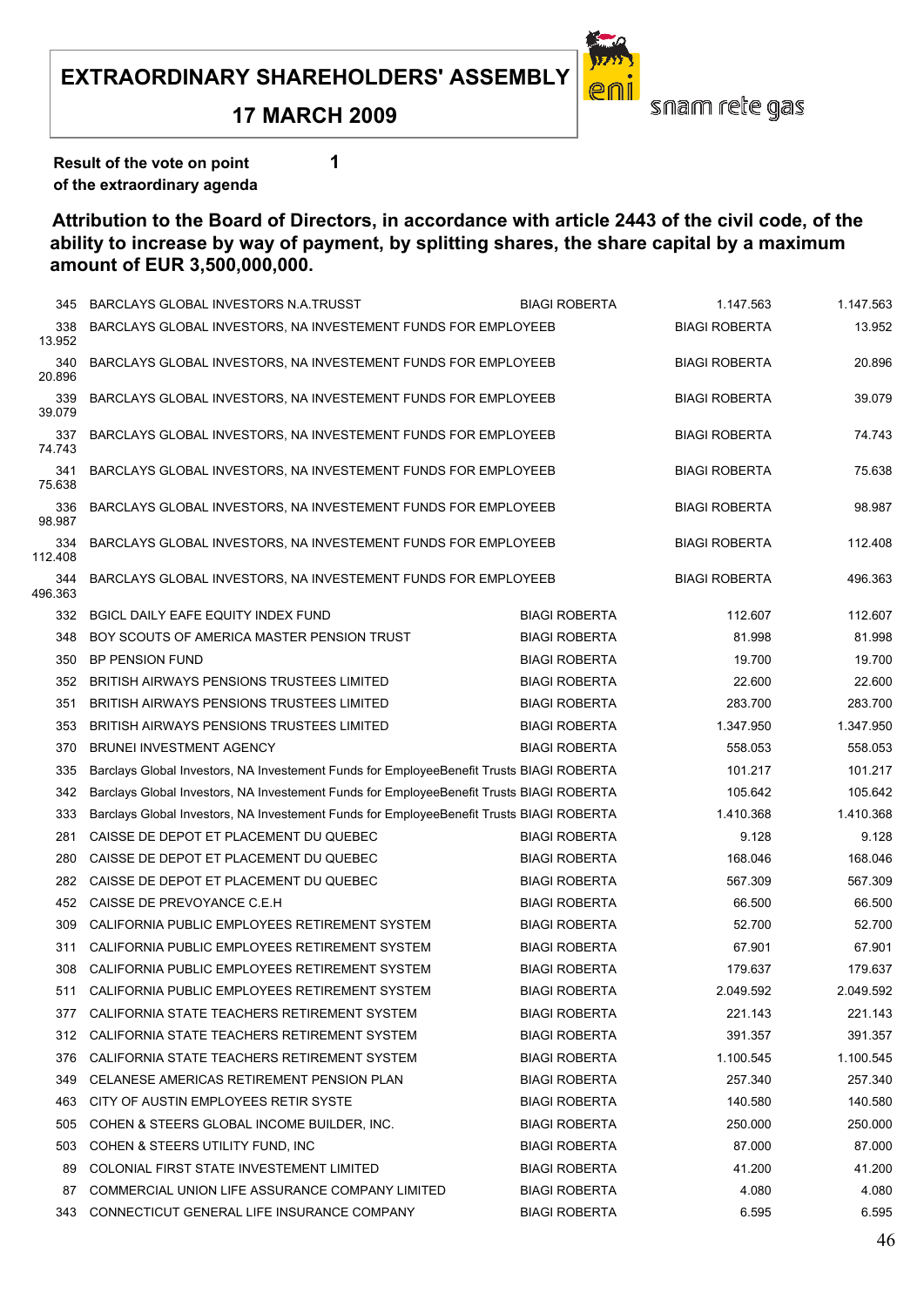**EXTRAORDINARY SHAREHOLDERS' ASSEMBLY**

**17 MARCH 2009**

snam rete gas

**Result of the vote on point 1 of the extraordinary agenda**

**Attribution to the Board of Directors, in accordance with article 2443 of the civil code, of the ability to increase by way of payment, by splitting shares, the share capital by a maximum amount of EUR 3,500,000,000.**

| | | | | |
|---|---|---|---|---|
| 345 | BARCLAYS GLOBAL INVESTORS N.A.TRUSST | BIAGI ROBERTA | 1.147.563 | 1.147.563 |
| 338 | BARCLAYS GLOBAL INVESTORS, NA INVESTEMENT FUNDS FOR EMPLOYEEB | BIAGI ROBERTA | 13.952 | 13.952 |
| 340 | BARCLAYS GLOBAL INVESTORS, NA INVESTEMENT FUNDS FOR EMPLOYEEB | BIAGI ROBERTA | 20.896 | 20.896 |
| 339 | BARCLAYS GLOBAL INVESTORS, NA INVESTEMENT FUNDS FOR EMPLOYEEB | BIAGI ROBERTA | 39.079 | 39.079 |
| 337 | BARCLAYS GLOBAL INVESTORS, NA INVESTEMENT FUNDS FOR EMPLOYEEB | BIAGI ROBERTA | 74.743 | 74.743 |
| 341 | BARCLAYS GLOBAL INVESTORS, NA INVESTEMENT FUNDS FOR EMPLOYEEB | BIAGI ROBERTA | 75.638 | 75.638 |
| 336 | BARCLAYS GLOBAL INVESTORS, NA INVESTEMENT FUNDS FOR EMPLOYEEB | BIAGI ROBERTA | 98.987 | 98.987 |
| 334 | BARCLAYS GLOBAL INVESTORS, NA INVESTEMENT FUNDS FOR EMPLOYEEB | BIAGI ROBERTA | 112.408 | 112.408 |
| 344 | BARCLAYS GLOBAL INVESTORS, NA INVESTEMENT FUNDS FOR EMPLOYEEB | BIAGI ROBERTA | 496.363 | 496.363 |
| 332 | BGICL DAILY EAFE EQUITY INDEX FUND | BIAGI ROBERTA | 112.607 | 112.607 |
| 348 | BOY SCOUTS OF AMERICA MASTER PENSION TRUST | BIAGI ROBERTA | 81.998 | 81.998 |
| 350 | BP PENSION FUND | BIAGI ROBERTA | 19.700 | 19.700 |
| 352 | BRITISH AIRWAYS PENSIONS TRUSTEES LIMITED | BIAGI ROBERTA | 22.600 | 22.600 |
| 351 | BRITISH AIRWAYS PENSIONS TRUSTEES LIMITED | BIAGI ROBERTA | 283.700 | 283.700 |
| 353 | BRITISH AIRWAYS PENSIONS TRUSTEES LIMITED | BIAGI ROBERTA | 1.347.950 | 1.347.950 |
| 370 | BRUNEI INVESTMENT AGENCY | BIAGI ROBERTA | 558.053 | 558.053 |
| 335 | Barclays Global Investors, NA Investement Funds for EmployeeBenefit Trusts | BIAGI ROBERTA | 101.217 | 101.217 |
| 342 | Barclays Global Investors, NA Investement Funds for EmployeeBenefit Trusts | BIAGI ROBERTA | 105.642 | 105.642 |
| 333 | Barclays Global Investors, NA Investement Funds for EmployeeBenefit Trusts | BIAGI ROBERTA | 1.410.368 | 1.410.368 |
| 281 | CAISSE DE DEPOT ET PLACEMENT DU QUEBEC | BIAGI ROBERTA | 9.128 | 9.128 |
| 280 | CAISSE DE DEPOT ET PLACEMENT DU QUEBEC | BIAGI ROBERTA | 168.046 | 168.046 |
| 282 | CAISSE DE DEPOT ET PLACEMENT DU QUEBEC | BIAGI ROBERTA | 567.309 | 567.309 |
| 452 | CAISSE DE PREVOYANCE C.E.H | BIAGI ROBERTA | 66.500 | 66.500 |
| 309 | CALIFORNIA PUBLIC EMPLOYEES RETIREMENT SYSTEM | BIAGI ROBERTA | 52.700 | 52.700 |
| 311 | CALIFORNIA PUBLIC EMPLOYEES RETIREMENT SYSTEM | BIAGI ROBERTA | 67.901 | 67.901 |
| 308 | CALIFORNIA PUBLIC EMPLOYEES RETIREMENT SYSTEM | BIAGI ROBERTA | 179.637 | 179.637 |
| 511 | CALIFORNIA PUBLIC EMPLOYEES RETIREMENT SYSTEM | BIAGI ROBERTA | 2.049.592 | 2.049.592 |
| 377 | CALIFORNIA STATE TEACHERS RETIREMENT SYSTEM | BIAGI ROBERTA | 221.143 | 221.143 |
| 312 | CALIFORNIA STATE TEACHERS RETIREMENT SYSTEM | BIAGI ROBERTA | 391.357 | 391.357 |
| 376 | CALIFORNIA STATE TEACHERS RETIREMENT SYSTEM | BIAGI ROBERTA | 1.100.545 | 1.100.545 |
| 349 | CELANESE AMERICAS RETIREMENT PENSION PLAN | BIAGI ROBERTA | 257.340 | 257.340 |
| 463 | CITY OF AUSTIN EMPLOYEES RETIR SYSTE | BIAGI ROBERTA | 140.580 | 140.580 |
| 505 | COHEN & STEERS GLOBAL INCOME BUILDER, INC. | BIAGI ROBERTA | 250.000 | 250.000 |
| 503 | COHEN & STEERS UTILITY FUND, INC | BIAGI ROBERTA | 87.000 | 87.000 |
| 89 | COLONIAL FIRST STATE INVESTEMENT LIMITED | BIAGI ROBERTA | 41.200 | 41.200 |
| 87 | COMMERCIAL UNION LIFE ASSURANCE COMPANY LIMITED | BIAGI ROBERTA | 4.080 | 4.080 |
| 343 | CONNECTICUT GENERAL LIFE INSURANCE COMPANY | BIAGI ROBERTA | 6.595 | 6.595 |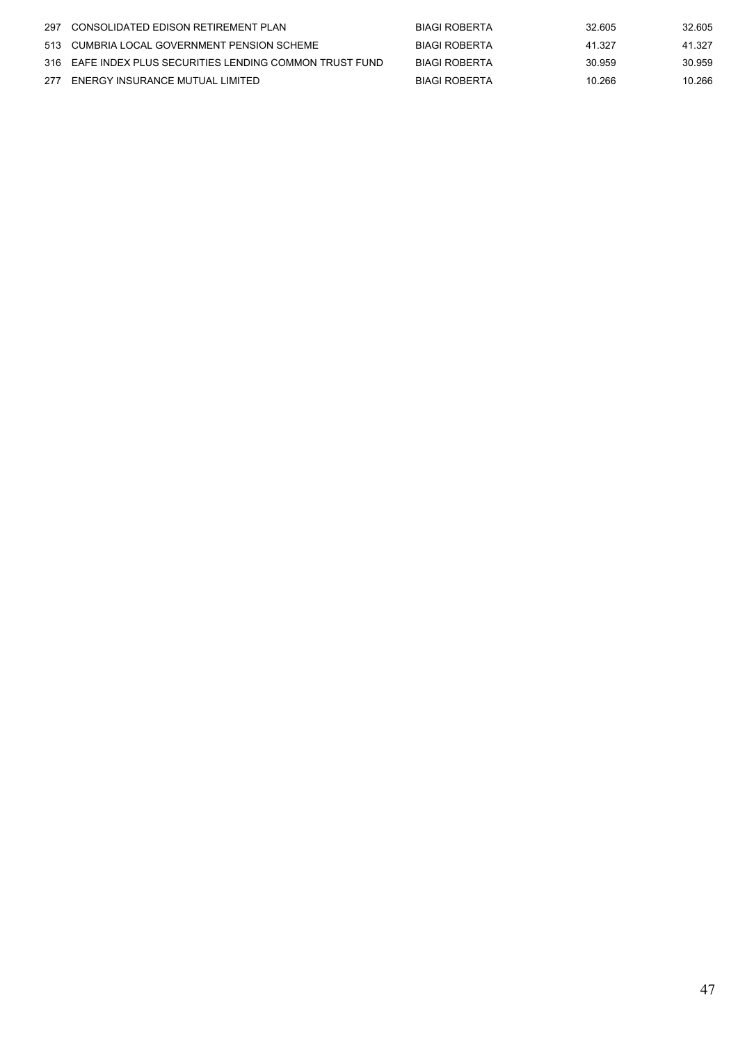| | | | | |
|---|---|---|---|---|
| 297 | CONSOLIDATED EDISON RETIREMENT PLAN | BIAGI ROBERTA | 32.605 | 32.605 |
| 513 | CUMBRIA LOCAL GOVERNMENT PENSION SCHEME | BIAGI ROBERTA | 41.327 | 41.327 |
| 316 | EAFE INDEX PLUS SECURITIES LENDING COMMON TRUST FUND | BIAGI ROBERTA | 30.959 | 30.959 |
| 277 | ENERGY INSURANCE MUTUAL LIMITED | BIAGI ROBERTA | 10.266 | 10.266 |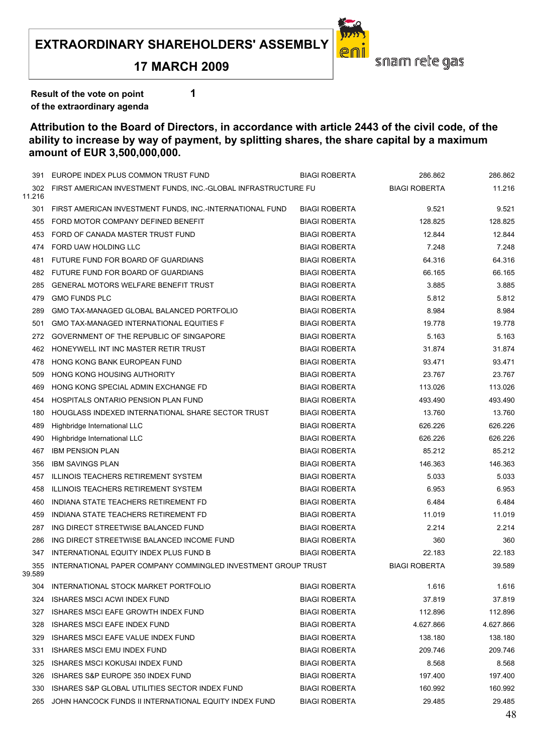**EXTRAORDINARY SHAREHOLDERS' ASSEMBLY**

**17 MARCH 2009**

snam rete gas

**Result of the vote on point** **1**
**of the extraordinary agenda**

**Attribution to the Board of Directors, in accordance with article 2443 of the civil code, of the ability to increase by way of payment, by splitting shares, the share capital by a maximum amount of EUR 3,500,000,000.**

| | | | | |
|---|---|---|---|---|
| 391 | EUROPE INDEX PLUS COMMON TRUST FUND | BIAGI ROBERTA | 286.862 | 286.862 |
| 302 | FIRST AMERICAN INVESTMENT FUNDS, INC.-GLOBAL INFRASTRUCTURE FU | BIAGI ROBERTA | 11.216 | 11.216 |
| 301 | FIRST AMERICAN INVESTMENT FUNDS, INC.-INTERNATIONAL FUND | BIAGI ROBERTA | 9.521 | 9.521 |
| 455 | FORD MOTOR COMPANY DEFINED BENEFIT | BIAGI ROBERTA | 128.825 | 128.825 |
| 453 | FORD OF CANADA MASTER TRUST FUND | BIAGI ROBERTA | 12.844 | 12.844 |
| 474 | FORD UAW HOLDING LLC | BIAGI ROBERTA | 7.248 | 7.248 |
| 481 | FUTURE FUND FOR BOARD OF GUARDIANS | BIAGI ROBERTA | 64.316 | 64.316 |
| 482 | FUTURE FUND FOR BOARD OF GUARDIANS | BIAGI ROBERTA | 66.165 | 66.165 |
| 285 | GENERAL MOTORS WELFARE BENEFIT TRUST | BIAGI ROBERTA | 3.885 | 3.885 |
| 479 | GMO FUNDS PLC | BIAGI ROBERTA | 5.812 | 5.812 |
| 289 | GMO TAX-MANAGED GLOBAL BALANCED PORTFOLIO | BIAGI ROBERTA | 8.984 | 8.984 |
| 501 | GMO TAX-MANAGED INTERNATIONAL EQUITIES F | BIAGI ROBERTA | 19.778 | 19.778 |
| 272 | GOVERNMENT OF THE REPUBLIC OF SINGAPORE | BIAGI ROBERTA | 5.163 | 5.163 |
| 462 | HONEYWELL INT INC MASTER RETIR TRUST | BIAGI ROBERTA | 31.874 | 31.874 |
| 478 | HONG KONG BANK EUROPEAN FUND | BIAGI ROBERTA | 93.471 | 93.471 |
| 509 | HONG KONG HOUSING AUTHORITY | BIAGI ROBERTA | 23.767 | 23.767 |
| 469 | HONG KONG SPECIAL ADMIN EXCHANGE FD | BIAGI ROBERTA | 113.026 | 113.026 |
| 454 | HOSPITALS ONTARIO PENSION PLAN FUND | BIAGI ROBERTA | 493.490 | 493.490 |
| 180 | HOUGLASS INDEXED INTERNATIONAL SHARE SECTOR TRUST | BIAGI ROBERTA | 13.760 | 13.760 |
| 489 | Highbridge International LLC | BIAGI ROBERTA | 626.226 | 626.226 |
| 490 | Highbridge International LLC | BIAGI ROBERTA | 626.226 | 626.226 |
| 467 | IBM PENSION PLAN | BIAGI ROBERTA | 85.212 | 85.212 |
| 356 | IBM SAVINGS PLAN | BIAGI ROBERTA | 146.363 | 146.363 |
| 457 | ILLINOIS TEACHERS RETIREMENT SYSTEM | BIAGI ROBERTA | 5.033 | 5.033 |
| 458 | ILLINOIS TEACHERS RETIREMENT SYSTEM | BIAGI ROBERTA | 6.953 | 6.953 |
| 460 | INDIANA STATE TEACHERS RETIREMENT FD | BIAGI ROBERTA | 6.484 | 6.484 |
| 459 | INDIANA STATE TEACHERS RETIREMENT FD | BIAGI ROBERTA | 11.019 | 11.019 |
| 287 | ING DIRECT STREETWISE BALANCED FUND | BIAGI ROBERTA | 2.214 | 2.214 |
| 286 | ING DIRECT STREETWISE BALANCED INCOME FUND | BIAGI ROBERTA | 360 | 360 |
| 347 | INTERNATIONAL EQUITY INDEX PLUS FUND B | BIAGI ROBERTA | 22.183 | 22.183 |
| 355 | INTERNATIONAL PAPER COMPANY COMMINGLED INVESTMENT GROUP TRUST | BIAGI ROBERTA | 39.589 | 39.589 |
| 304 | INTERNATIONAL STOCK MARKET PORTFOLIO | BIAGI ROBERTA | 1.616 | 1.616 |
| 324 | ISHARES MSCI ACWI INDEX FUND | BIAGI ROBERTA | 37.819 | 37.819 |
| 327 | ISHARES MSCI EAFE GROWTH INDEX FUND | BIAGI ROBERTA | 112.896 | 112.896 |
| 328 | ISHARES MSCI EAFE INDEX FUND | BIAGI ROBERTA | 4.627.866 | 4.627.866 |
| 329 | ISHARES MSCI EAFE VALUE INDEX FUND | BIAGI ROBERTA | 138.180 | 138.180 |
| 331 | ISHARES MSCI EMU INDEX FUND | BIAGI ROBERTA | 209.746 | 209.746 |
| 325 | ISHARES MSCI KOKUSAI INDEX FUND | BIAGI ROBERTA | 8.568 | 8.568 |
| 326 | ISHARES S&P EUROPE 350 INDEX FUND | BIAGI ROBERTA | 197.400 | 197.400 |
| 330 | ISHARES S&P GLOBAL UTILITIES SECTOR INDEX FUND | BIAGI ROBERTA | 160.992 | 160.992 |
| 265 | JOHN HANCOCK FUNDS II INTERNATIONAL EQUITY INDEX FUND | BIAGI ROBERTA | 29.485 | 29.485 |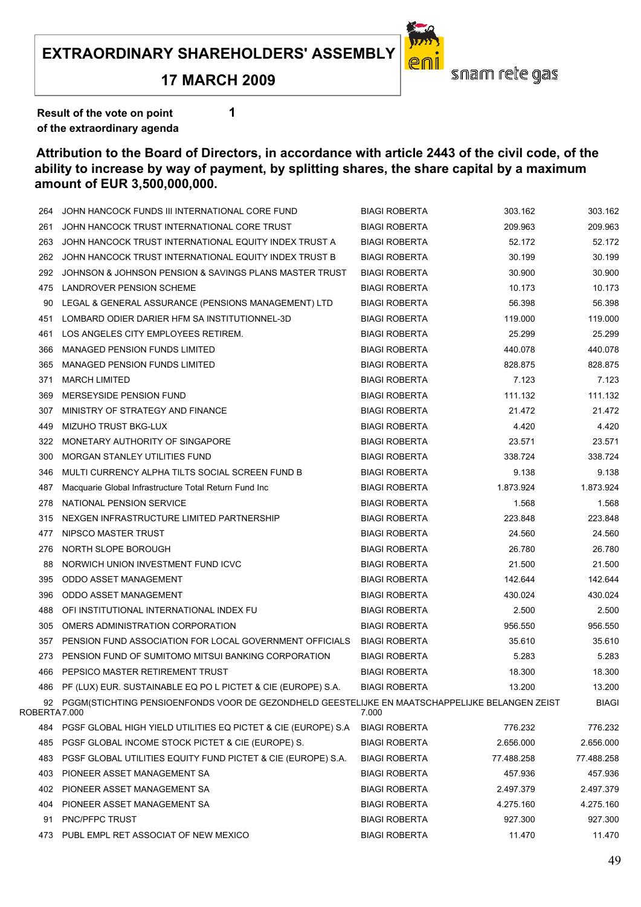**EXTRAORDINARY SHAREHOLDERS' ASSEMBLY**

**17 MARCH 2009**

snam rete gas

**Result of the vote on point** **1**
**of the extraordinary agenda**

**Attribution to the Board of Directors, in accordance with article 2443 of the civil code, of the ability to increase by way of payment, by splitting shares, the share capital by a maximum amount of EUR 3,500,000,000.**

| | | | | |
|---|---|---|---|---|
| 264 | JOHN HANCOCK FUNDS III INTERNATIONAL CORE FUND | BIAGI ROBERTA | 303.162 | 303.162 |
| 261 | JOHN HANCOCK TRUST INTERNATIONAL CORE TRUST | BIAGI ROBERTA | 209.963 | 209.963 |
| 263 | JOHN HANCOCK TRUST INTERNATIONAL EQUITY INDEX TRUST A | BIAGI ROBERTA | 52.172 | 52.172 |
| 262 | JOHN HANCOCK TRUST INTERNATIONAL EQUITY INDEX TRUST B | BIAGI ROBERTA | 30.199 | 30.199 |
| 292 | JOHNSON & JOHNSON PENSION & SAVINGS PLANS MASTER TRUST | BIAGI ROBERTA | 30.900 | 30.900 |
| 475 | LANDROVER PENSION SCHEME | BIAGI ROBERTA | 10.173 | 10.173 |
| 90 | LEGAL & GENERAL ASSURANCE (PENSIONS MANAGEMENT) LTD | BIAGI ROBERTA | 56.398 | 56.398 |
| 451 | LOMBARD ODIER DARIER HFM SA INSTITUTIONNEL-3D | BIAGI ROBERTA | 119.000 | 119.000 |
| 461 | LOS ANGELES CITY EMPLOYEES RETIREM. | BIAGI ROBERTA | 25.299 | 25.299 |
| 366 | MANAGED PENSION FUNDS LIMITED | BIAGI ROBERTA | 440.078 | 440.078 |
| 365 | MANAGED PENSION FUNDS LIMITED | BIAGI ROBERTA | 828.875 | 828.875 |
| 371 | MARCH LIMITED | BIAGI ROBERTA | 7.123 | 7.123 |
| 369 | MERSEYSIDE PENSION FUND | BIAGI ROBERTA | 111.132 | 111.132 |
| 307 | MINISTRY OF STRATEGY AND FINANCE | BIAGI ROBERTA | 21.472 | 21.472 |
| 449 | MIZUHO TRUST BKG-LUX | BIAGI ROBERTA | 4.420 | 4.420 |
| 322 | MONETARY AUTHORITY OF SINGAPORE | BIAGI ROBERTA | 23.571 | 23.571 |
| 300 | MORGAN STANLEY UTILITIES FUND | BIAGI ROBERTA | 338.724 | 338.724 |
| 346 | MULTI CURRENCY ALPHA TILTS SOCIAL SCREEN FUND B | BIAGI ROBERTA | 9.138 | 9.138 |
| 487 | Macquarie Global Infrastructure Total Return Fund Inc | BIAGI ROBERTA | 1.873.924 | 1.873.924 |
| 278 | NATIONAL PENSION SERVICE | BIAGI ROBERTA | 1.568 | 1.568 |
| 315 | NEXGEN INFRASTRUCTURE LIMITED PARTNERSHIP | BIAGI ROBERTA | 223.848 | 223.848 |
| 477 | NIPSCO MASTER TRUST | BIAGI ROBERTA | 24.560 | 24.560 |
| 276 | NORTH SLOPE BOROUGH | BIAGI ROBERTA | 26.780 | 26.780 |
| 88 | NORWICH UNION INVESTMENT FUND ICVC | BIAGI ROBERTA | 21.500 | 21.500 |
| 395 | ODDO ASSET MANAGEMENT | BIAGI ROBERTA | 142.644 | 142.644 |
| 396 | ODDO ASSET MANAGEMENT | BIAGI ROBERTA | 430.024 | 430.024 |
| 488 | OFI INSTITUTIONAL INTERNATIONAL INDEX FU | BIAGI ROBERTA | 2.500 | 2.500 |
| 305 | OMERS ADMINISTRATION CORPORATION | BIAGI ROBERTA | 956.550 | 956.550 |
| 357 | PENSION FUND ASSOCIATION FOR LOCAL GOVERNMENT OFFICIALS | BIAGI ROBERTA | 35.610 | 35.610 |
| 273 | PENSION FUND OF SUMITOMO MITSUI BANKING CORPORATION | BIAGI ROBERTA | 5.283 | 5.283 |
| 466 | PEPSICO MASTER RETIREMENT TRUST | BIAGI ROBERTA | 18.300 | 18.300 |
| 486 | PF (LUX) EUR. SUSTAINABLE EQ PO L PICTET & CIE (EUROPE) S.A. | BIAGI ROBERTA | 13.200 | 13.200 |
| 92 | PGGM(STICHTING PENSIOENFONDS VOOR DE GEZONDHELD GEESTELIJKE EN MAATSCHAPPELIJKE BELANGEN ZEIST | BIAGI ROBERTA | 7.000 | 7.000 |
| 484 | PGSF GLOBAL HIGH YIELD UTILITIES EQ PICTET & CIE (EUROPE) S.A | BIAGI ROBERTA | 776.232 | 776.232 |
| 485 | PGSF GLOBAL INCOME STOCK PICTET & CIE (EUROPE) S. | BIAGI ROBERTA | 2.656.000 | 2.656.000 |
| 483 | PGSF GLOBAL UTILITIES EQUITY FUND PICTET & CIE (EUROPE) S.A. | BIAGI ROBERTA | 77.488.258 | 77.488.258 |
| 403 | PIONEER ASSET MANAGEMENT SA | BIAGI ROBERTA | 457.936 | 457.936 |
| 402 | PIONEER ASSET MANAGEMENT SA | BIAGI ROBERTA | 2.497.379 | 2.497.379 |
| 404 | PIONEER ASSET MANAGEMENT SA | BIAGI ROBERTA | 4.275.160 | 4.275.160 |
| 91 | PNC/PFPC TRUST | BIAGI ROBERTA | 927.300 | 927.300 |
| 473 | PUBL EMPL RET ASSOCIAT OF NEW MEXICO | BIAGI ROBERTA | 11.470 | 11.470 |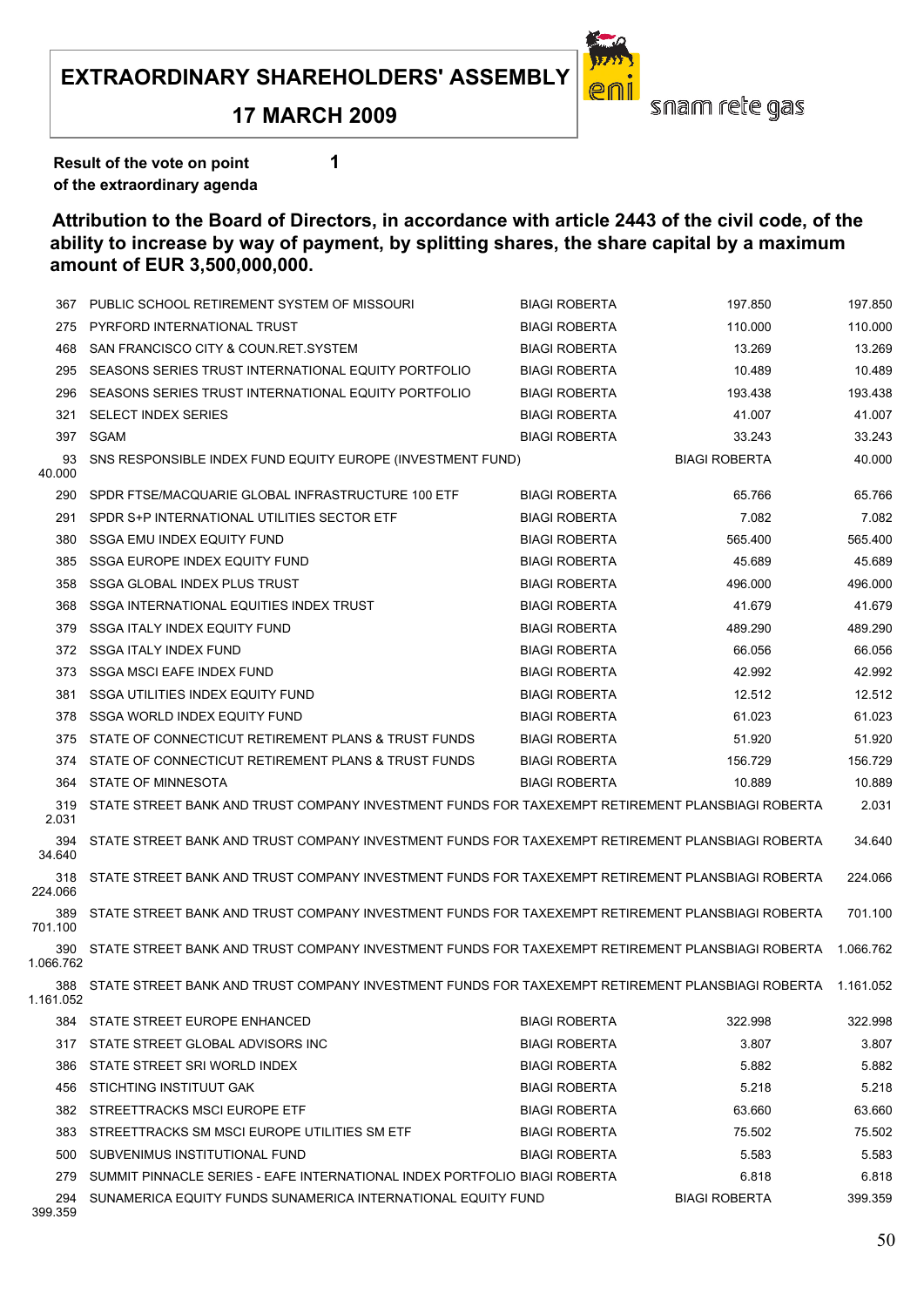**EXTRAORDINARY SHAREHOLDERS' ASSEMBLY**

**17 MARCH 2009**

snam rete gas

**Result of the vote on point 1 of the extraordinary agenda**

**Attribution to the Board of Directors, in accordance with article 2443 of the civil code, of the ability to increase by way of payment, by splitting shares, the share capital by a maximum amount of EUR 3,500,000,000.**

| | | | | |
|---|---|---|---|---|
| 367 | PUBLIC SCHOOL RETIREMENT SYSTEM OF MISSOURI | BIAGI ROBERTA | 197.850 | 197.850 |
| 275 | PYRFORD INTERNATIONAL TRUST | BIAGI ROBERTA | 110.000 | 110.000 |
| 468 | SAN FRANCISCO CITY & COUN.RET.SYSTEM | BIAGI ROBERTA | 13.269 | 13.269 |
| 295 | SEASONS SERIES TRUST INTERNATIONAL EQUITY PORTFOLIO | BIAGI ROBERTA | 10.489 | 10.489 |
| 296 | SEASONS SERIES TRUST INTERNATIONAL EQUITY PORTFOLIO | BIAGI ROBERTA | 193.438 | 193.438 |
| 321 | SELECT INDEX SERIES | BIAGI ROBERTA | 41.007 | 41.007 |
| 397 | SGAM | BIAGI ROBERTA | 33.243 | 33.243 |
| 93 | SNS RESPONSIBLE INDEX FUND EQUITY EUROPE (INVESTMENT FUND) | BIAGI ROBERTA | 40.000 | 40.000 |
| 290 | SPDR FTSE/MACQUARIE GLOBAL INFRASTRUCTURE 100 ETF | BIAGI ROBERTA | 65.766 | 65.766 |
| 291 | SPDR S+P INTERNATIONAL UTILITIES SECTOR ETF | BIAGI ROBERTA | 7.082 | 7.082 |
| 380 | SSGA EMU INDEX EQUITY FUND | BIAGI ROBERTA | 565.400 | 565.400 |
| 385 | SSGA EUROPE INDEX EQUITY FUND | BIAGI ROBERTA | 45.689 | 45.689 |
| 358 | SSGA GLOBAL INDEX PLUS TRUST | BIAGI ROBERTA | 496.000 | 496.000 |
| 368 | SSGA INTERNATIONAL EQUITIES INDEX TRUST | BIAGI ROBERTA | 41.679 | 41.679 |
| 379 | SSGA ITALY INDEX EQUITY FUND | BIAGI ROBERTA | 489.290 | 489.290 |
| 372 | SSGA ITALY INDEX FUND | BIAGI ROBERTA | 66.056 | 66.056 |
| 373 | SSGA MSCI EAFE INDEX FUND | BIAGI ROBERTA | 42.992 | 42.992 |
| 381 | SSGA UTILITIES INDEX EQUITY FUND | BIAGI ROBERTA | 12.512 | 12.512 |
| 378 | SSGA WORLD INDEX EQUITY FUND | BIAGI ROBERTA | 61.023 | 61.023 |
| 375 | STATE OF CONNECTICUT RETIREMENT PLANS & TRUST FUNDS | BIAGI ROBERTA | 51.920 | 51.920 |
| 374 | STATE OF CONNECTICUT RETIREMENT PLANS & TRUST FUNDS | BIAGI ROBERTA | 156.729 | 156.729 |
| 364 | STATE OF MINNESOTA | BIAGI ROBERTA | 10.889 | 10.889 |
| 319 | STATE STREET BANK AND TRUST COMPANY INVESTMENT FUNDS FOR TAXEXEMPT RETIREMENT PLANS | BIAGI ROBERTA | 2.031 | 2.031 |
| 394 | STATE STREET BANK AND TRUST COMPANY INVESTMENT FUNDS FOR TAXEXEMPT RETIREMENT PLANS | BIAGI ROBERTA | 34.640 | 34.640 |
| 318 | STATE STREET BANK AND TRUST COMPANY INVESTMENT FUNDS FOR TAXEXEMPT RETIREMENT PLANS | BIAGI ROBERTA | 224.066 | 224.066 |
| 389 | STATE STREET BANK AND TRUST COMPANY INVESTMENT FUNDS FOR TAXEXEMPT RETIREMENT PLANS | BIAGI ROBERTA | 701.100 | 701.100 |
| 390 | STATE STREET BANK AND TRUST COMPANY INVESTMENT FUNDS FOR TAXEXEMPT RETIREMENT PLANS | BIAGI ROBERTA | 1.066.762 | 1.066.762 |
| 388 | STATE STREET BANK AND TRUST COMPANY INVESTMENT FUNDS FOR TAXEXEMPT RETIREMENT PLANS | BIAGI ROBERTA | 1.161.052 | 1.161.052 |
| 384 | STATE STREET EUROPE ENHANCED | BIAGI ROBERTA | 322.998 | 322.998 |
| 317 | STATE STREET GLOBAL ADVISORS INC | BIAGI ROBERTA | 3.807 | 3.807 |
| 386 | STATE STREET SRI WORLD INDEX | BIAGI ROBERTA | 5.882 | 5.882 |
| 456 | STICHTING INSTITUUT GAK | BIAGI ROBERTA | 5.218 | 5.218 |
| 382 | STREETTRACKS MSCI EUROPE ETF | BIAGI ROBERTA | 63.660 | 63.660 |
| 383 | STREETTRACKS SM MSCI EUROPE UTILITIES SM ETF | BIAGI ROBERTA | 75.502 | 75.502 |
| 500 | SUBVENIMUS INSTITUTIONAL FUND | BIAGI ROBERTA | 5.583 | 5.583 |
| 279 | SUMMIT PINNACLE SERIES - EAFE INTERNATIONAL INDEX PORTFOLIO | BIAGI ROBERTA | 6.818 | 6.818 |
| 294 | SUNAMERICA EQUITY FUNDS SUNAMERICA INTERNATIONAL EQUITY FUND | BIAGI ROBERTA | 399.359 | 399.359 |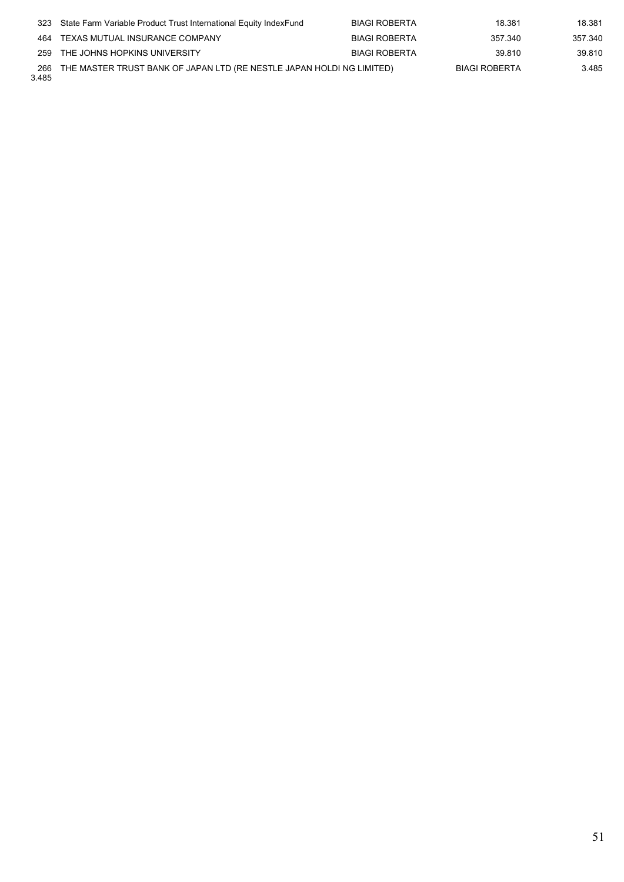| | | | | |
|---|---|---|---|---|
| 323 | State Farm Variable Product Trust International Equity IndexFund | BIAGI ROBERTA | 18.381 | 18.381 |
| 464 | TEXAS MUTUAL INSURANCE COMPANY | BIAGI ROBERTA | 357.340 | 357.340 |
| 259 | THE JOHNS HOPKINS UNIVERSITY | BIAGI ROBERTA | 39.810 | 39.810 |
| 266 | THE MASTER TRUST BANK OF JAPAN LTD (RE NESTLE JAPAN HOLDI NG LIMITED) | BIAGI ROBERTA | 3.485 | 3.485 |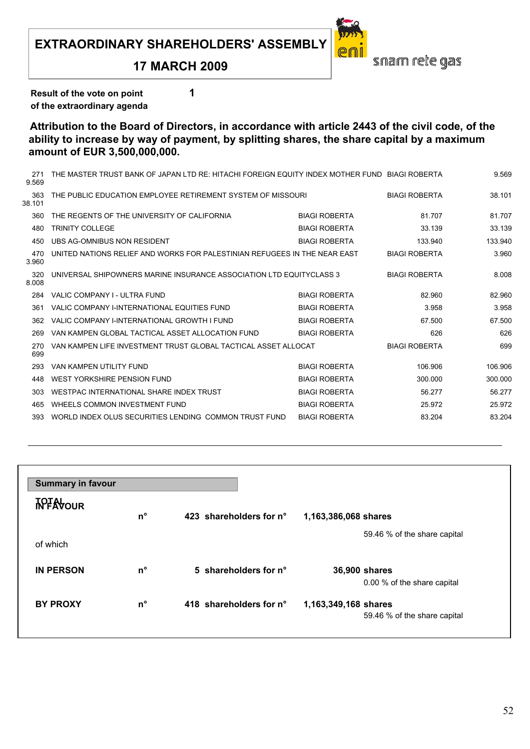# EXTRAORDINARY SHAREHOLDERS' ASSEMBLY

## 17 MARCH 2009

**Result of the vote on point 1 of the extraordinary agenda**

**Attribution to the Board of Directors, in accordance with article 2443 of the civil code, of the ability to increase by way of payment, by splitting shares, the share capital by a maximum amount of EUR 3,500,000,000.**

| | | | | |
|---|---|---|---|---|
| 271 | THE MASTER TRUST BANK OF JAPAN LTD RE: HITACHI FOREIGN EQUITY INDEX MOTHER FUND | BIAGI ROBERTA | 9.569 | 9.569 |
| 363 | THE PUBLIC EDUCATION EMPLOYEE RETIREMENT SYSTEM OF MISSOURI | BIAGI ROBERTA | 38.101 | 38.101 |
| 360 | THE REGENTS OF THE UNIVERSITY OF CALIFORNIA | BIAGI ROBERTA | 81.707 | 81.707 |
| 480 | TRINITY COLLEGE | BIAGI ROBERTA | 33.139 | 33.139 |
| 450 | UBS AG-OMNIBUS NON RESIDENT | BIAGI ROBERTA | 133.940 | 133.940 |
| 470 | UNITED NATIONS RELIEF AND WORKS FOR PALESTINIAN REFUGEES IN THE NEAR EAST | BIAGI ROBERTA | 3.960 | 3.960 |
| 320 | UNIVERSAL SHIPOWNERS MARINE INSURANCE ASSOCIATION LTD EQUITYCLASS 3 | BIAGI ROBERTA | 8.008 | 8.008 |
| 284 | VALIC COMPANY I - ULTRA FUND | BIAGI ROBERTA | 82.960 | 82.960 |
| 361 | VALIC COMPANY I-INTERNATIONAL EQUITIES FUND | BIAGI ROBERTA | 3.958 | 3.958 |
| 362 | VALIC COMPANY I-INTERNATIONAL GROWTH I FUND | BIAGI ROBERTA | 67.500 | 67.500 |
| 269 | VAN KAMPEN GLOBAL TACTICAL ASSET ALLOCATION FUND | BIAGI ROBERTA | 626 | 626 |
| 270 | VAN KAMPEN LIFE INVESTMENT TRUST GLOBAL TACTICAL ASSET ALLOCAT | BIAGI ROBERTA | 699 | 699 |
| 293 | VAN KAMPEN UTILITY FUND | BIAGI ROBERTA | 106.906 | 106.906 |
| 448 | WEST YORKSHIRE PENSION FUND | BIAGI ROBERTA | 300.000 | 300.000 |
| 303 | WESTPAC INTERNATIONAL SHARE INDEX TRUST | BIAGI ROBERTA | 56.277 | 56.277 |
| 465 | WHEELS COMMON INVESTMENT FUND | BIAGI ROBERTA | 25.972 | 25.972 |
| 393 | WORLD INDEX OLUS SECURITIES LENDING COMMON TRUST FUND | BIAGI ROBERTA | 83.204 | 83.204 |

**Summary in favour**

| | | | |
|---|---|---|---|
| **TOTAL IN FAVOUR** | n° | **423 shareholders for n°** | **1,163,386,068 shares** |
| | | | 59.46 % of the share capital |
| of which | | | |
| **IN PERSON** | n° | **5 shareholders for n°** | **36,900 shares** |
| | | | 0.00 % of the share capital |
| **BY PROXY** | n° | **418 shareholders for n°** | **1,163,349,168 shares** |
| | | | 59.46 % of the share capital |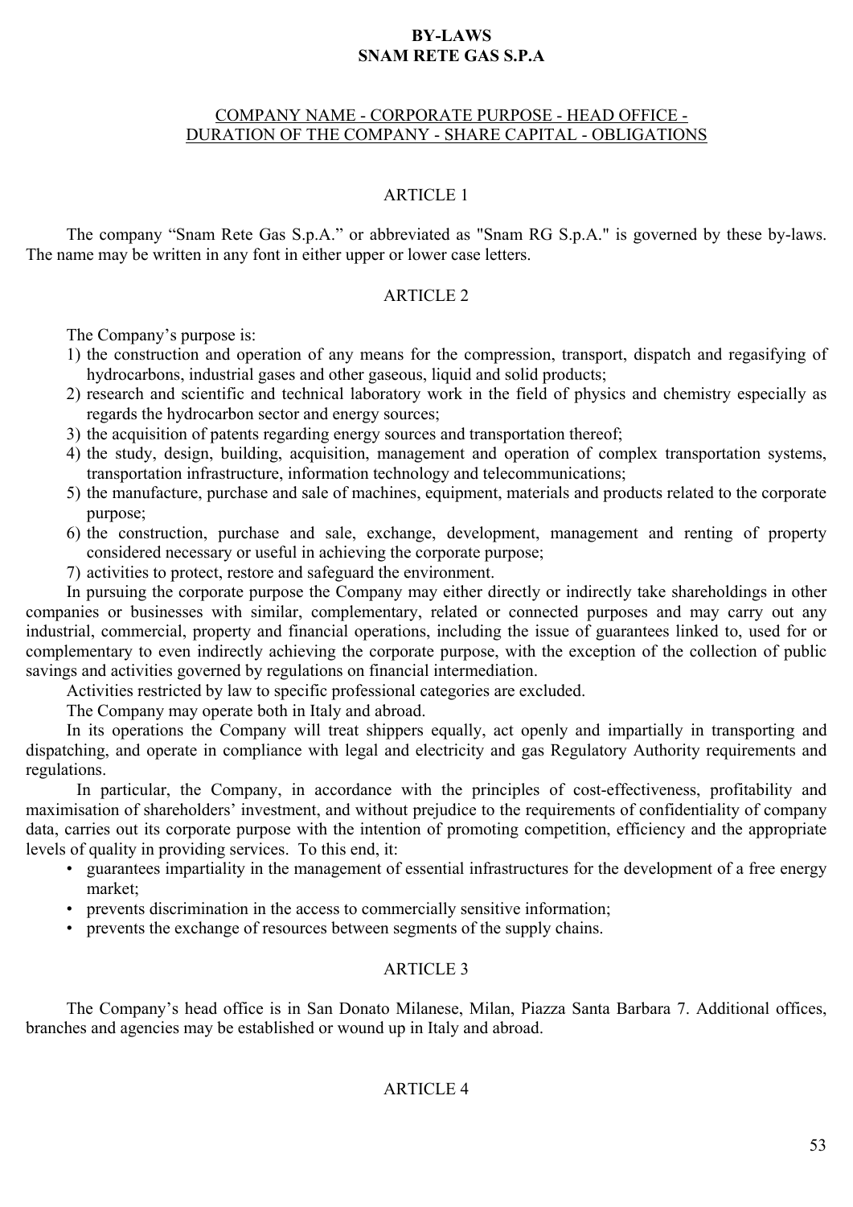# BY-LAWS
# SNAM RETE GAS S.P.A

## COMPANY NAME - CORPORATE PURPOSE - HEAD OFFICE - DURATION OF THE COMPANY - SHARE CAPITAL - OBLIGATIONS

### ARTICLE 1

The company "Snam Rete Gas S.p.A." or abbreviated as "Snam RG S.p.A." is governed by these by-laws. The name may be written in any font in either upper or lower case letters.

### ARTICLE 2

The Company's purpose is:

1) the construction and operation of any means for the compression, transport, dispatch and regasifying of hydrocarbons, industrial gases and other gaseous, liquid and solid products;
2) research and scientific and technical laboratory work in the field of physics and chemistry especially as regards the hydrocarbon sector and energy sources;
3) the acquisition of patents regarding energy sources and transportation thereof;
4) the study, design, building, acquisition, management and operation of complex transportation systems, transportation infrastructure, information technology and telecommunications;
5) the manufacture, purchase and sale of machines, equipment, materials and products related to the corporate purpose;
6) the construction, purchase and sale, exchange, development, management and renting of property considered necessary or useful in achieving the corporate purpose;
7) activities to protect, restore and safeguard the environment.

In pursuing the corporate purpose the Company may either directly or indirectly take shareholdings in other companies or businesses with similar, complementary, related or connected purposes and may carry out any industrial, commercial, property and financial operations, including the issue of guarantees linked to, used for or complementary to even indirectly achieving the corporate purpose, with the exception of the collection of public savings and activities governed by regulations on financial intermediation.

Activities restricted by law to specific professional categories are excluded.

The Company may operate both in Italy and abroad.

In its operations the Company will treat shippers equally, act openly and impartially in transporting and dispatching, and operate in compliance with legal and electricity and gas Regulatory Authority requirements and regulations.

In particular, the Company, in accordance with the principles of cost-effectiveness, profitability and maximisation of shareholders' investment, and without prejudice to the requirements of confidentiality of company data, carries out its corporate purpose with the intention of promoting competition, efficiency and the appropriate levels of quality in providing services. To this end, it:

- guarantees impartiality in the management of essential infrastructures for the development of a free energy market;
- prevents discrimination in the access to commercially sensitive information;
- prevents the exchange of resources between segments of the supply chains.

### ARTICLE 3

The Company's head office is in San Donato Milanese, Milan, Piazza Santa Barbara 7. Additional offices, branches and agencies may be established or wound up in Italy and abroad.

### ARTICLE 4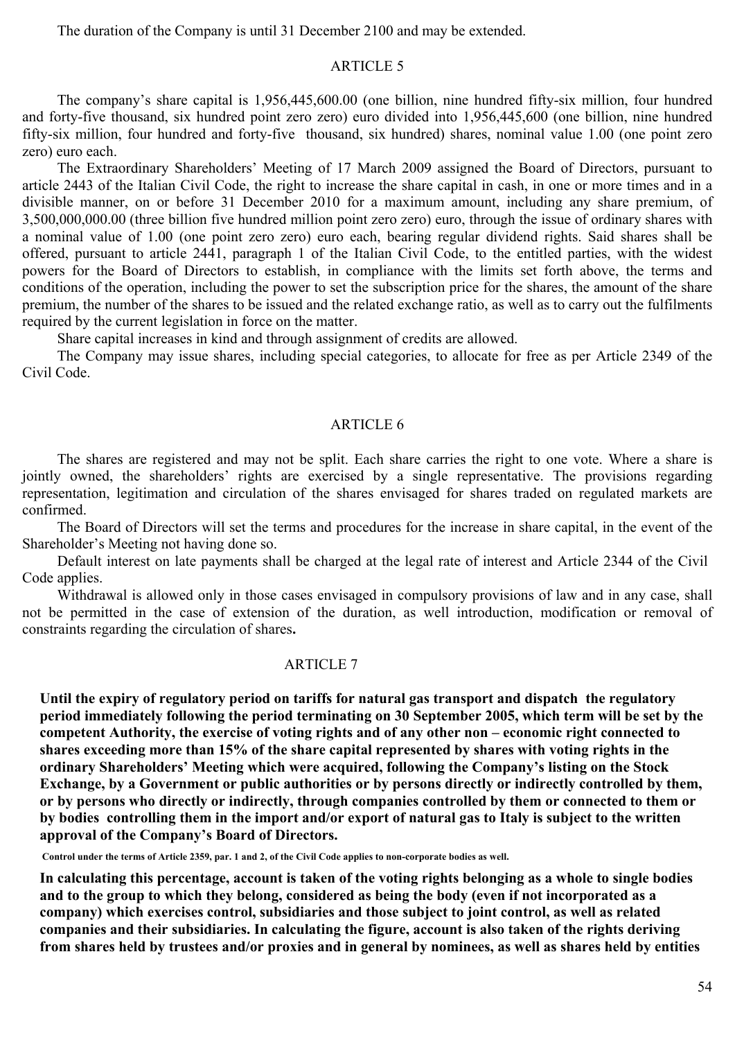The duration of the Company is until 31 December 2100 and may be extended.

## ARTICLE 5

The company's share capital is 1,956,445,600.00 (one billion, nine hundred fifty-six million, four hundred and forty-five thousand, six hundred point zero zero) euro divided into 1,956,445,600 (one billion, nine hundred fifty-six million, four hundred and forty-five thousand, six hundred) shares, nominal value 1.00 (one point zero zero) euro each.

The Extraordinary Shareholders' Meeting of 17 March 2009 assigned the Board of Directors, pursuant to article 2443 of the Italian Civil Code, the right to increase the share capital in cash, in one or more times and in a divisible manner, on or before 31 December 2010 for a maximum amount, including any share premium, of 3,500,000,000.00 (three billion five hundred million point zero zero) euro, through the issue of ordinary shares with a nominal value of 1.00 (one point zero zero) euro each, bearing regular dividend rights. Said shares shall be offered, pursuant to article 2441, paragraph 1 of the Italian Civil Code, to the entitled parties, with the widest powers for the Board of Directors to establish, in compliance with the limits set forth above, the terms and conditions of the operation, including the power to set the subscription price for the shares, the amount of the share premium, the number of the shares to be issued and the related exchange ratio, as well as to carry out the fulfilments required by the current legislation in force on the matter.

Share capital increases in kind and through assignment of credits are allowed.

The Company may issue shares, including special categories, to allocate for free as per Article 2349 of the Civil Code.

## ARTICLE 6

The shares are registered and may not be split. Each share carries the right to one vote. Where a share is jointly owned, the shareholders' rights are exercised by a single representative. The provisions regarding representation, legitimation and circulation of the shares envisaged for shares traded on regulated markets are confirmed.

The Board of Directors will set the terms and procedures for the increase in share capital, in the event of the Shareholder's Meeting not having done so.

Default interest on late payments shall be charged at the legal rate of interest and Article 2344 of the Civil Code applies.

Withdrawal is allowed only in those cases envisaged in compulsory provisions of law and in any case, shall not be permitted in the case of extension of the duration, as well introduction, modification or removal of constraints regarding the circulation of shares**.**

## ARTICLE 7

**Until the expiry of regulatory period on tariffs for natural gas transport and dispatch the regulatory period immediately following the period terminating on 30 September 2005, which term will be set by the competent Authority, the exercise of voting rights and of any other non – economic right connected to shares exceeding more than 15% of the share capital represented by shares with voting rights in the ordinary Shareholders' Meeting which were acquired, following the Company's listing on the Stock Exchange, by a Government or public authorities or by persons directly or indirectly controlled by them, or by persons who directly or indirectly, through companies controlled by them or connected to them or by bodies controlling them in the import and/or export of natural gas to Italy is subject to the written approval of the Company's Board of Directors.**

**Control under the terms of Article 2359, par. 1 and 2, of the Civil Code applies to non-corporate bodies as well.**

**In calculating this percentage, account is taken of the voting rights belonging as a whole to single bodies and to the group to which they belong, considered as being the body (even if not incorporated as a company) which exercises control, subsidiaries and those subject to joint control, as well as related companies and their subsidiaries. In calculating the figure, account is also taken of the rights deriving from shares held by trustees and/or proxies and in general by nominees, as well as shares held by entities**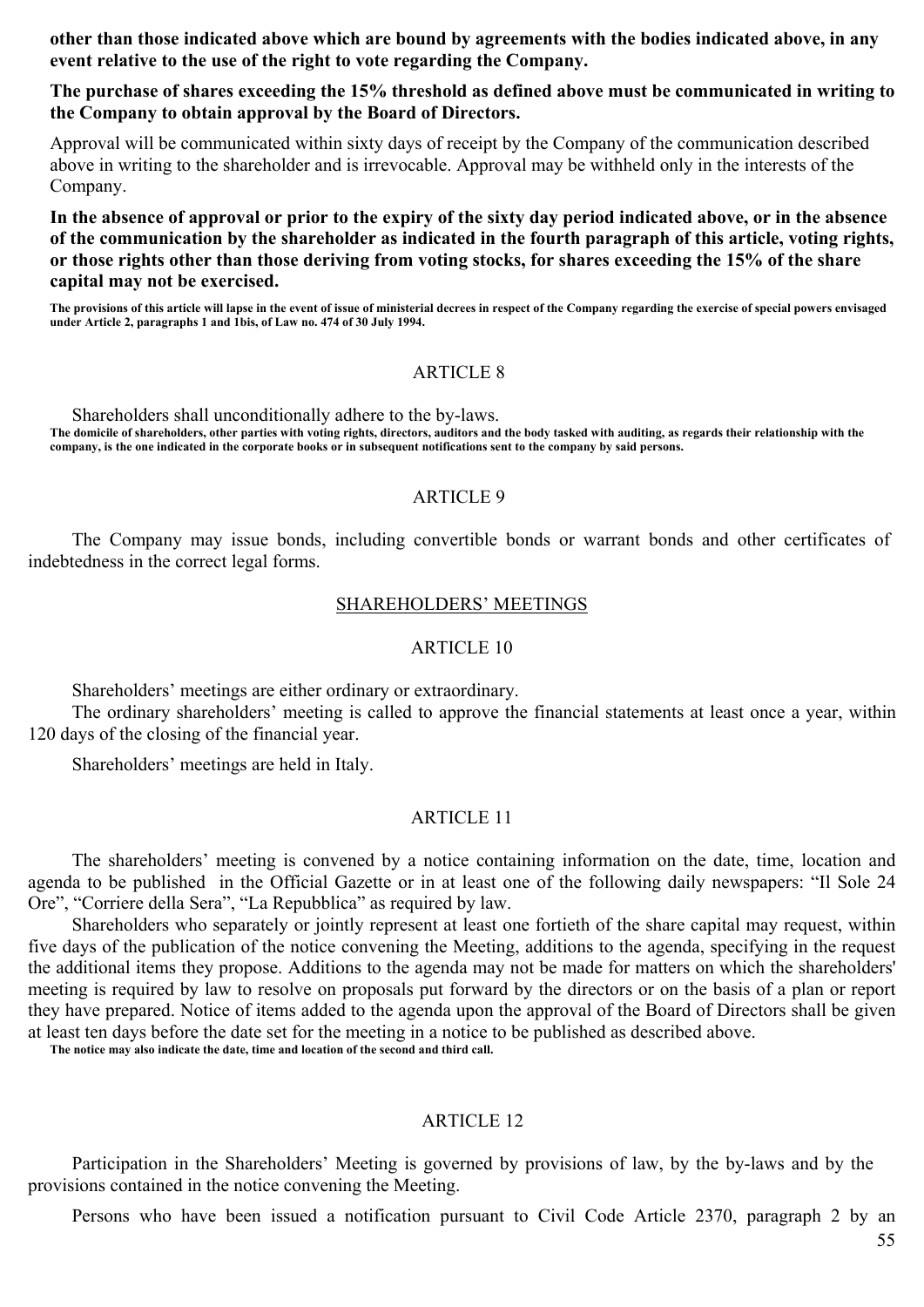**other than those indicated above which are bound by agreements with the bodies indicated above, in any event relative to the use of the right to vote regarding the Company.**

**The purchase of shares exceeding the 15% threshold as defined above must be communicated in writing to the Company to obtain approval by the Board of Directors.**

Approval will be communicated within sixty days of receipt by the Company of the communication described above in writing to the shareholder and is irrevocable. Approval may be withheld only in the interests of the Company.

**In the absence of approval or prior to the expiry of the sixty day period indicated above, or in the absence of the communication by the shareholder as indicated in the fourth paragraph of this article, voting rights, or those rights other than those deriving from voting stocks, for shares exceeding the 15% of the share capital may not be exercised.**

**The provisions of this article will lapse in the event of issue of ministerial decrees in respect of the Company regarding the exercise of special powers envisaged under Article 2, paragraphs 1 and 1bis, of Law no. 474 of 30 July 1994.**

ARTICLE 8

Shareholders shall unconditionally adhere to the by-laws.

**The domicile of shareholders, other parties with voting rights, directors, auditors and the body tasked with auditing, as regards their relationship with the company, is the one indicated in the corporate books or in subsequent notifications sent to the company by said persons.**

ARTICLE 9

The Company may issue bonds, including convertible bonds or warrant bonds and other certificates of indebtedness in the correct legal forms.

## SHAREHOLDERS' MEETINGS

ARTICLE 10

Shareholders' meetings are either ordinary or extraordinary.

The ordinary shareholders' meeting is called to approve the financial statements at least once a year, within 120 days of the closing of the financial year.

Shareholders' meetings are held in Italy.

ARTICLE 11

The shareholders' meeting is convened by a notice containing information on the date, time, location and agenda to be published in the Official Gazette or in at least one of the following daily newspapers: "Il Sole 24 Ore", "Corriere della Sera", "La Repubblica" as required by law.

Shareholders who separately or jointly represent at least one fortieth of the share capital may request, within five days of the publication of the notice convening the Meeting, additions to the agenda, specifying in the request the additional items they propose. Additions to the agenda may not be made for matters on which the shareholders' meeting is required by law to resolve on proposals put forward by the directors or on the basis of a plan or report they have prepared. Notice of items added to the agenda upon the approval of the Board of Directors shall be given at least ten days before the date set for the meeting in a notice to be published as described above.

**The notice may also indicate the date, time and location of the second and third call.**

ARTICLE 12

Participation in the Shareholders' Meeting is governed by provisions of law, by the by-laws and by the provisions contained in the notice convening the Meeting.

Persons who have been issued a notification pursuant to Civil Code Article 2370, paragraph 2 by an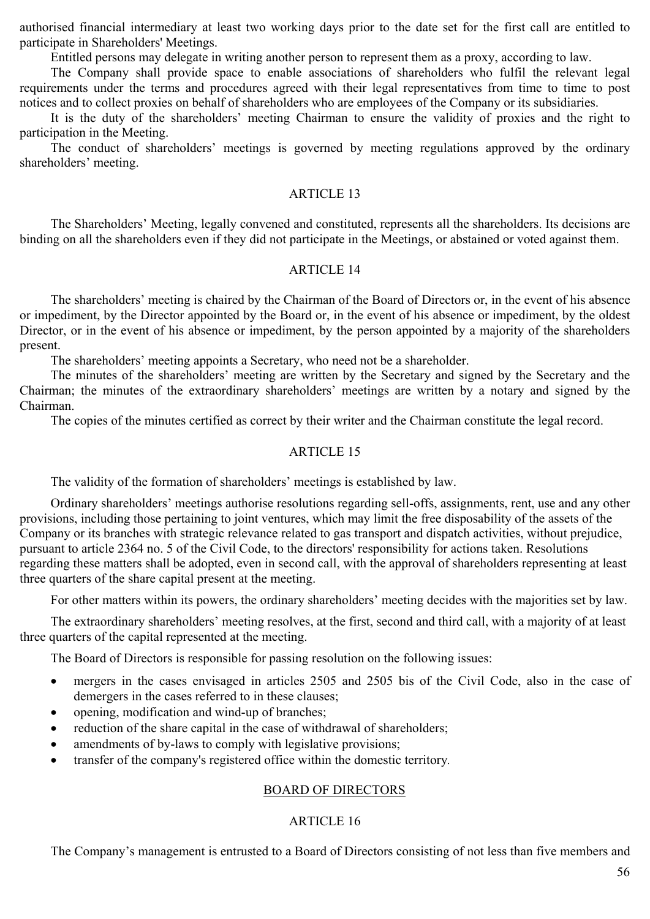authorised financial intermediary at least two working days prior to the date set for the first call are entitled to participate in Shareholders' Meetings.

Entitled persons may delegate in writing another person to represent them as a proxy, according to law.

The Company shall provide space to enable associations of shareholders who fulfil the relevant legal requirements under the terms and procedures agreed with their legal representatives from time to time to post notices and to collect proxies on behalf of shareholders who are employees of the Company or its subsidiaries.

It is the duty of the shareholders' meeting Chairman to ensure the validity of proxies and the right to participation in the Meeting.

The conduct of shareholders' meetings is governed by meeting regulations approved by the ordinary shareholders' meeting.

ARTICLE 13

The Shareholders' Meeting, legally convened and constituted, represents all the shareholders. Its decisions are binding on all the shareholders even if they did not participate in the Meetings, or abstained or voted against them.

ARTICLE 14

The shareholders' meeting is chaired by the Chairman of the Board of Directors or, in the event of his absence or impediment, by the Director appointed by the Board or, in the event of his absence or impediment, by the oldest Director, or in the event of his absence or impediment, by the person appointed by a majority of the shareholders present.

The shareholders' meeting appoints a Secretary, who need not be a shareholder.

The minutes of the shareholders' meeting are written by the Secretary and signed by the Secretary and the Chairman; the minutes of the extraordinary shareholders' meetings are written by a notary and signed by the Chairman.

The copies of the minutes certified as correct by their writer and the Chairman constitute the legal record.

ARTICLE 15

The validity of the formation of shareholders' meetings is established by law.

Ordinary shareholders' meetings authorise resolutions regarding sell-offs, assignments, rent, use and any other provisions, including those pertaining to joint ventures, which may limit the free disposability of the assets of the Company or its branches with strategic relevance related to gas transport and dispatch activities, without prejudice, pursuant to article 2364 no. 5 of the Civil Code, to the directors' responsibility for actions taken. Resolutions regarding these matters shall be adopted, even in second call, with the approval of shareholders representing at least three quarters of the share capital present at the meeting.

For other matters within its powers, the ordinary shareholders' meeting decides with the majorities set by law.

The extraordinary shareholders' meeting resolves, at the first, second and third call, with a majority of at least three quarters of the capital represented at the meeting.

The Board of Directors is responsible for passing resolution on the following issues:

- mergers in the cases envisaged in articles 2505 and 2505 bis of the Civil Code, also in the case of demergers in the cases referred to in these clauses;
- opening, modification and wind-up of branches;
- reduction of the share capital in the case of withdrawal of shareholders;
- amendments of by-laws to comply with legislative provisions;
- transfer of the company's registered office within the domestic territory.

BOARD OF DIRECTORS

ARTICLE 16

The Company's management is entrusted to a Board of Directors consisting of not less than five members and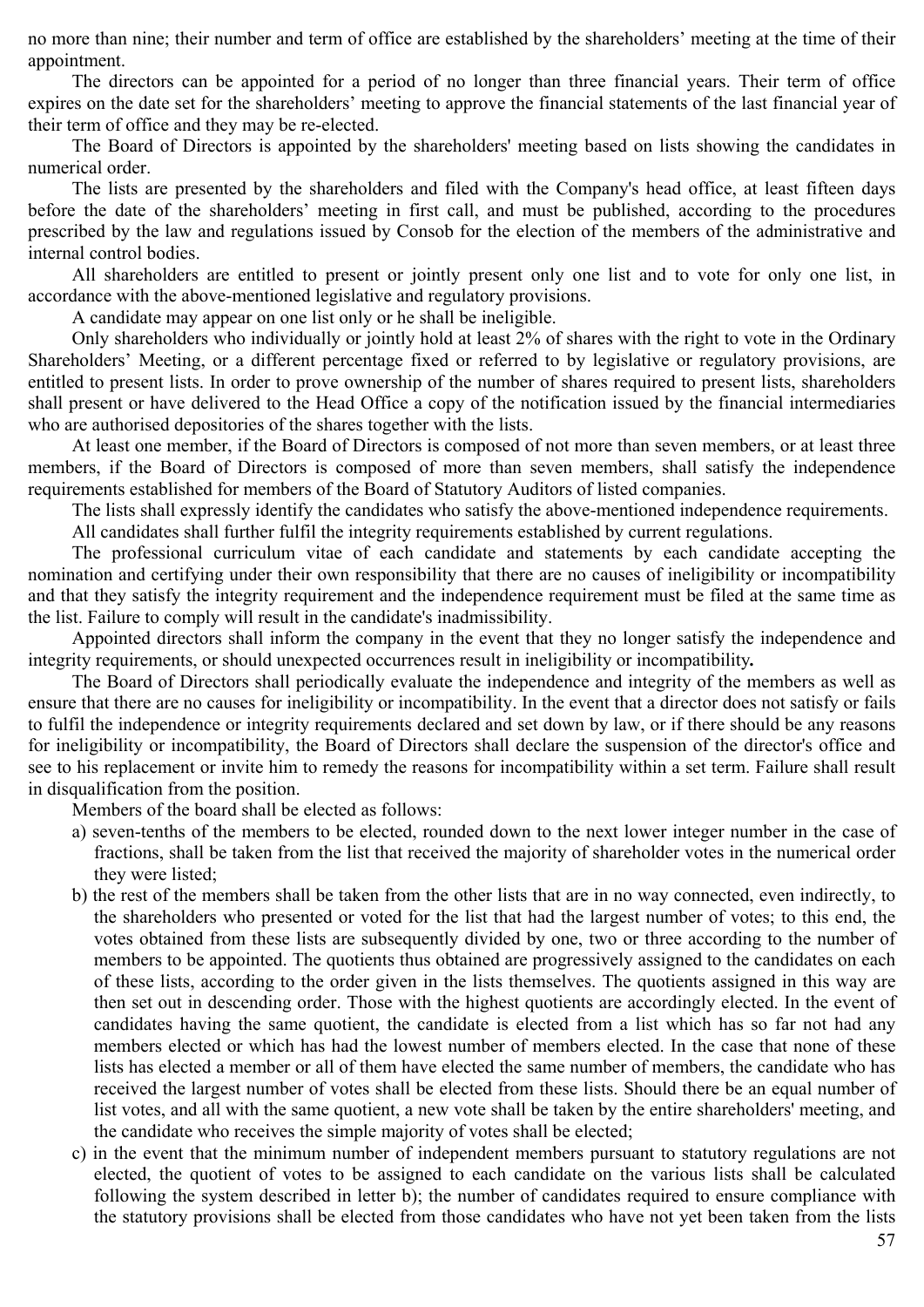no more than nine; their number and term of office are established by the shareholders' meeting at the time of their appointment.

The directors can be appointed for a period of no longer than three financial years. Their term of office expires on the date set for the shareholders' meeting to approve the financial statements of the last financial year of their term of office and they may be re-elected.

The Board of Directors is appointed by the shareholders' meeting based on lists showing the candidates in numerical order.

The lists are presented by the shareholders and filed with the Company's head office, at least fifteen days before the date of the shareholders' meeting in first call, and must be published, according to the procedures prescribed by the law and regulations issued by Consob for the election of the members of the administrative and internal control bodies.

All shareholders are entitled to present or jointly present only one list and to vote for only one list, in accordance with the above-mentioned legislative and regulatory provisions.

A candidate may appear on one list only or he shall be ineligible.

Only shareholders who individually or jointly hold at least 2% of shares with the right to vote in the Ordinary Shareholders' Meeting, or a different percentage fixed or referred to by legislative or regulatory provisions, are entitled to present lists. In order to prove ownership of the number of shares required to present lists, shareholders shall present or have delivered to the Head Office a copy of the notification issued by the financial intermediaries who are authorised depositories of the shares together with the lists.

At least one member, if the Board of Directors is composed of not more than seven members, or at least three members, if the Board of Directors is composed of more than seven members, shall satisfy the independence requirements established for members of the Board of Statutory Auditors of listed companies.

The lists shall expressly identify the candidates who satisfy the above-mentioned independence requirements.

All candidates shall further fulfil the integrity requirements established by current regulations.

The professional curriculum vitae of each candidate and statements by each candidate accepting the nomination and certifying under their own responsibility that there are no causes of ineligibility or incompatibility and that they satisfy the integrity requirement and the independence requirement must be filed at the same time as the list. Failure to comply will result in the candidate's inadmissibility.

Appointed directors shall inform the company in the event that they no longer satisfy the independence and integrity requirements, or should unexpected occurrences result in ineligibility or incompatibility**.**

The Board of Directors shall periodically evaluate the independence and integrity of the members as well as ensure that there are no causes for ineligibility or incompatibility. In the event that a director does not satisfy or fails to fulfil the independence or integrity requirements declared and set down by law, or if there should be any reasons for ineligibility or incompatibility, the Board of Directors shall declare the suspension of the director's office and see to his replacement or invite him to remedy the reasons for incompatibility within a set term. Failure shall result in disqualification from the position.

Members of the board shall be elected as follows:

a) seven-tenths of the members to be elected, rounded down to the next lower integer number in the case of fractions, shall be taken from the list that received the majority of shareholder votes in the numerical order they were listed;
b) the rest of the members shall be taken from the other lists that are in no way connected, even indirectly, to the shareholders who presented or voted for the list that had the largest number of votes; to this end, the votes obtained from these lists are subsequently divided by one, two or three according to the number of members to be appointed. The quotients thus obtained are progressively assigned to the candidates on each of these lists, according to the order given in the lists themselves. The quotients assigned in this way are then set out in descending order. Those with the highest quotients are accordingly elected. In the event of candidates having the same quotient, the candidate is elected from a list which has so far not had any members elected or which has had the lowest number of members elected. In the case that none of these lists has elected a member or all of them have elected the same number of members, the candidate who has received the largest number of votes shall be elected from these lists. Should there be an equal number of list votes, and all with the same quotient, a new vote shall be taken by the entire shareholders' meeting, and the candidate who receives the simple majority of votes shall be elected;
c) in the event that the minimum number of independent members pursuant to statutory regulations are not elected, the quotient of votes to be assigned to each candidate on the various lists shall be calculated following the system described in letter b); the number of candidates required to ensure compliance with the statutory provisions shall be elected from those candidates who have not yet been taken from the lists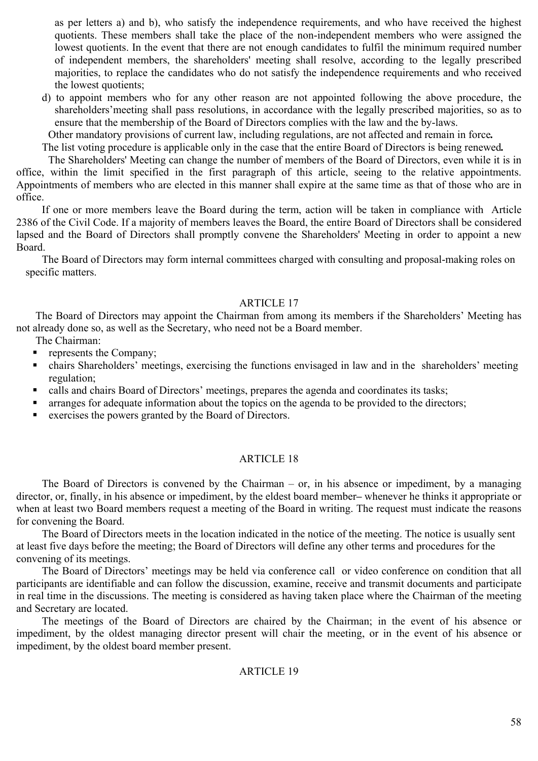as per letters a) and b), who satisfy the independence requirements, and who have received the highest quotients. These members shall take the place of the non-independent members who were assigned the lowest quotients. In the event that there are not enough candidates to fulfil the minimum required number of independent members, the shareholders' meeting shall resolve, according to the legally prescribed majorities, to replace the candidates who do not satisfy the independence requirements and who received the lowest quotients;

d) to appoint members who for any other reason are not appointed following the above procedure, the shareholders'meeting shall pass resolutions, in accordance with the legally prescribed majorities, so as to ensure that the membership of the Board of Directors complies with the law and the by-laws.

Other mandatory provisions of current law, including regulations, are not affected and remain in force**.**

The list voting procedure is applicable only in the case that the entire Board of Directors is being renewed**.**

The Shareholders' Meeting can change the number of members of the Board of Directors, even while it is in office, within the limit specified in the first paragraph of this article, seeing to the relative appointments. Appointments of members who are elected in this manner shall expire at the same time as that of those who are in office.

If one or more members leave the Board during the term, action will be taken in compliance with Article 2386 of the Civil Code. If a majority of members leaves the Board, the entire Board of Directors shall be considered lapsed and the Board of Directors shall promptly convene the Shareholders' Meeting in order to appoint a new Board.

The Board of Directors may form internal committees charged with consulting and proposal-making roles on specific matters.

## ARTICLE 17

The Board of Directors may appoint the Chairman from among its members if the Shareholders' Meeting has not already done so, as well as the Secretary, who need not be a Board member.

The Chairman:

- represents the Company;
- chairs Shareholders' meetings, exercising the functions envisaged in law and in the shareholders' meeting regulation;
- calls and chairs Board of Directors' meetings, prepares the agenda and coordinates its tasks;
- arranges for adequate information about the topics on the agenda to be provided to the directors;
- exercises the powers granted by the Board of Directors.

## ARTICLE 18

The Board of Directors is convened by the Chairman – or, in his absence or impediment, by a managing director, or, finally, in his absence or impediment, by the eldest board member**–** whenever he thinks it appropriate or when at least two Board members request a meeting of the Board in writing. The request must indicate the reasons for convening the Board.

The Board of Directors meets in the location indicated in the notice of the meeting. The notice is usually sent at least five days before the meeting; the Board of Directors will define any other terms and procedures for the convening of its meetings.

The Board of Directors' meetings may be held via conference call or video conference on condition that all participants are identifiable and can follow the discussion, examine, receive and transmit documents and participate in real time in the discussions. The meeting is considered as having taken place where the Chairman of the meeting and Secretary are located.

The meetings of the Board of Directors are chaired by the Chairman; in the event of his absence or impediment, by the oldest managing director present will chair the meeting, or in the event of his absence or impediment, by the oldest board member present.

## ARTICLE 19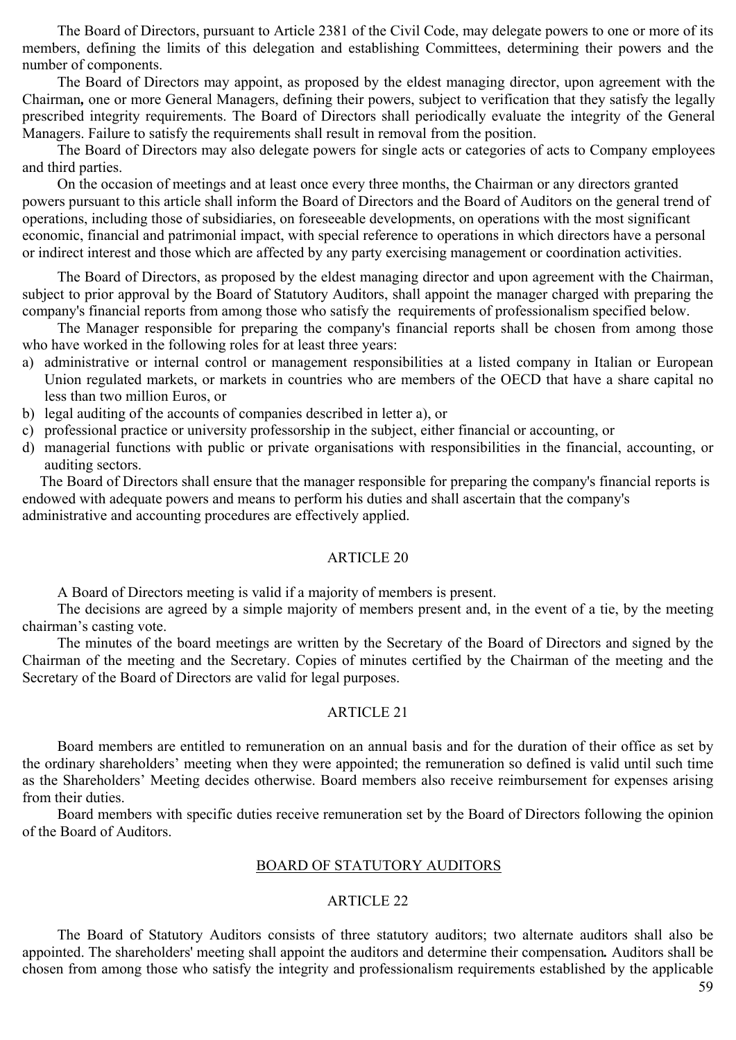The Board of Directors, pursuant to Article 2381 of the Civil Code, may delegate powers to one or more of its members, defining the limits of this delegation and establishing Committees, determining their powers and the number of components.

The Board of Directors may appoint, as proposed by the eldest managing director, upon agreement with the Chairman**,** one or more General Managers, defining their powers, subject to verification that they satisfy the legally prescribed integrity requirements. The Board of Directors shall periodically evaluate the integrity of the General Managers. Failure to satisfy the requirements shall result in removal from the position.

The Board of Directors may also delegate powers for single acts or categories of acts to Company employees and third parties.

On the occasion of meetings and at least once every three months, the Chairman or any directors granted powers pursuant to this article shall inform the Board of Directors and the Board of Auditors on the general trend of operations, including those of subsidiaries, on foreseeable developments, on operations with the most significant economic, financial and patrimonial impact, with special reference to operations in which directors have a personal or indirect interest and those which are affected by any party exercising management or coordination activities.

The Board of Directors, as proposed by the eldest managing director and upon agreement with the Chairman, subject to prior approval by the Board of Statutory Auditors, shall appoint the manager charged with preparing the company's financial reports from among those who satisfy the requirements of professionalism specified below.

The Manager responsible for preparing the company's financial reports shall be chosen from among those who have worked in the following roles for at least three years:

a) administrative or internal control or management responsibilities at a listed company in Italian or European Union regulated markets, or markets in countries who are members of the OECD that have a share capital no less than two million Euros, or
b) legal auditing of the accounts of companies described in letter a), or
c) professional practice or university professorship in the subject, either financial or accounting, or
d) managerial functions with public or private organisations with responsibilities in the financial, accounting, or auditing sectors.

The Board of Directors shall ensure that the manager responsible for preparing the company's financial reports is endowed with adequate powers and means to perform his duties and shall ascertain that the company's administrative and accounting procedures are effectively applied.

## ARTICLE 20

A Board of Directors meeting is valid if a majority of members is present.

The decisions are agreed by a simple majority of members present and, in the event of a tie, by the meeting chairman's casting vote.

The minutes of the board meetings are written by the Secretary of the Board of Directors and signed by the Chairman of the meeting and the Secretary. Copies of minutes certified by the Chairman of the meeting and the Secretary of the Board of Directors are valid for legal purposes.

## ARTICLE 21

Board members are entitled to remuneration on an annual basis and for the duration of their office as set by the ordinary shareholders' meeting when they were appointed; the remuneration so defined is valid until such time as the Shareholders' Meeting decides otherwise. Board members also receive reimbursement for expenses arising from their duties.

Board members with specific duties receive remuneration set by the Board of Directors following the opinion of the Board of Auditors.

## BOARD OF STATUTORY AUDITORS

## ARTICLE 22

The Board of Statutory Auditors consists of three statutory auditors; two alternate auditors shall also be appointed. The shareholders' meeting shall appoint the auditors and determine their compensation**.** Auditors shall be chosen from among those who satisfy the integrity and professionalism requirements established by the applicable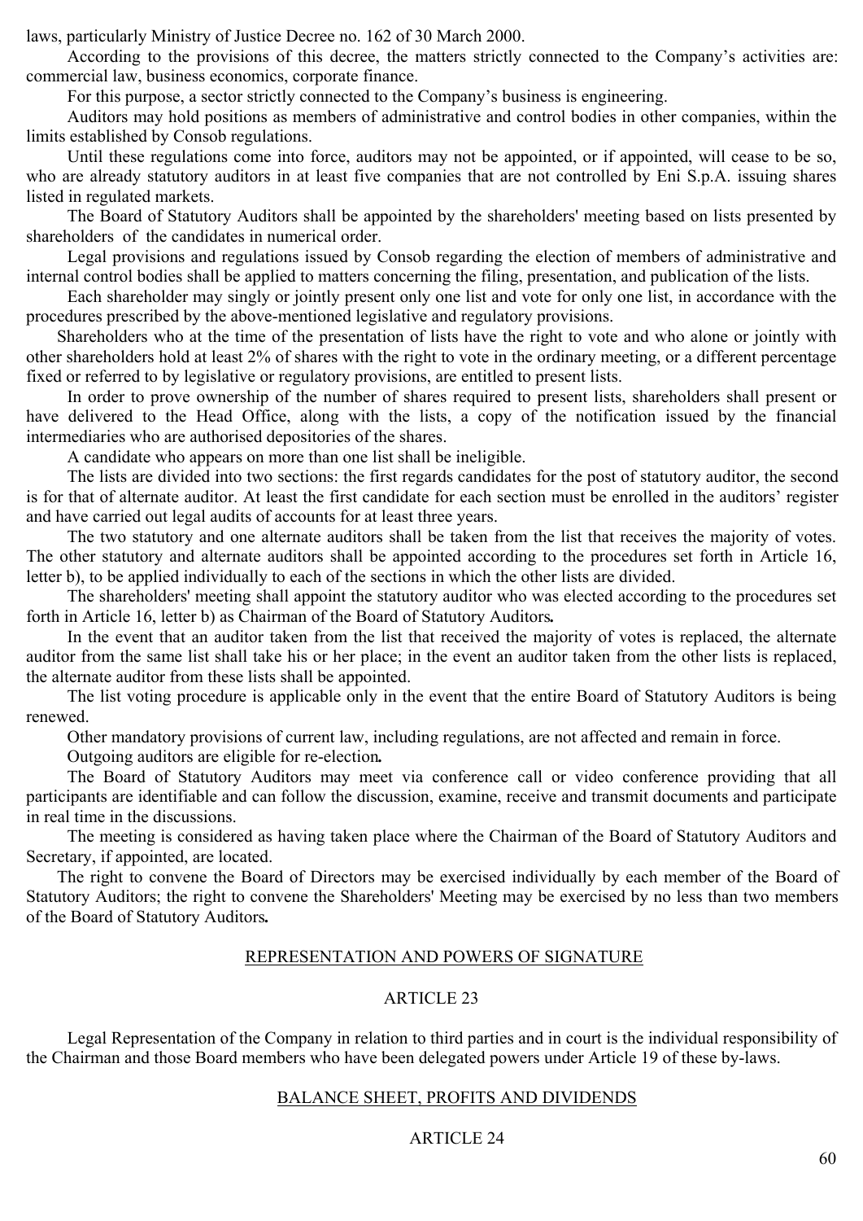laws, particularly Ministry of Justice Decree no. 162 of 30 March 2000.

According to the provisions of this decree, the matters strictly connected to the Company's activities are: commercial law, business economics, corporate finance.

For this purpose, a sector strictly connected to the Company's business is engineering.

Auditors may hold positions as members of administrative and control bodies in other companies, within the limits established by Consob regulations.

Until these regulations come into force, auditors may not be appointed, or if appointed, will cease to be so, who are already statutory auditors in at least five companies that are not controlled by Eni S.p.A. issuing shares listed in regulated markets.

The Board of Statutory Auditors shall be appointed by the shareholders' meeting based on lists presented by shareholders of the candidates in numerical order.

Legal provisions and regulations issued by Consob regarding the election of members of administrative and internal control bodies shall be applied to matters concerning the filing, presentation, and publication of the lists.

Each shareholder may singly or jointly present only one list and vote for only one list, in accordance with the procedures prescribed by the above-mentioned legislative and regulatory provisions.

Shareholders who at the time of the presentation of lists have the right to vote and who alone or jointly with other shareholders hold at least 2% of shares with the right to vote in the ordinary meeting, or a different percentage fixed or referred to by legislative or regulatory provisions, are entitled to present lists.

In order to prove ownership of the number of shares required to present lists, shareholders shall present or have delivered to the Head Office, along with the lists, a copy of the notification issued by the financial intermediaries who are authorised depositories of the shares.

A candidate who appears on more than one list shall be ineligible.

The lists are divided into two sections: the first regards candidates for the post of statutory auditor, the second is for that of alternate auditor. At least the first candidate for each section must be enrolled in the auditors' register and have carried out legal audits of accounts for at least three years.

The two statutory and one alternate auditors shall be taken from the list that receives the majority of votes. The other statutory and alternate auditors shall be appointed according to the procedures set forth in Article 16, letter b), to be applied individually to each of the sections in which the other lists are divided.

The shareholders' meeting shall appoint the statutory auditor who was elected according to the procedures set forth in Article 16, letter b) as Chairman of the Board of Statutory Auditors**.**

In the event that an auditor taken from the list that received the majority of votes is replaced, the alternate auditor from the same list shall take his or her place; in the event an auditor taken from the other lists is replaced, the alternate auditor from these lists shall be appointed.

The list voting procedure is applicable only in the event that the entire Board of Statutory Auditors is being renewed.

Other mandatory provisions of current law, including regulations, are not affected and remain in force.

Outgoing auditors are eligible for re-election**.**

The Board of Statutory Auditors may meet via conference call or video conference providing that all participants are identifiable and can follow the discussion, examine, receive and transmit documents and participate in real time in the discussions.

The meeting is considered as having taken place where the Chairman of the Board of Statutory Auditors and Secretary, if appointed, are located.

The right to convene the Board of Directors may be exercised individually by each member of the Board of Statutory Auditors; the right to convene the Shareholders' Meeting may be exercised by no less than two members of the Board of Statutory Auditors**.**

## REPRESENTATION AND POWERS OF SIGNATURE

### ARTICLE 23

Legal Representation of the Company in relation to third parties and in court is the individual responsibility of the Chairman and those Board members who have been delegated powers under Article 19 of these by-laws.

## BALANCE SHEET, PROFITS AND DIVIDENDS

### ARTICLE 24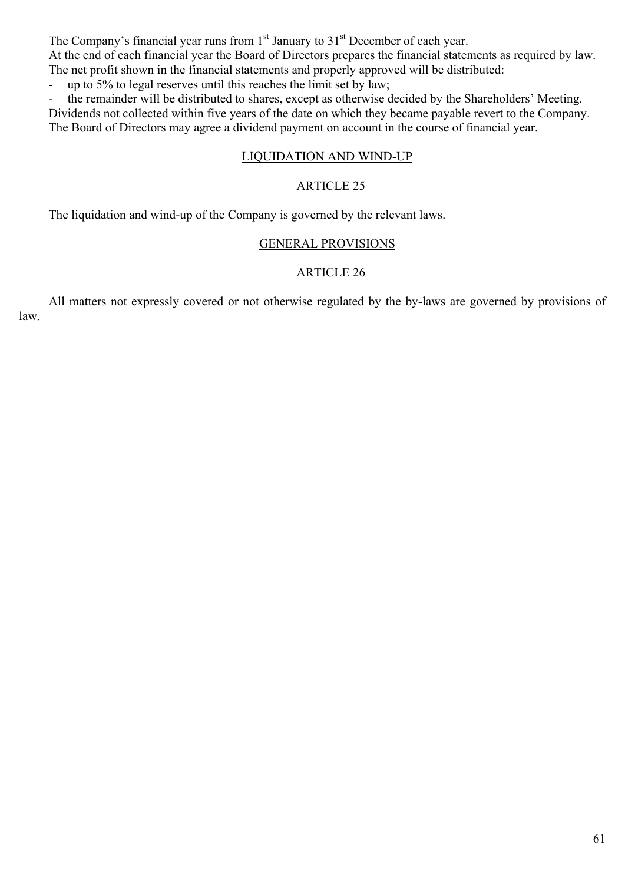The Company's financial year runs from 1st January to 31st December of each year.

At the end of each financial year the Board of Directors prepares the financial statements as required by law.

The net profit shown in the financial statements and properly approved will be distributed:

- up to 5% to legal reserves until this reaches the limit set by law;
- the remainder will be distributed to shares, except as otherwise decided by the Shareholders' Meeting.

Dividends not collected within five years of the date on which they became payable revert to the Company.

The Board of Directors may agree a dividend payment on account in the course of financial year.

## LIQUIDATION AND WIND-UP

### ARTICLE 25

The liquidation and wind-up of the Company is governed by the relevant laws.

## GENERAL PROVISIONS

### ARTICLE 26

All matters not expressly covered or not otherwise regulated by the by-laws are governed by provisions of law.